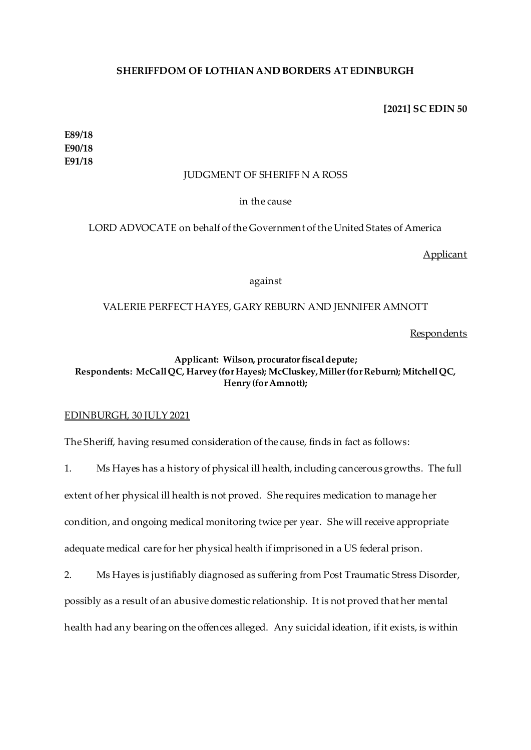**SHERIFFDOM OF LOTHIAN AND BORDERS AT EDINBURGH**

**[2021] SC EDIN 50**

**E89/18**
**E90/18**
**E91/18**

JUDGMENT OF SHERIFF N A ROSS

in the cause

LORD ADVOCATE on behalf of the Government of the United States of America

Applicant

against

VALERIE PERFECT HAYES, GARY REBURN AND JENNIFER AMNOTT

Respondents

**Applicant: Wilson, procurator fiscal depute;**
**Respondents: McCall QC, Harvey (for Hayes); McCluskey, Miller (for Reburn); Mitchell QC, Henry (for Amnott);**

EDINBURGH, 30 JULY 2021

The Sheriff, having resumed consideration of the cause, finds in fact as follows:

1. Ms Hayes has a history of physical ill health, including cancerous growths. The full extent of her physical ill health is not proved. She requires medication to manage her condition, and ongoing medical monitoring twice per year. She will receive appropriate adequate medical care for her physical health if imprisoned in a US federal prison.

2. Ms Hayes is justifiably diagnosed as suffering from Post Traumatic Stress Disorder, possibly as a result of an abusive domestic relationship. It is not proved that her mental health had any bearing on the offences alleged. Any suicidal ideation, if it exists, is within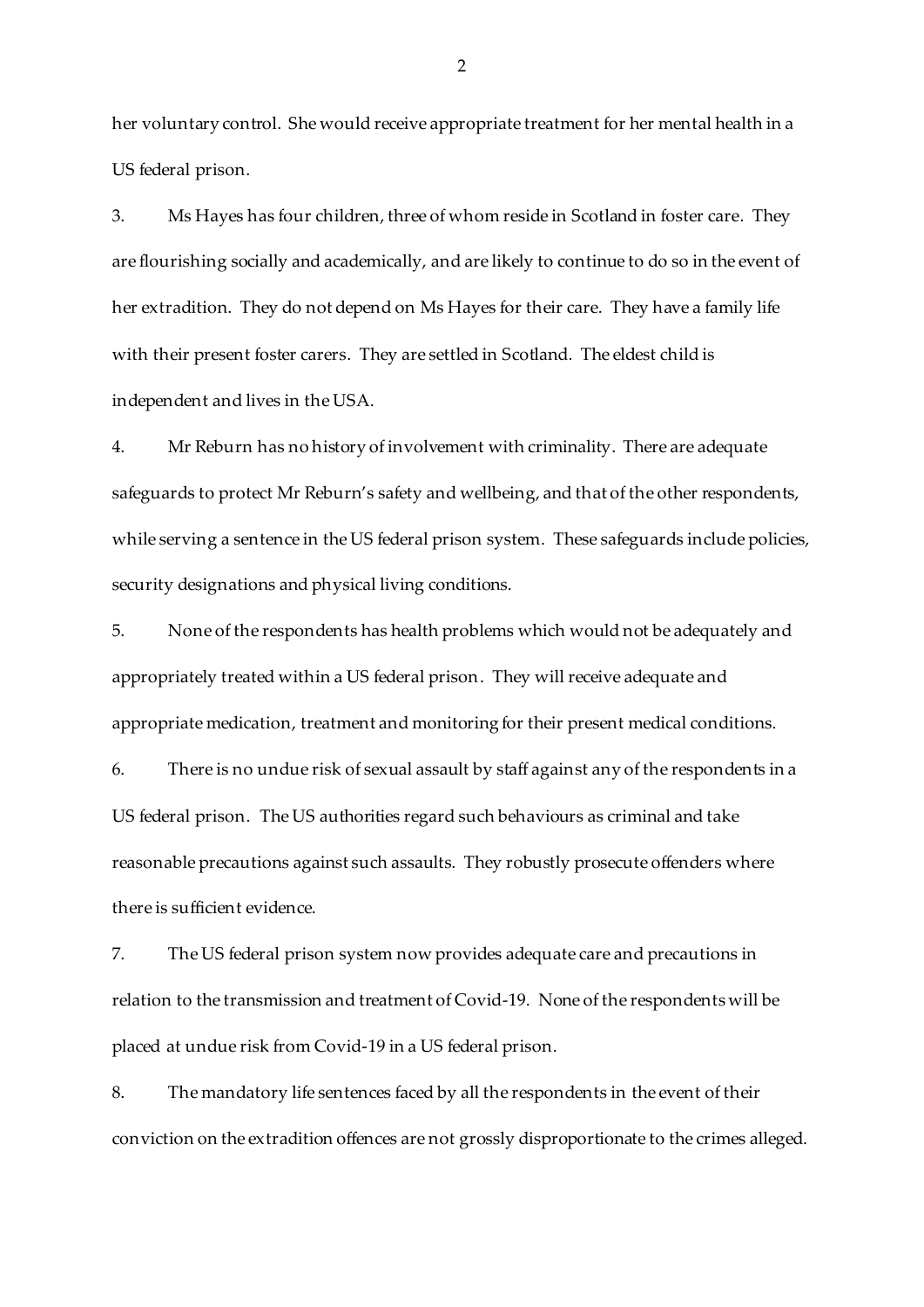her voluntary control. She would receive appropriate treatment for her mental health in a US federal prison.

3. Ms Hayes has four children, three of whom reside in Scotland in foster care. They are flourishing socially and academically, and are likely to continue to do so in the event of her extradition. They do not depend on Ms Hayes for their care. They have a family life with their present foster carers. They are settled in Scotland. The eldest child is independent and lives in the USA.

4. Mr Reburn has no history of involvement with criminality. There are adequate safeguards to protect Mr Reburn's safety and wellbeing, and that of the other respondents, while serving a sentence in the US federal prison system. These safeguards include policies, security designations and physical living conditions.

5. None of the respondents has health problems which would not be adequately and appropriately treated within a US federal prison. They will receive adequate and appropriate medication, treatment and monitoring for their present medical conditions.

6. There is no undue risk of sexual assault by staff against any of the respondents in a US federal prison. The US authorities regard such behaviours as criminal and take reasonable precautions against such assaults. They robustly prosecute offenders where there is sufficient evidence.

7. The US federal prison system now provides adequate care and precautions in relation to the transmission and treatment of Covid-19. None of the respondents will be placed at undue risk from Covid-19 in a US federal prison.

8. The mandatory life sentences faced by all the respondents in the event of their conviction on the extradition offences are not grossly disproportionate to the crimes alleged.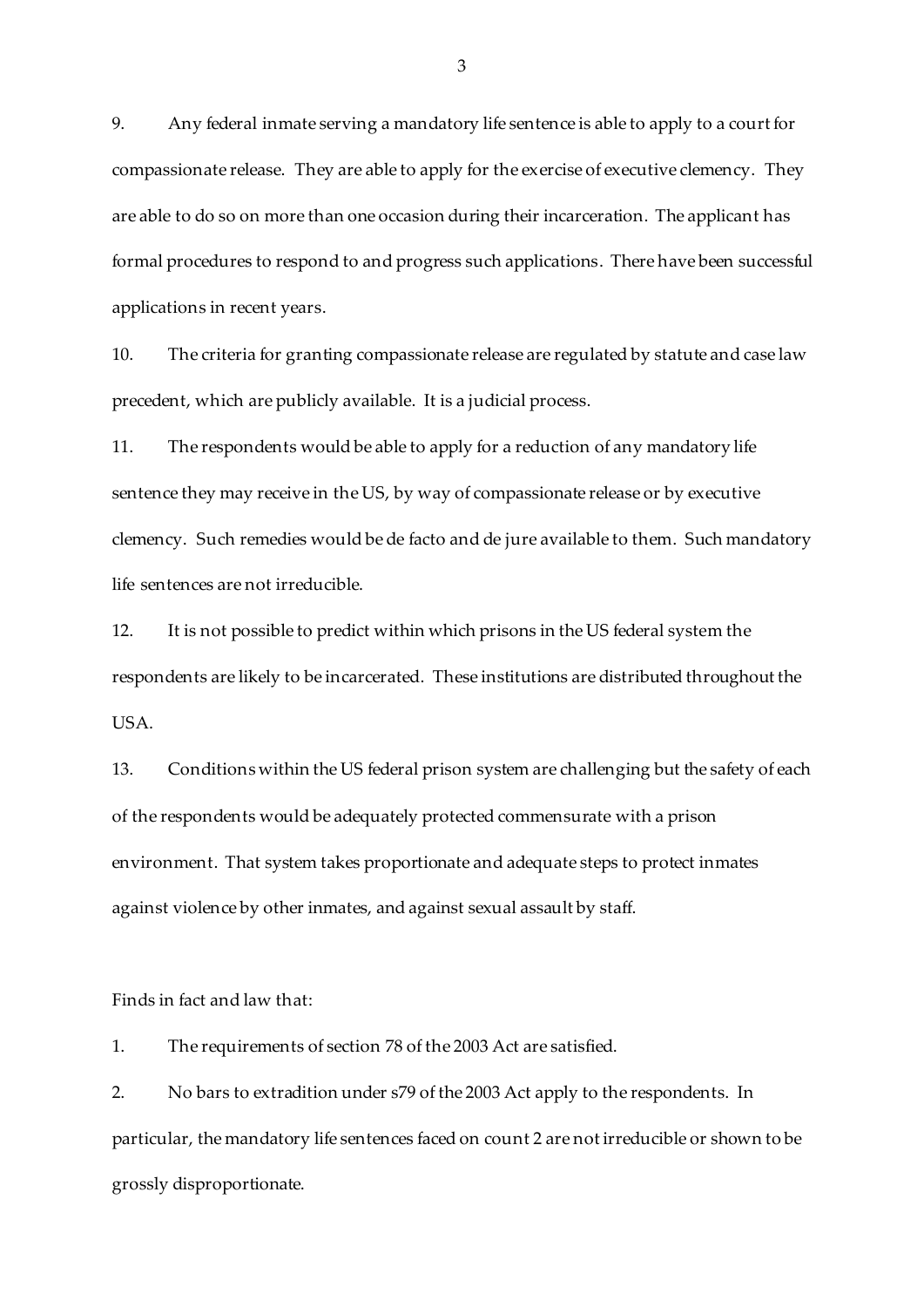9. Any federal inmate serving a mandatory life sentence is able to apply to a court for compassionate release. They are able to apply for the exercise of executive clemency. They are able to do so on more than one occasion during their incarceration. The applicant has formal procedures to respond to and progress such applications. There have been successful applications in recent years.

10. The criteria for granting compassionate release are regulated by statute and case law precedent, which are publicly available. It is a judicial process.

11. The respondents would be able to apply for a reduction of any mandatory life sentence they may receive in the US, by way of compassionate release or by executive clemency. Such remedies would be de facto and de jure available to them. Such mandatory life sentences are not irreducible.

12. It is not possible to predict within which prisons in the US federal system the respondents are likely to be incarcerated. These institutions are distributed throughout the USA.

13. Conditions within the US federal prison system are challenging but the safety of each of the respondents would be adequately protected commensurate with a prison environment. That system takes proportionate and adequate steps to protect inmates against violence by other inmates, and against sexual assault by staff.

Finds in fact and law that:

1. The requirements of section 78 of the 2003 Act are satisfied.

2. No bars to extradition under s79 of the 2003 Act apply to the respondents. In particular, the mandatory life sentences faced on count 2 are not irreducible or shown to be grossly disproportionate.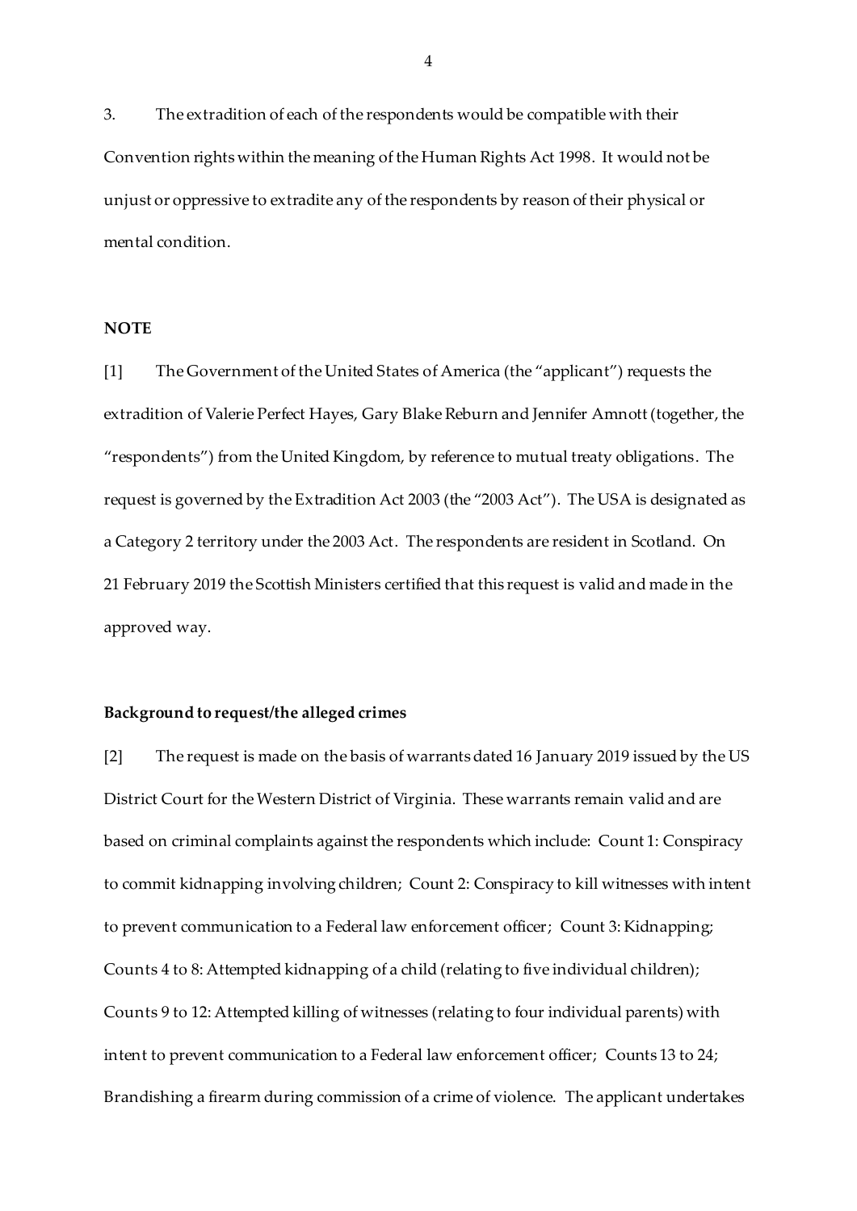3. The extradition of each of the respondents would be compatible with their Convention rights within the meaning of the Human Rights Act 1998. It would not be unjust or oppressive to extradite any of the respondents by reason of their physical or mental condition.

**NOTE**

[1] The Government of the United States of America (the "applicant") requests the extradition of Valerie Perfect Hayes, Gary Blake Reburn and Jennifer Amnott (together, the "respondents") from the United Kingdom, by reference to mutual treaty obligations. The request is governed by the Extradition Act 2003 (the "2003 Act"). The USA is designated as a Category 2 territory under the 2003 Act. The respondents are resident in Scotland. On 21 February 2019 the Scottish Ministers certified that this request is valid and made in the approved way.

**Background to request/the alleged crimes**

[2] The request is made on the basis of warrants dated 16 January 2019 issued by the US District Court for the Western District of Virginia. These warrants remain valid and are based on criminal complaints against the respondents which include: Count 1: Conspiracy to commit kidnapping involving children; Count 2: Conspiracy to kill witnesses with intent to prevent communication to a Federal law enforcement officer; Count 3: Kidnapping; Counts 4 to 8: Attempted kidnapping of a child (relating to five individual children); Counts 9 to 12: Attempted killing of witnesses (relating to four individual parents) with intent to prevent communication to a Federal law enforcement officer; Counts 13 to 24; Brandishing a firearm during commission of a crime of violence. The applicant undertakes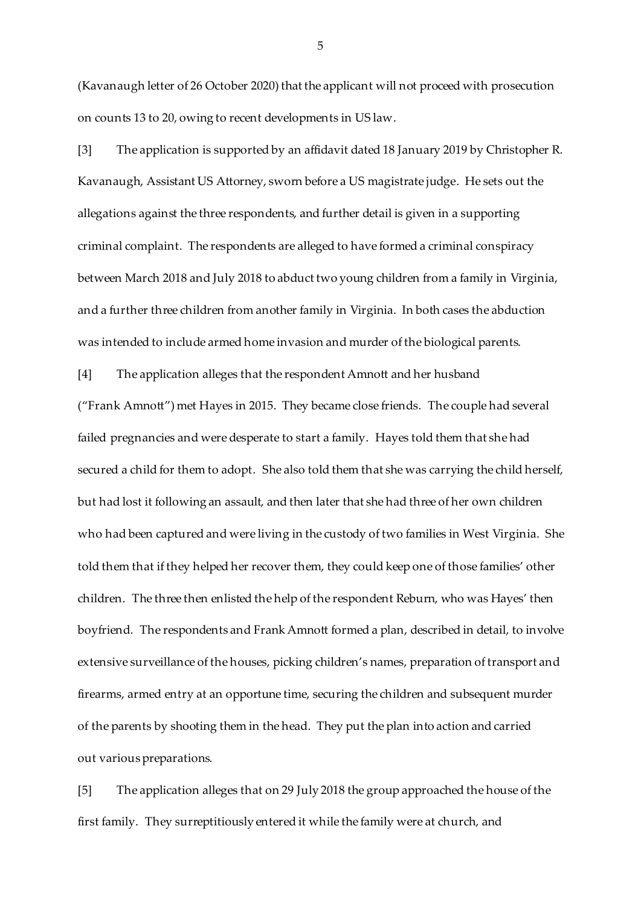(Kavanaugh letter of 26 October 2020) that the applicant will not proceed with prosecution on counts 13 to 20, owing to recent developments in US law.

[3] The application is supported by an affidavit dated 18 January 2019 by Christopher R. Kavanaugh, Assistant US Attorney, sworn before a US magistrate judge. He sets out the allegations against the three respondents, and further detail is given in a supporting criminal complaint. The respondents are alleged to have formed a criminal conspiracy between March 2018 and July 2018 to abduct two young children from a family in Virginia, and a further three children from another family in Virginia. In both cases the abduction was intended to include armed home invasion and murder of the biological parents.

[4] The application alleges that the respondent Amnott and her husband ("Frank Amnott") met Hayes in 2015. They became close friends. The couple had several failed pregnancies and were desperate to start a family. Hayes told them that she had secured a child for them to adopt. She also told them that she was carrying the child herself, but had lost it following an assault, and then later that she had three of her own children who had been captured and were living in the custody of two families in West Virginia. She told them that if they helped her recover them, they could keep one of those families' other children. The three then enlisted the help of the respondent Reburn, who was Hayes' then boyfriend. The respondents and Frank Amnott formed a plan, described in detail, to involve extensive surveillance of the houses, picking children's names, preparation of transport and firearms, armed entry at an opportune time, securing the children and subsequent murder of the parents by shooting them in the head. They put the plan into action and carried out various preparations.

[5] The application alleges that on 29 July 2018 the group approached the house of the first family. They surreptitiously entered it while the family were at church, and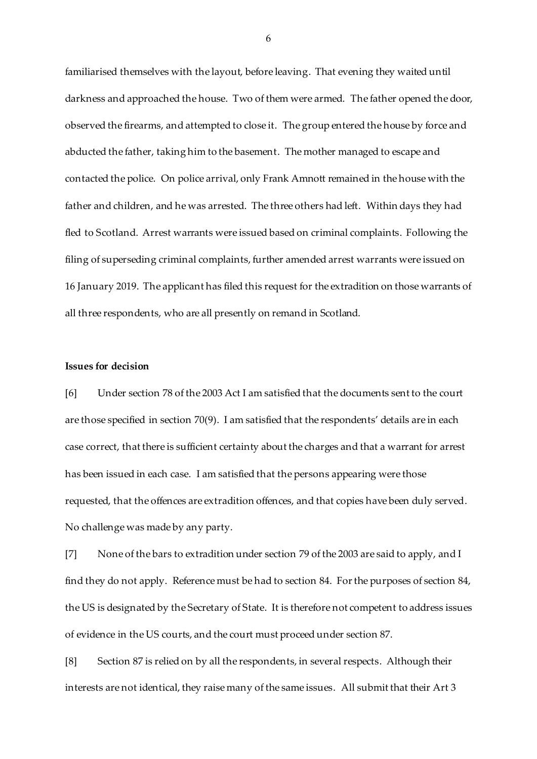familiarised themselves with the layout, before leaving. That evening they waited until darkness and approached the house. Two of them were armed. The father opened the door, observed the firearms, and attempted to close it. The group entered the house by force and abducted the father, taking him to the basement. The mother managed to escape and contacted the police. On police arrival, only Frank Amnott remained in the house with the father and children, and he was arrested. The three others had left. Within days they had fled to Scotland. Arrest warrants were issued based on criminal complaints. Following the filing of superseding criminal complaints, further amended arrest warrants were issued on 16 January 2019. The applicant has filed this request for the extradition on those warrants of all three respondents, who are all presently on remand in Scotland.

**Issues for decision**

[6] Under section 78 of the 2003 Act I am satisfied that the documents sent to the court are those specified in section 70(9). I am satisfied that the respondents' details are in each case correct, that there is sufficient certainty about the charges and that a warrant for arrest has been issued in each case. I am satisfied that the persons appearing were those requested, that the offences are extradition offences, and that copies have been duly served. No challenge was made by any party.

[7] None of the bars to extradition under section 79 of the 2003 are said to apply, and I find they do not apply. Reference must be had to section 84. For the purposes of section 84, the US is designated by the Secretary of State. It is therefore not competent to address issues of evidence in the US courts, and the court must proceed under section 87.

[8] Section 87 is relied on by all the respondents, in several respects. Although their interests are not identical, they raise many of the same issues. All submit that their Art 3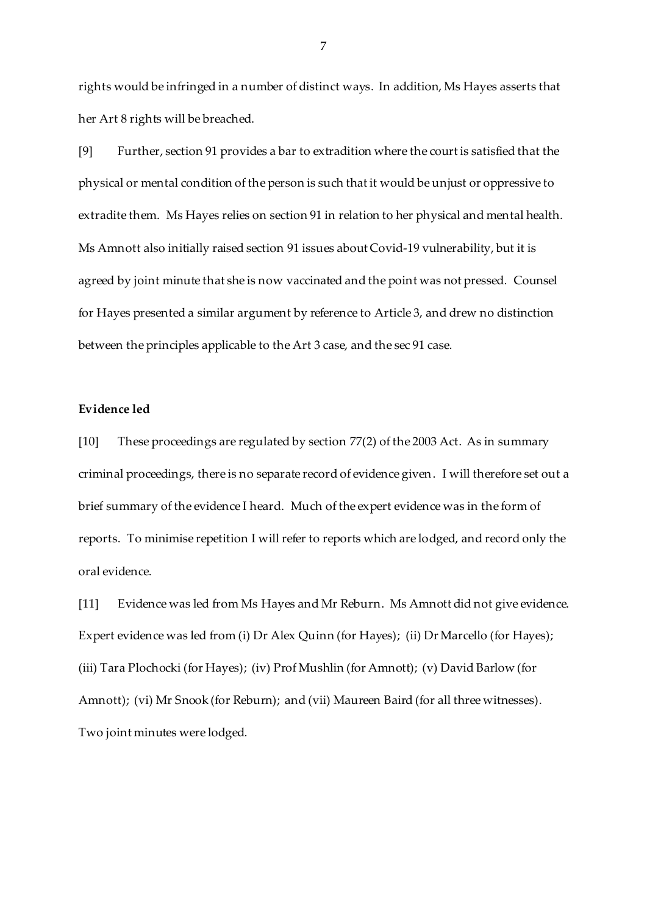rights would be infringed in a number of distinct ways. In addition, Ms Hayes asserts that her Art 8 rights will be breached.

[9] Further, section 91 provides a bar to extradition where the court is satisfied that the physical or mental condition of the person is such that it would be unjust or oppressive to extradite them. Ms Hayes relies on section 91 in relation to her physical and mental health. Ms Amnott also initially raised section 91 issues about Covid-19 vulnerability, but it is agreed by joint minute that she is now vaccinated and the point was not pressed. Counsel for Hayes presented a similar argument by reference to Article 3, and drew no distinction between the principles applicable to the Art 3 case, and the sec 91 case.

**Evidence led**

[10] These proceedings are regulated by section 77(2) of the 2003 Act. As in summary criminal proceedings, there is no separate record of evidence given. I will therefore set out a brief summary of the evidence I heard. Much of the expert evidence was in the form of reports. To minimise repetition I will refer to reports which are lodged, and record only the oral evidence.

[11] Evidence was led from Ms Hayes and Mr Reburn. Ms Amnott did not give evidence. Expert evidence was led from (i) Dr Alex Quinn (for Hayes); (ii) Dr Marcello (for Hayes); (iii) Tara Plochocki (for Hayes); (iv) Prof Mushlin (for Amnott); (v) David Barlow (for Amnott); (vi) Mr Snook (for Reburn); and (vii) Maureen Baird (for all three witnesses). Two joint minutes were lodged.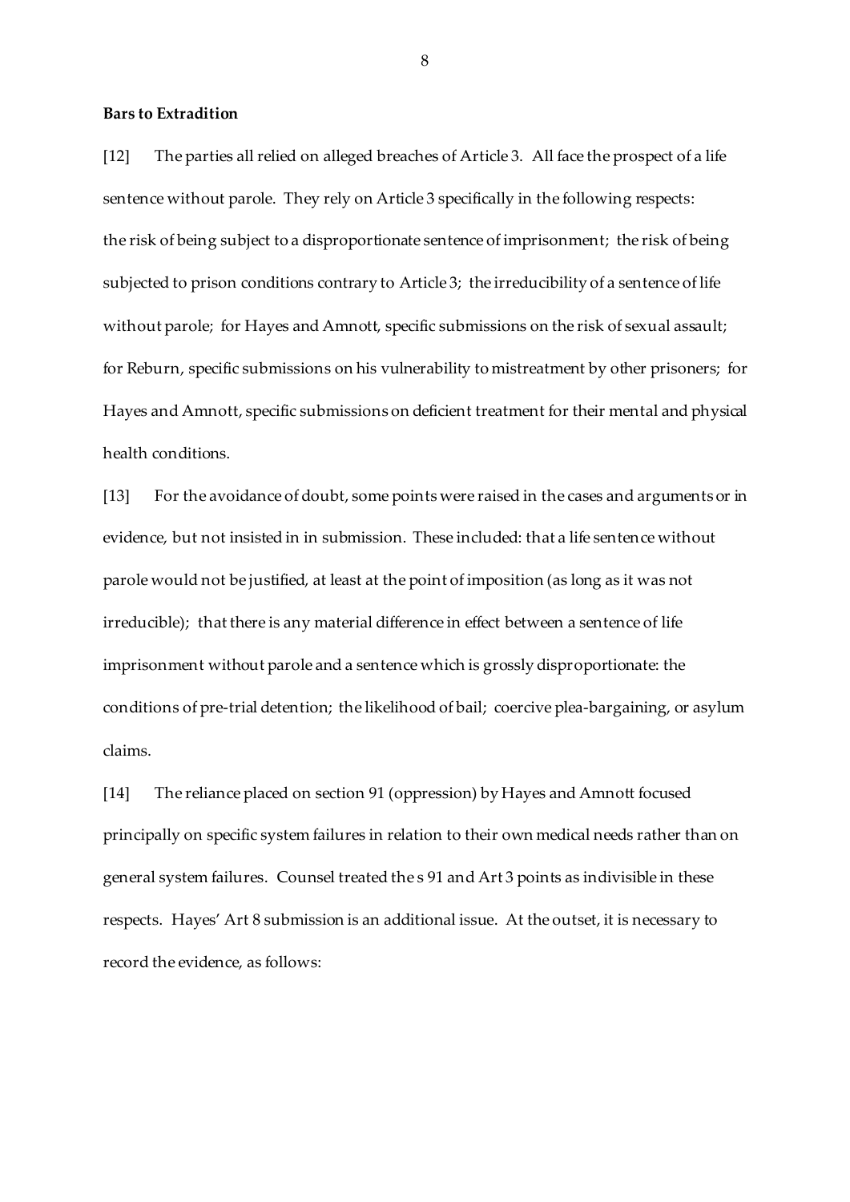**Bars to Extradition**

[12] The parties all relied on alleged breaches of Article 3. All face the prospect of a life sentence without parole. They rely on Article 3 specifically in the following respects: the risk of being subject to a disproportionate sentence of imprisonment; the risk of being subjected to prison conditions contrary to Article 3; the irreducibility of a sentence of life without parole; for Hayes and Amnott, specific submissions on the risk of sexual assault; for Reburn, specific submissions on his vulnerability to mistreatment by other prisoners; for Hayes and Amnott, specific submissions on deficient treatment for their mental and physical health conditions.

[13] For the avoidance of doubt, some points were raised in the cases and arguments or in evidence, but not insisted in in submission. These included: that a life sentence without parole would not be justified, at least at the point of imposition (as long as it was not irreducible); that there is any material difference in effect between a sentence of life imprisonment without parole and a sentence which is grossly disproportionate: the conditions of pre-trial detention; the likelihood of bail; coercive plea-bargaining, or asylum claims.

[14] The reliance placed on section 91 (oppression) by Hayes and Amnott focused principally on specific system failures in relation to their own medical needs rather than on general system failures. Counsel treated the s 91 and Art 3 points as indivisible in these respects. Hayes' Art 8 submission is an additional issue. At the outset, it is necessary to record the evidence, as follows: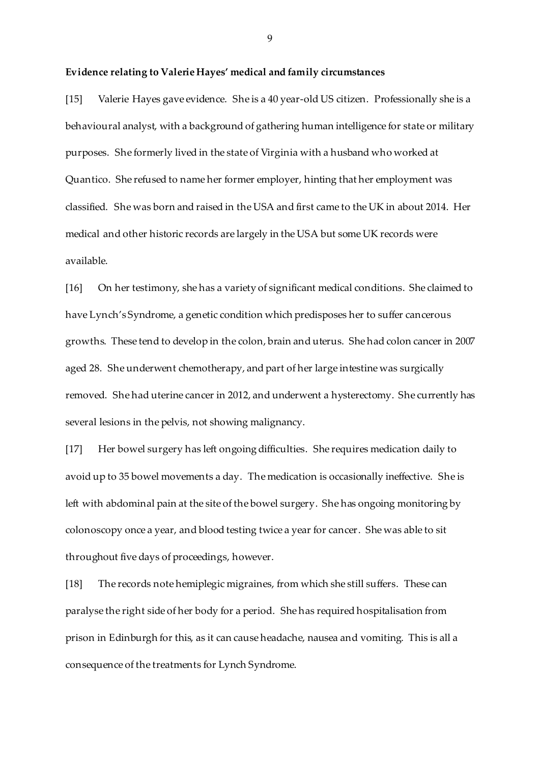**Evidence relating to Valerie Hayes' medical and family circumstances**

[15] Valerie Hayes gave evidence. She is a 40 year-old US citizen. Professionally she is a behavioural analyst, with a background of gathering human intelligence for state or military purposes. She formerly lived in the state of Virginia with a husband who worked at Quantico. She refused to name her former employer, hinting that her employment was classified. She was born and raised in the USA and first came to the UK in about 2014. Her medical and other historic records are largely in the USA but some UK records were available.

[16] On her testimony, she has a variety of significant medical conditions. She claimed to have Lynch's Syndrome, a genetic condition which predisposes her to suffer cancerous growths. These tend to develop in the colon, brain and uterus. She had colon cancer in 2007 aged 28. She underwent chemotherapy, and part of her large intestine was surgically removed. She had uterine cancer in 2012, and underwent a hysterectomy. She currently has several lesions in the pelvis, not showing malignancy.

[17] Her bowel surgery has left ongoing difficulties. She requires medication daily to avoid up to 35 bowel movements a day. The medication is occasionally ineffective. She is left with abdominal pain at the site of the bowel surgery. She has ongoing monitoring by colonoscopy once a year, and blood testing twice a year for cancer. She was able to sit throughout five days of proceedings, however.

[18] The records note hemiplegic migraines, from which she still suffers. These can paralyse the right side of her body for a period. She has required hospitalisation from prison in Edinburgh for this, as it can cause headache, nausea and vomiting. This is all a consequence of the treatments for Lynch Syndrome.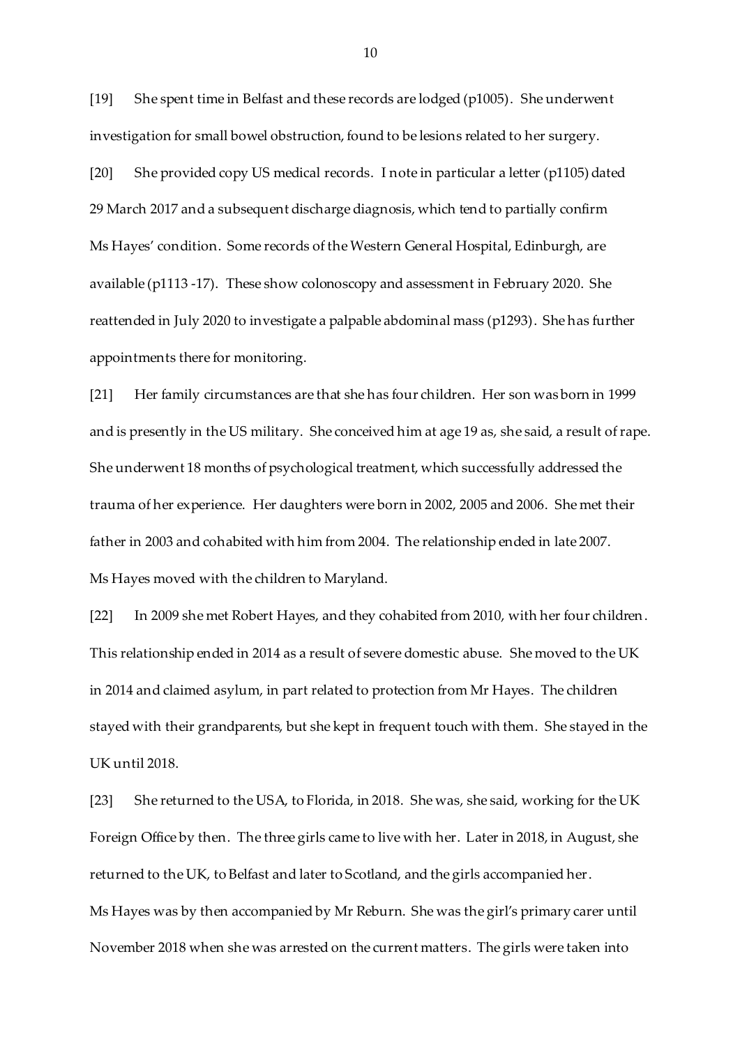[19] She spent time in Belfast and these records are lodged (p1005). She underwent investigation for small bowel obstruction, found to be lesions related to her surgery.

[20] She provided copy US medical records. I note in particular a letter (p1105) dated 29 March 2017 and a subsequent discharge diagnosis, which tend to partially confirm Ms Hayes' condition. Some records of the Western General Hospital, Edinburgh, are available (p1113 -17). These show colonoscopy and assessment in February 2020. She reattended in July 2020 to investigate a palpable abdominal mass (p1293). She has further appointments there for monitoring.

[21] Her family circumstances are that she has four children. Her son was born in 1999 and is presently in the US military. She conceived him at age 19 as, she said, a result of rape. She underwent 18 months of psychological treatment, which successfully addressed the trauma of her experience. Her daughters were born in 2002, 2005 and 2006. She met their father in 2003 and cohabited with him from 2004. The relationship ended in late 2007. Ms Hayes moved with the children to Maryland.

[22] In 2009 she met Robert Hayes, and they cohabited from 2010, with her four children. This relationship ended in 2014 as a result of severe domestic abuse. She moved to the UK in 2014 and claimed asylum, in part related to protection from Mr Hayes. The children stayed with their grandparents, but she kept in frequent touch with them. She stayed in the UK until 2018.

[23] She returned to the USA, to Florida, in 2018. She was, she said, working for the UK Foreign Office by then. The three girls came to live with her. Later in 2018, in August, she returned to the UK, to Belfast and later to Scotland, and the girls accompanied her. Ms Hayes was by then accompanied by Mr Reburn. She was the girl's primary carer until November 2018 when she was arrested on the current matters. The girls were taken into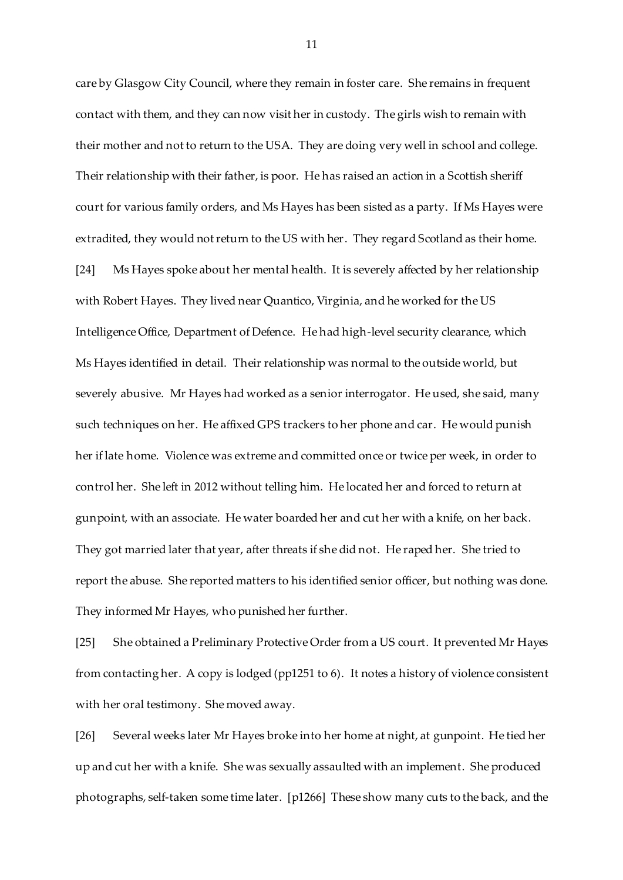care by Glasgow City Council, where they remain in foster care. She remains in frequent contact with them, and they can now visit her in custody. The girls wish to remain with their mother and not to return to the USA. They are doing very well in school and college. Their relationship with their father, is poor. He has raised an action in a Scottish sheriff court for various family orders, and Ms Hayes has been sisted as a party. If Ms Hayes were extradited, they would not return to the US with her. They regard Scotland as their home.

[24] Ms Hayes spoke about her mental health. It is severely affected by her relationship with Robert Hayes. They lived near Quantico, Virginia, and he worked for the US Intelligence Office, Department of Defence. He had high-level security clearance, which Ms Hayes identified in detail. Their relationship was normal to the outside world, but severely abusive. Mr Hayes had worked as a senior interrogator. He used, she said, many such techniques on her. He affixed GPS trackers to her phone and car. He would punish her if late home. Violence was extreme and committed once or twice per week, in order to control her. She left in 2012 without telling him. He located her and forced to return at gunpoint, with an associate. He water boarded her and cut her with a knife, on her back. They got married later that year, after threats if she did not. He raped her. She tried to report the abuse. She reported matters to his identified senior officer, but nothing was done. They informed Mr Hayes, who punished her further.

[25] She obtained a Preliminary Protective Order from a US court. It prevented Mr Hayes from contacting her. A copy is lodged (pp1251 to 6). It notes a history of violence consistent with her oral testimony. She moved away.

[26] Several weeks later Mr Hayes broke into her home at night, at gunpoint. He tied her up and cut her with a knife. She was sexually assaulted with an implement. She produced photographs, self-taken some time later. [p1266] These show many cuts to the back, and the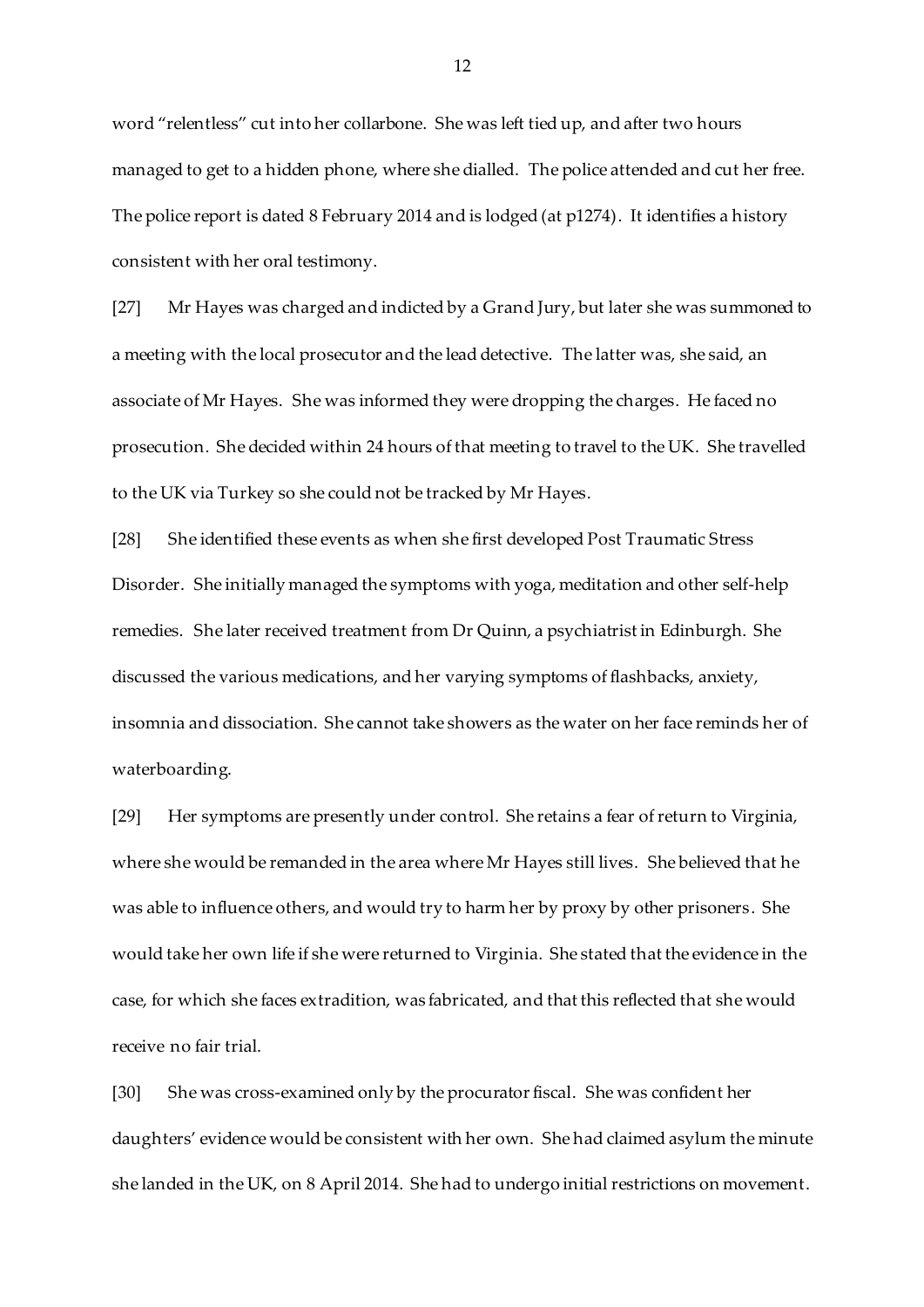word "relentless" cut into her collarbone. She was left tied up, and after two hours managed to get to a hidden phone, where she dialled. The police attended and cut her free. The police report is dated 8 February 2014 and is lodged (at p1274). It identifies a history consistent with her oral testimony.

[27] Mr Hayes was charged and indicted by a Grand Jury, but later she was summoned to a meeting with the local prosecutor and the lead detective. The latter was, she said, an associate of Mr Hayes. She was informed they were dropping the charges. He faced no prosecution. She decided within 24 hours of that meeting to travel to the UK. She travelled to the UK via Turkey so she could not be tracked by Mr Hayes.

[28] She identified these events as when she first developed Post Traumatic Stress Disorder. She initially managed the symptoms with yoga, meditation and other self-help remedies. She later received treatment from Dr Quinn, a psychiatrist in Edinburgh. She discussed the various medications, and her varying symptoms of flashbacks, anxiety, insomnia and dissociation. She cannot take showers as the water on her face reminds her of waterboarding.

[29] Her symptoms are presently under control. She retains a fear of return to Virginia, where she would be remanded in the area where Mr Hayes still lives. She believed that he was able to influence others, and would try to harm her by proxy by other prisoners. She would take her own life if she were returned to Virginia. She stated that the evidence in the case, for which she faces extradition, was fabricated, and that this reflected that she would receive no fair trial.

[30] She was cross-examined only by the procurator fiscal. She was confident her daughters' evidence would be consistent with her own. She had claimed asylum the minute she landed in the UK, on 8 April 2014. She had to undergo initial restrictions on movement.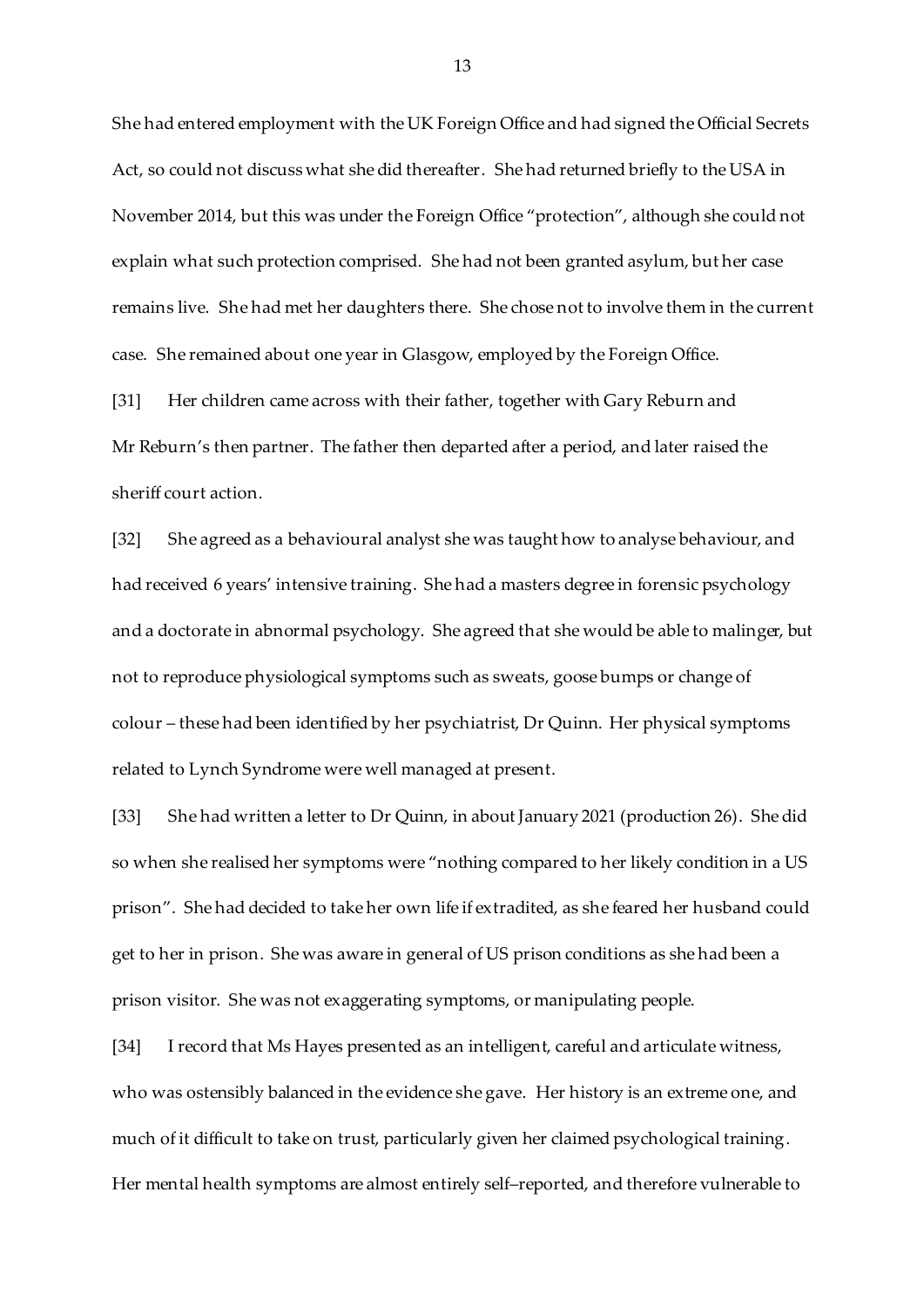She had entered employment with the UK Foreign Office and had signed the Official Secrets Act, so could not discuss what she did thereafter. She had returned briefly to the USA in November 2014, but this was under the Foreign Office "protection", although she could not explain what such protection comprised. She had not been granted asylum, but her case remains live. She had met her daughters there. She chose not to involve them in the current case. She remained about one year in Glasgow, employed by the Foreign Office.

[31] Her children came across with their father, together with Gary Reburn and Mr Reburn's then partner. The father then departed after a period, and later raised the sheriff court action.

[32] She agreed as a behavioural analyst she was taught how to analyse behaviour, and had received 6 years' intensive training. She had a masters degree in forensic psychology and a doctorate in abnormal psychology. She agreed that she would be able to malinger, but not to reproduce physiological symptoms such as sweats, goose bumps or change of colour – these had been identified by her psychiatrist, Dr Quinn. Her physical symptoms related to Lynch Syndrome were well managed at present.

[33] She had written a letter to Dr Quinn, in about January 2021 (production 26). She did so when she realised her symptoms were "nothing compared to her likely condition in a US prison". She had decided to take her own life if extradited, as she feared her husband could get to her in prison. She was aware in general of US prison conditions as she had been a prison visitor. She was not exaggerating symptoms, or manipulating people.

[34] I record that Ms Hayes presented as an intelligent, careful and articulate witness, who was ostensibly balanced in the evidence she gave. Her history is an extreme one, and much of it difficult to take on trust, particularly given her claimed psychological training. Her mental health symptoms are almost entirely self–reported, and therefore vulnerable to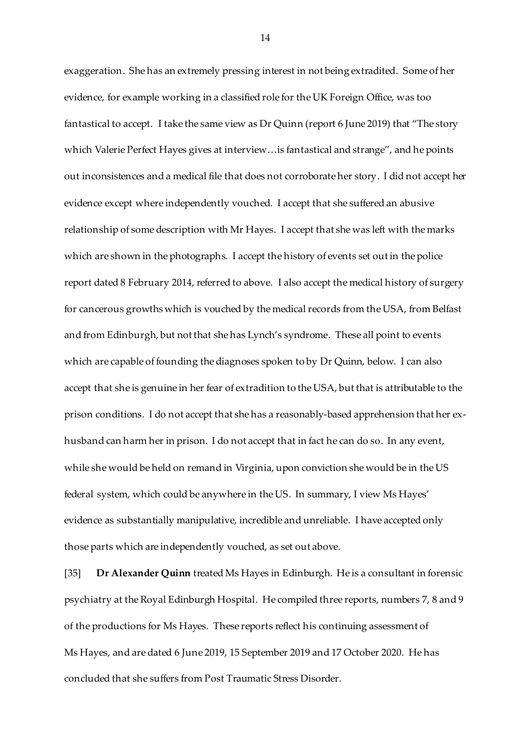exaggeration. She has an extremely pressing interest in not being extradited. Some of her evidence, for example working in a classified role for the UK Foreign Office, was too fantastical to accept. I take the same view as Dr Quinn (report 6 June 2019) that "The story which Valerie Perfect Hayes gives at interview…is fantastical and strange", and he points out inconsistences and a medical file that does not corroborate her story. I did not accept her evidence except where independently vouched. I accept that she suffered an abusive relationship of some description with Mr Hayes. I accept that she was left with the marks which are shown in the photographs. I accept the history of events set out in the police report dated 8 February 2014, referred to above. I also accept the medical history of surgery for cancerous growths which is vouched by the medical records from the USA, from Belfast and from Edinburgh, but not that she has Lynch's syndrome. These all point to events which are capable of founding the diagnoses spoken to by Dr Quinn, below. I can also accept that she is genuine in her fear of extradition to the USA, but that is attributable to the prison conditions. I do not accept that she has a reasonably-based apprehension that her ex-husband can harm her in prison. I do not accept that in fact he can do so. In any event, while she would be held on remand in Virginia, upon conviction she would be in the US federal system, which could be anywhere in the US. In summary, I view Ms Hayes' evidence as substantially manipulative, incredible and unreliable. I have accepted only those parts which are independently vouched, as set out above.

[35] **Dr Alexander Quinn** treated Ms Hayes in Edinburgh. He is a consultant in forensic psychiatry at the Royal Edinburgh Hospital. He compiled three reports, numbers 7, 8 and 9 of the productions for Ms Hayes. These reports reflect his continuing assessment of Ms Hayes, and are dated 6 June 2019, 15 September 2019 and 17 October 2020. He has concluded that she suffers from Post Traumatic Stress Disorder.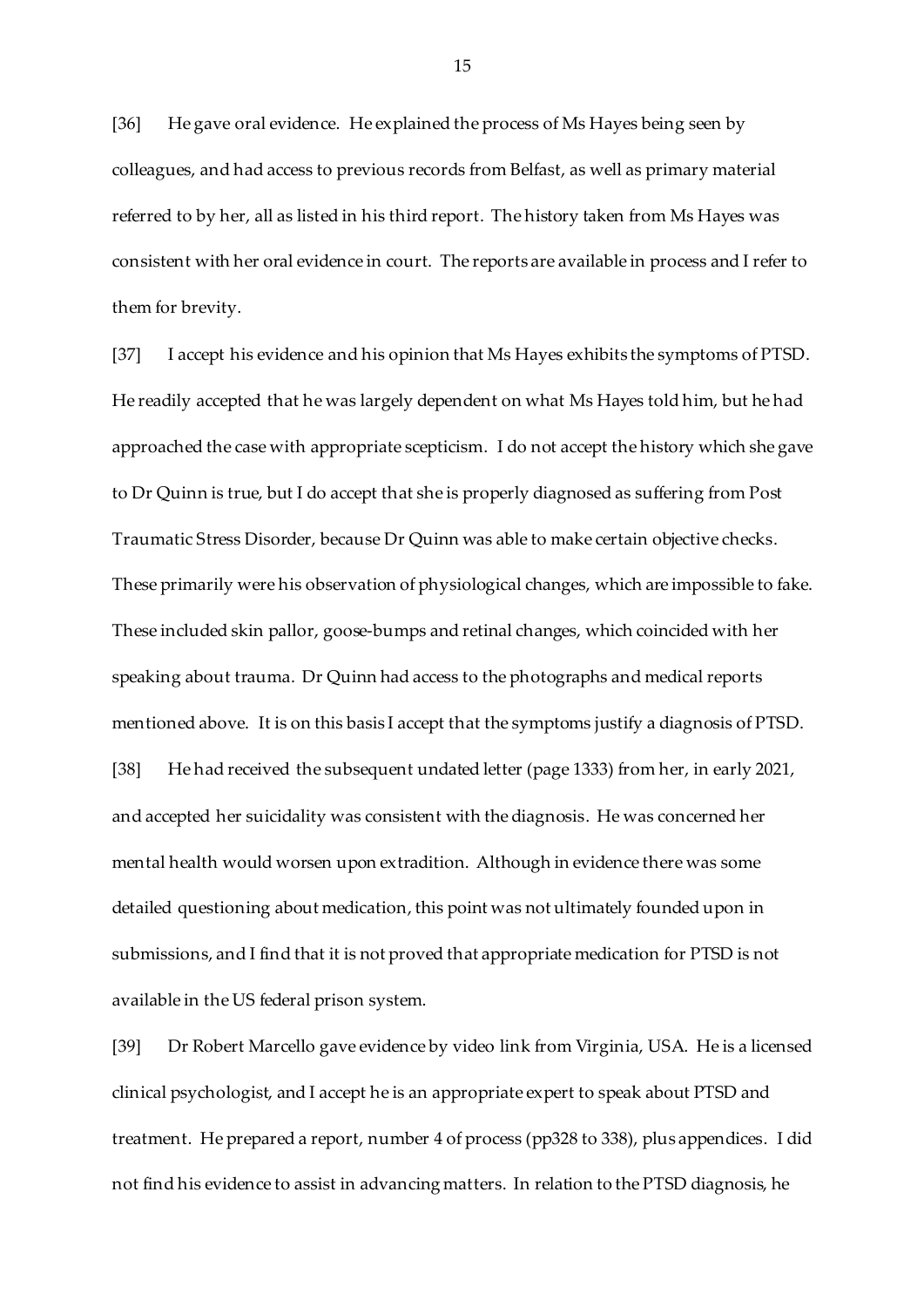[36] He gave oral evidence. He explained the process of Ms Hayes being seen by colleagues, and had access to previous records from Belfast, as well as primary material referred to by her, all as listed in his third report. The history taken from Ms Hayes was consistent with her oral evidence in court. The reports are available in process and I refer to them for brevity.

[37] I accept his evidence and his opinion that Ms Hayes exhibits the symptoms of PTSD. He readily accepted that he was largely dependent on what Ms Hayes told him, but he had approached the case with appropriate scepticism. I do not accept the history which she gave to Dr Quinn is true, but I do accept that she is properly diagnosed as suffering from Post Traumatic Stress Disorder, because Dr Quinn was able to make certain objective checks. These primarily were his observation of physiological changes, which are impossible to fake. These included skin pallor, goose-bumps and retinal changes, which coincided with her speaking about trauma. Dr Quinn had access to the photographs and medical reports mentioned above. It is on this basis I accept that the symptoms justify a diagnosis of PTSD.

[38] He had received the subsequent undated letter (page 1333) from her, in early 2021, and accepted her suicidality was consistent with the diagnosis. He was concerned her mental health would worsen upon extradition. Although in evidence there was some detailed questioning about medication, this point was not ultimately founded upon in submissions, and I find that it is not proved that appropriate medication for PTSD is not available in the US federal prison system.

[39] Dr Robert Marcello gave evidence by video link from Virginia, USA. He is a licensed clinical psychologist, and I accept he is an appropriate expert to speak about PTSD and treatment. He prepared a report, number 4 of process (pp328 to 338), plus appendices. I did not find his evidence to assist in advancing matters. In relation to the PTSD diagnosis, he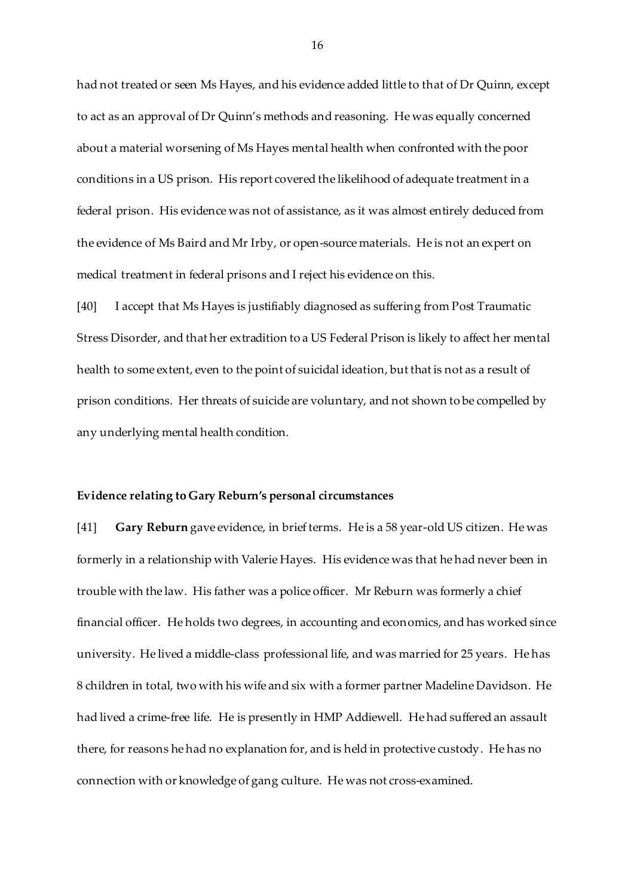had not treated or seen Ms Hayes, and his evidence added little to that of Dr Quinn, except to act as an approval of Dr Quinn's methods and reasoning. He was equally concerned about a material worsening of Ms Hayes mental health when confronted with the poor conditions in a US prison. His report covered the likelihood of adequate treatment in a federal prison. His evidence was not of assistance, as it was almost entirely deduced from the evidence of Ms Baird and Mr Irby, or open-source materials. He is not an expert on medical treatment in federal prisons and I reject his evidence on this.

[40] I accept that Ms Hayes is justifiably diagnosed as suffering from Post Traumatic Stress Disorder, and that her extradition to a US Federal Prison is likely to affect her mental health to some extent, even to the point of suicidal ideation, but that is not as a result of prison conditions. Her threats of suicide are voluntary, and not shown to be compelled by any underlying mental health condition.

**Evidence relating to Gary Reburn's personal circumstances**

[41] **Gary Reburn** gave evidence, in brief terms. He is a 58 year-old US citizen. He was formerly in a relationship with Valerie Hayes. His evidence was that he had never been in trouble with the law. His father was a police officer. Mr Reburn was formerly a chief financial officer. He holds two degrees, in accounting and economics, and has worked since university. He lived a middle-class professional life, and was married for 25 years. He has 8 children in total, two with his wife and six with a former partner Madeline Davidson. He had lived a crime-free life. He is presently in HMP Addiewell. He had suffered an assault there, for reasons he had no explanation for, and is held in protective custody. He has no connection with or knowledge of gang culture. He was not cross-examined.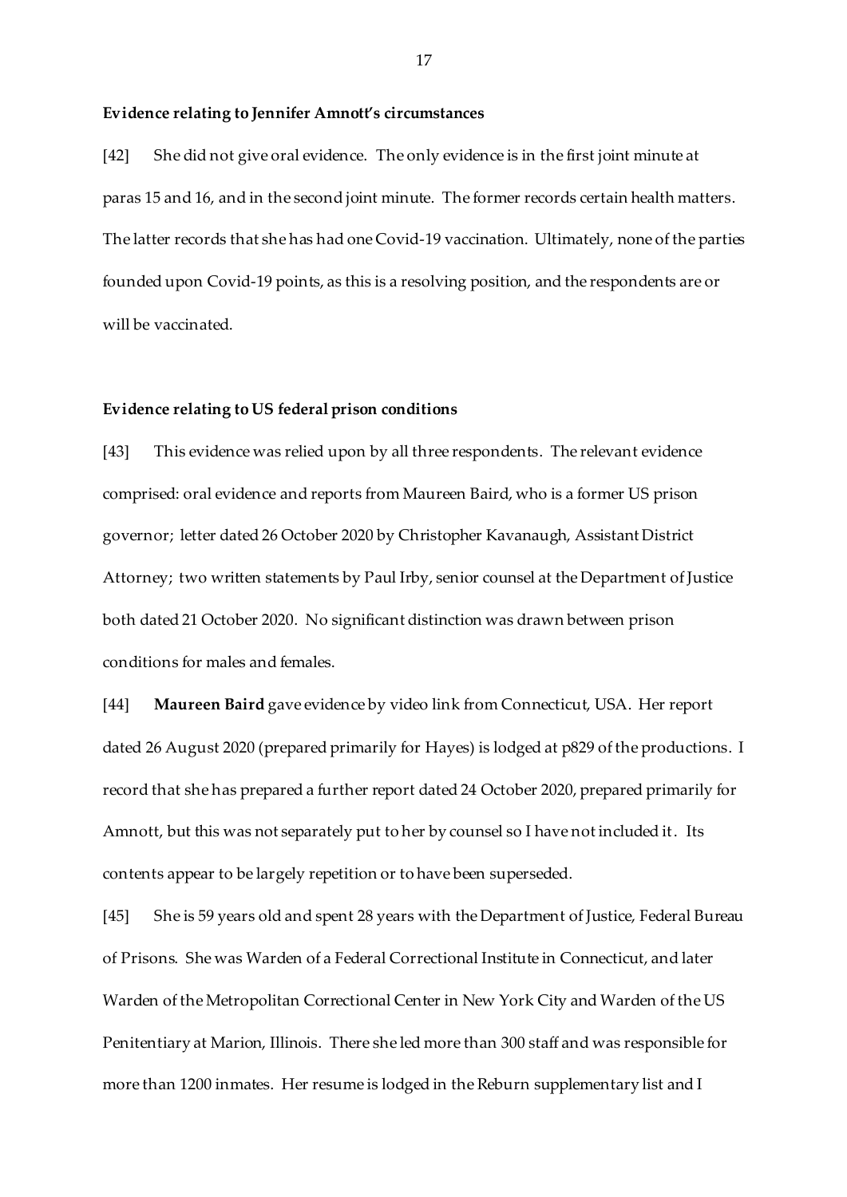**Evidence relating to Jennifer Amnott's circumstances**

[42] She did not give oral evidence. The only evidence is in the first joint minute at paras 15 and 16, and in the second joint minute. The former records certain health matters. The latter records that she has had one Covid-19 vaccination. Ultimately, none of the parties founded upon Covid-19 points, as this is a resolving position, and the respondents are or will be vaccinated.

**Evidence relating to US federal prison conditions**

[43] This evidence was relied upon by all three respondents. The relevant evidence comprised: oral evidence and reports from Maureen Baird, who is a former US prison governor; letter dated 26 October 2020 by Christopher Kavanaugh, Assistant District Attorney; two written statements by Paul Irby, senior counsel at the Department of Justice both dated 21 October 2020. No significant distinction was drawn between prison conditions for males and females.

[44] **Maureen Baird** gave evidence by video link from Connecticut, USA. Her report dated 26 August 2020 (prepared primarily for Hayes) is lodged at p829 of the productions. I record that she has prepared a further report dated 24 October 2020, prepared primarily for Amnott, but this was not separately put to her by counsel so I have not included it. Its contents appear to be largely repetition or to have been superseded.

[45] She is 59 years old and spent 28 years with the Department of Justice, Federal Bureau of Prisons. She was Warden of a Federal Correctional Institute in Connecticut, and later Warden of the Metropolitan Correctional Center in New York City and Warden of the US Penitentiary at Marion, Illinois. There she led more than 300 staff and was responsible for more than 1200 inmates. Her resume is lodged in the Reburn supplementary list and I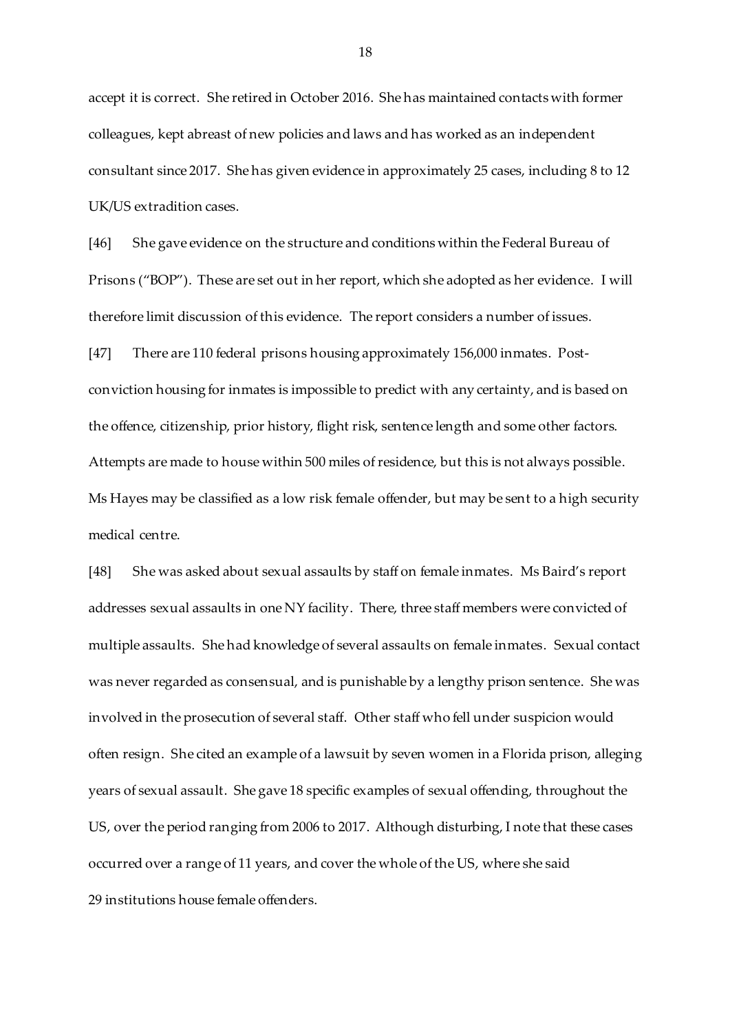accept it is correct. She retired in October 2016. She has maintained contacts with former colleagues, kept abreast of new policies and laws and has worked as an independent consultant since 2017. She has given evidence in approximately 25 cases, including 8 to 12 UK/US extradition cases.

[46] She gave evidence on the structure and conditions within the Federal Bureau of Prisons ("BOP"). These are set out in her report, which she adopted as her evidence. I will therefore limit discussion of this evidence. The report considers a number of issues.

[47] There are 110 federal prisons housing approximately 156,000 inmates. Post-conviction housing for inmates is impossible to predict with any certainty, and is based on the offence, citizenship, prior history, flight risk, sentence length and some other factors. Attempts are made to house within 500 miles of residence, but this is not always possible. Ms Hayes may be classified as a low risk female offender, but may be sent to a high security medical centre.

[48] She was asked about sexual assaults by staff on female inmates. Ms Baird's report addresses sexual assaults in one NY facility. There, three staff members were convicted of multiple assaults. She had knowledge of several assaults on female inmates. Sexual contact was never regarded as consensual, and is punishable by a lengthy prison sentence. She was involved in the prosecution of several staff. Other staff who fell under suspicion would often resign. She cited an example of a lawsuit by seven women in a Florida prison, alleging years of sexual assault. She gave 18 specific examples of sexual offending, throughout the US, over the period ranging from 2006 to 2017. Although disturbing, I note that these cases occurred over a range of 11 years, and cover the whole of the US, where she said 29 institutions house female offenders.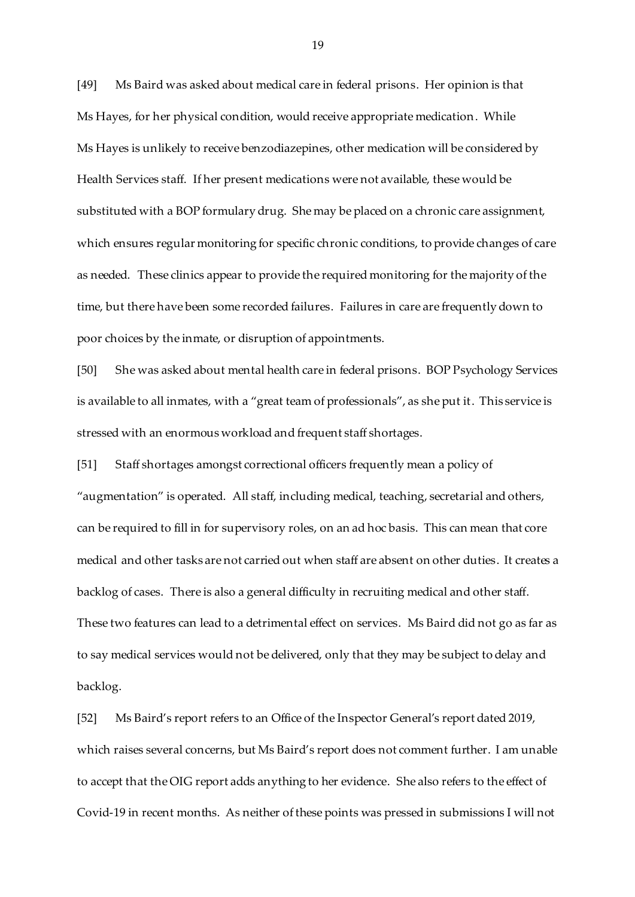[49] Ms Baird was asked about medical care in federal prisons. Her opinion is that Ms Hayes, for her physical condition, would receive appropriate medication. While Ms Hayes is unlikely to receive benzodiazepines, other medication will be considered by Health Services staff. If her present medications were not available, these would be substituted with a BOP formulary drug. She may be placed on a chronic care assignment, which ensures regular monitoring for specific chronic conditions, to provide changes of care as needed. These clinics appear to provide the required monitoring for the majority of the time, but there have been some recorded failures. Failures in care are frequently down to poor choices by the inmate, or disruption of appointments.

[50] She was asked about mental health care in federal prisons. BOP Psychology Services is available to all inmates, with a "great team of professionals", as she put it. This service is stressed with an enormous workload and frequent staff shortages.

[51] Staff shortages amongst correctional officers frequently mean a policy of "augmentation" is operated. All staff, including medical, teaching, secretarial and others, can be required to fill in for supervisory roles, on an ad hoc basis. This can mean that core medical and other tasks are not carried out when staff are absent on other duties. It creates a backlog of cases. There is also a general difficulty in recruiting medical and other staff. These two features can lead to a detrimental effect on services. Ms Baird did not go as far as to say medical services would not be delivered, only that they may be subject to delay and backlog.

[52] Ms Baird's report refers to an Office of the Inspector General's report dated 2019, which raises several concerns, but Ms Baird's report does not comment further. I am unable to accept that the OIG report adds anything to her evidence. She also refers to the effect of Covid-19 in recent months. As neither of these points was pressed in submissions I will not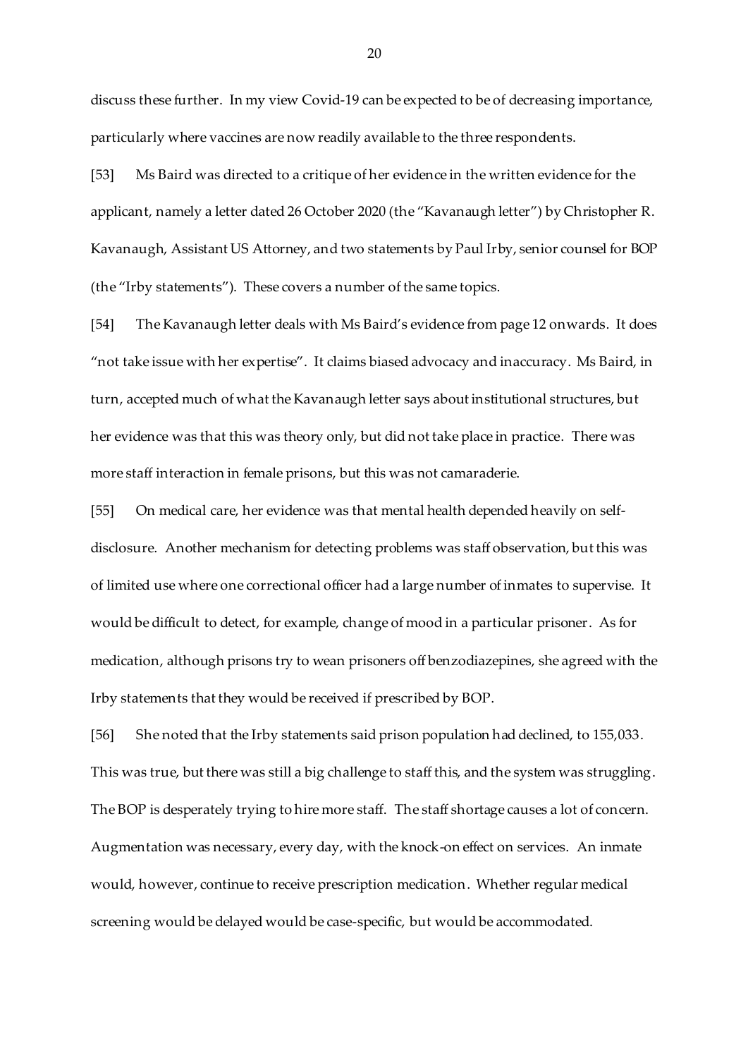discuss these further. In my view Covid-19 can be expected to be of decreasing importance, particularly where vaccines are now readily available to the three respondents.

[53] Ms Baird was directed to a critique of her evidence in the written evidence for the applicant, namely a letter dated 26 October 2020 (the "Kavanaugh letter") by Christopher R. Kavanaugh, Assistant US Attorney, and two statements by Paul Irby, senior counsel for BOP (the "Irby statements"). These covers a number of the same topics.

[54] The Kavanaugh letter deals with Ms Baird's evidence from page 12 onwards. It does "not take issue with her expertise". It claims biased advocacy and inaccuracy. Ms Baird, in turn, accepted much of what the Kavanaugh letter says about institutional structures, but her evidence was that this was theory only, but did not take place in practice. There was more staff interaction in female prisons, but this was not camaraderie.

[55] On medical care, her evidence was that mental health depended heavily on self-disclosure. Another mechanism for detecting problems was staff observation, but this was of limited use where one correctional officer had a large number of inmates to supervise. It would be difficult to detect, for example, change of mood in a particular prisoner. As for medication, although prisons try to wean prisoners off benzodiazepines, she agreed with the Irby statements that they would be received if prescribed by BOP.

[56] She noted that the Irby statements said prison population had declined, to 155,033. This was true, but there was still a big challenge to staff this, and the system was struggling. The BOP is desperately trying to hire more staff. The staff shortage causes a lot of concern. Augmentation was necessary, every day, with the knock-on effect on services. An inmate would, however, continue to receive prescription medication. Whether regular medical screening would be delayed would be case-specific, but would be accommodated.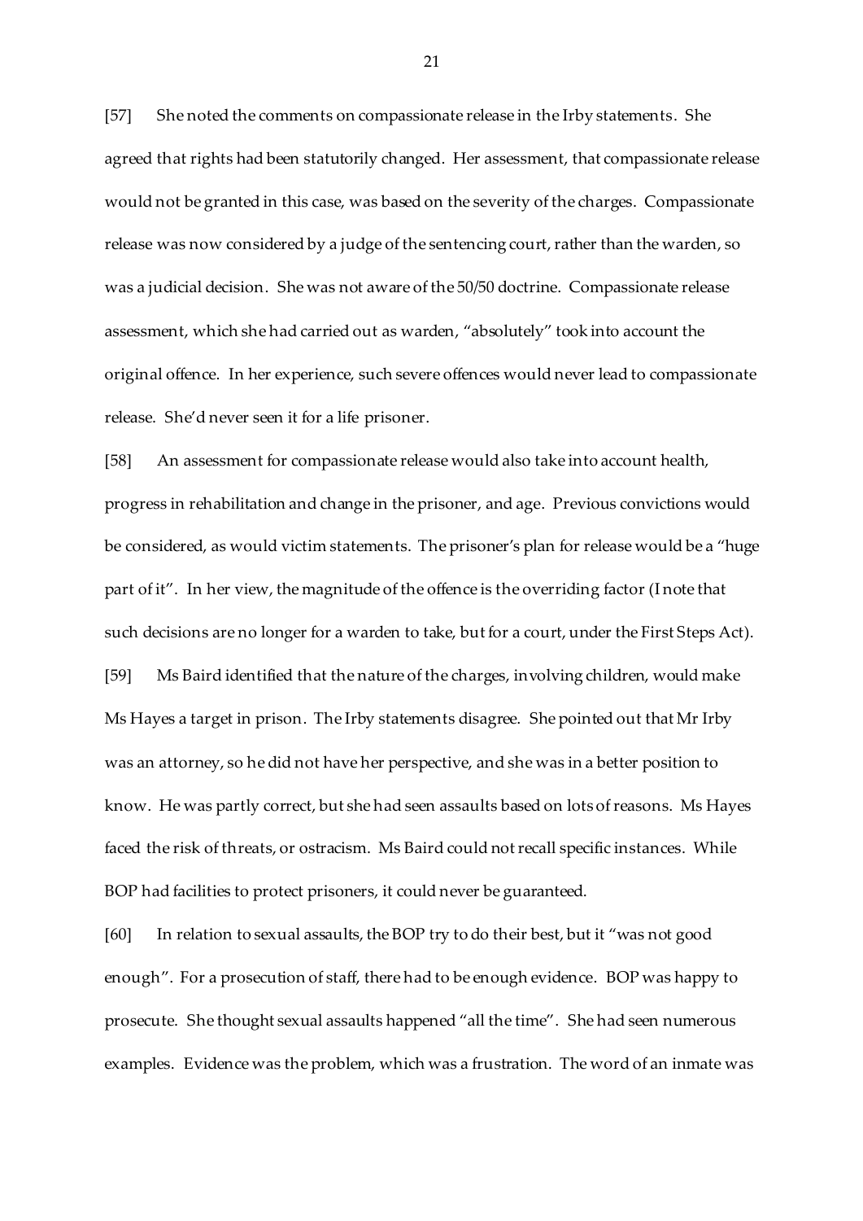[57] She noted the comments on compassionate release in the Irby statements. She agreed that rights had been statutorily changed. Her assessment, that compassionate release would not be granted in this case, was based on the severity of the charges. Compassionate release was now considered by a judge of the sentencing court, rather than the warden, so was a judicial decision. She was not aware of the 50/50 doctrine. Compassionate release assessment, which she had carried out as warden, "absolutely" took into account the original offence. In her experience, such severe offences would never lead to compassionate release. She'd never seen it for a life prisoner.

[58] An assessment for compassionate release would also take into account health, progress in rehabilitation and change in the prisoner, and age. Previous convictions would be considered, as would victim statements. The prisoner's plan for release would be a "huge part of it". In her view, the magnitude of the offence is the overriding factor (I note that such decisions are no longer for a warden to take, but for a court, under the First Steps Act).

[59] Ms Baird identified that the nature of the charges, involving children, would make Ms Hayes a target in prison. The Irby statements disagree. She pointed out that Mr Irby was an attorney, so he did not have her perspective, and she was in a better position to know. He was partly correct, but she had seen assaults based on lots of reasons. Ms Hayes faced the risk of threats, or ostracism. Ms Baird could not recall specific instances. While BOP had facilities to protect prisoners, it could never be guaranteed.

[60] In relation to sexual assaults, the BOP try to do their best, but it "was not good enough". For a prosecution of staff, there had to be enough evidence. BOP was happy to prosecute. She thought sexual assaults happened "all the time". She had seen numerous examples. Evidence was the problem, which was a frustration. The word of an inmate was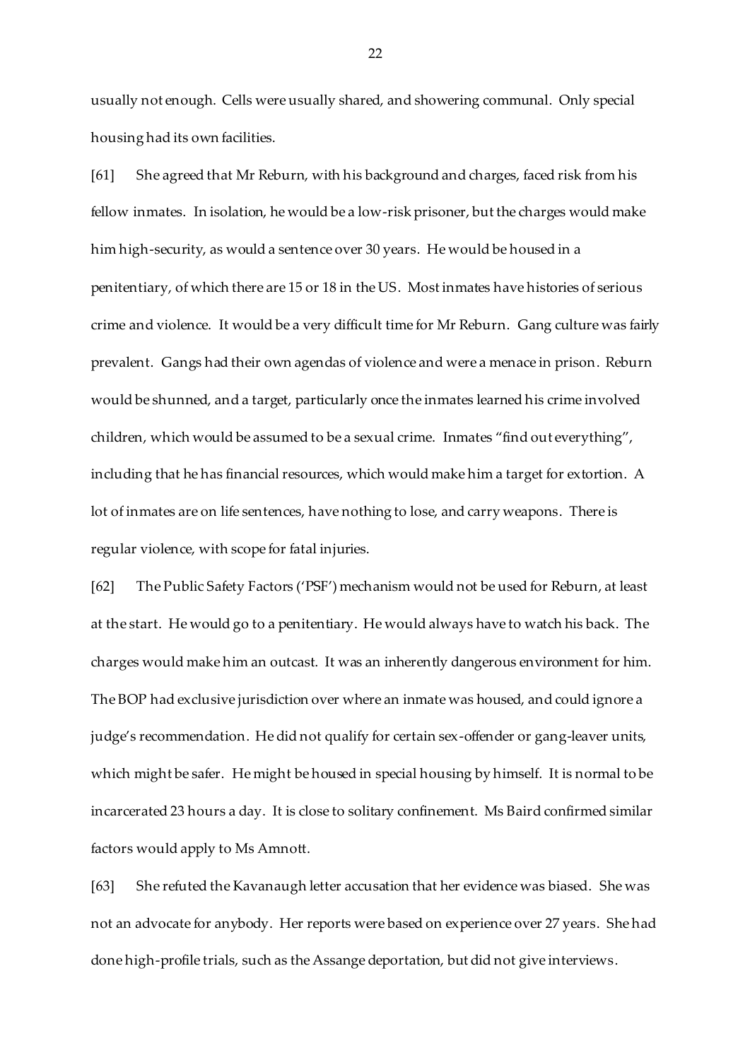usually not enough. Cells were usually shared, and showering communal. Only special housing had its own facilities.

[61] She agreed that Mr Reburn, with his background and charges, faced risk from his fellow inmates. In isolation, he would be a low-risk prisoner, but the charges would make him high-security, as would a sentence over 30 years. He would be housed in a penitentiary, of which there are 15 or 18 in the US. Most inmates have histories of serious crime and violence. It would be a very difficult time for Mr Reburn. Gang culture was fairly prevalent. Gangs had their own agendas of violence and were a menace in prison. Reburn would be shunned, and a target, particularly once the inmates learned his crime involved children, which would be assumed to be a sexual crime. Inmates "find out everything", including that he has financial resources, which would make him a target for extortion. A lot of inmates are on life sentences, have nothing to lose, and carry weapons. There is regular violence, with scope for fatal injuries.

[62] The Public Safety Factors ('PSF') mechanism would not be used for Reburn, at least at the start. He would go to a penitentiary. He would always have to watch his back. The charges would make him an outcast. It was an inherently dangerous environment for him. The BOP had exclusive jurisdiction over where an inmate was housed, and could ignore a judge's recommendation. He did not qualify for certain sex-offender or gang-leaver units, which might be safer. He might be housed in special housing by himself. It is normal to be incarcerated 23 hours a day. It is close to solitary confinement. Ms Baird confirmed similar factors would apply to Ms Amnott.

[63] She refuted the Kavanaugh letter accusation that her evidence was biased. She was not an advocate for anybody. Her reports were based on experience over 27 years. She had done high-profile trials, such as the Assange deportation, but did not give interviews.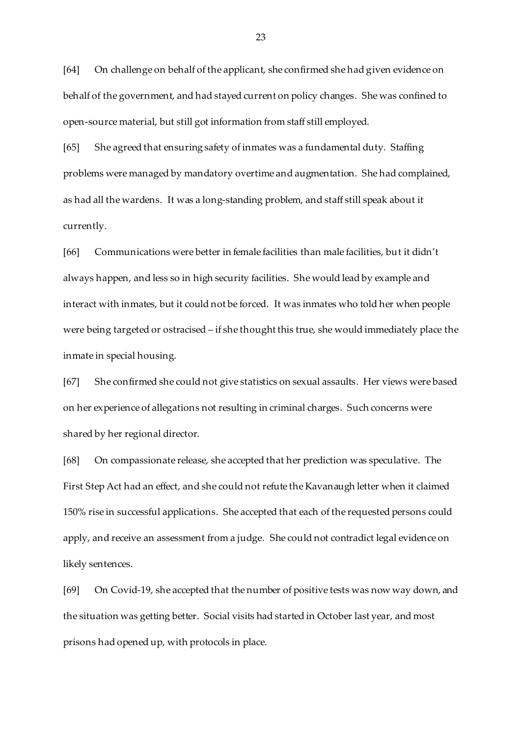[64] On challenge on behalf of the applicant, she confirmed she had given evidence on behalf of the government, and had stayed current on policy changes. She was confined to open-source material, but still got information from staff still employed.

[65] She agreed that ensuring safety of inmates was a fundamental duty. Staffing problems were managed by mandatory overtime and augmentation. She had complained, as had all the wardens. It was a long-standing problem, and staff still speak about it currently.

[66] Communications were better in female facilities than male facilities, but it didn't always happen, and less so in high security facilities. She would lead by example and interact with inmates, but it could not be forced. It was inmates who told her when people were being targeted or ostracised – if she thought this true, she would immediately place the inmate in special housing.

[67] She confirmed she could not give statistics on sexual assaults. Her views were based on her experience of allegations not resulting in criminal charges. Such concerns were shared by her regional director.

[68] On compassionate release, she accepted that her prediction was speculative. The First Step Act had an effect, and she could not refute the Kavanaugh letter when it claimed 150% rise in successful applications. She accepted that each of the requested persons could apply, and receive an assessment from a judge. She could not contradict legal evidence on likely sentences.

[69] On Covid-19, she accepted that the number of positive tests was now way down, and the situation was getting better. Social visits had started in October last year, and most prisons had opened up, with protocols in place.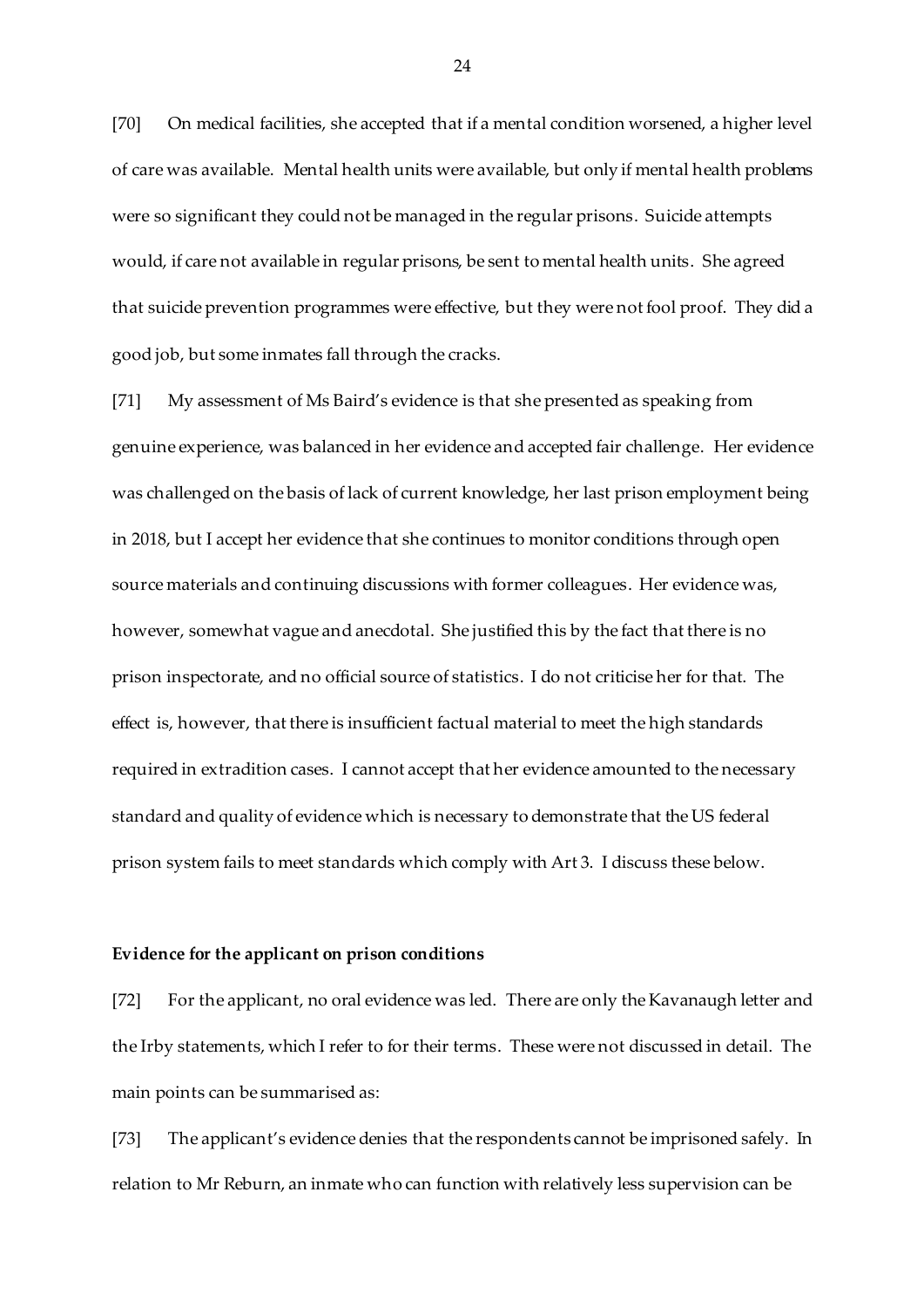[70] On medical facilities, she accepted that if a mental condition worsened, a higher level of care was available. Mental health units were available, but only if mental health problems were so significant they could not be managed in the regular prisons. Suicide attempts would, if care not available in regular prisons, be sent to mental health units. She agreed that suicide prevention programmes were effective, but they were not fool proof. They did a good job, but some inmates fall through the cracks.

[71] My assessment of Ms Baird's evidence is that she presented as speaking from genuine experience, was balanced in her evidence and accepted fair challenge. Her evidence was challenged on the basis of lack of current knowledge, her last prison employment being in 2018, but I accept her evidence that she continues to monitor conditions through open source materials and continuing discussions with former colleagues. Her evidence was, however, somewhat vague and anecdotal. She justified this by the fact that there is no prison inspectorate, and no official source of statistics. I do not criticise her for that. The effect is, however, that there is insufficient factual material to meet the high standards required in extradition cases. I cannot accept that her evidence amounted to the necessary standard and quality of evidence which is necessary to demonstrate that the US federal prison system fails to meet standards which comply with Art 3. I discuss these below.

**Evidence for the applicant on prison conditions**

[72] For the applicant, no oral evidence was led. There are only the Kavanaugh letter and the Irby statements, which I refer to for their terms. These were not discussed in detail. The main points can be summarised as:

[73] The applicant's evidence denies that the respondents cannot be imprisoned safely. In relation to Mr Reburn, an inmate who can function with relatively less supervision can be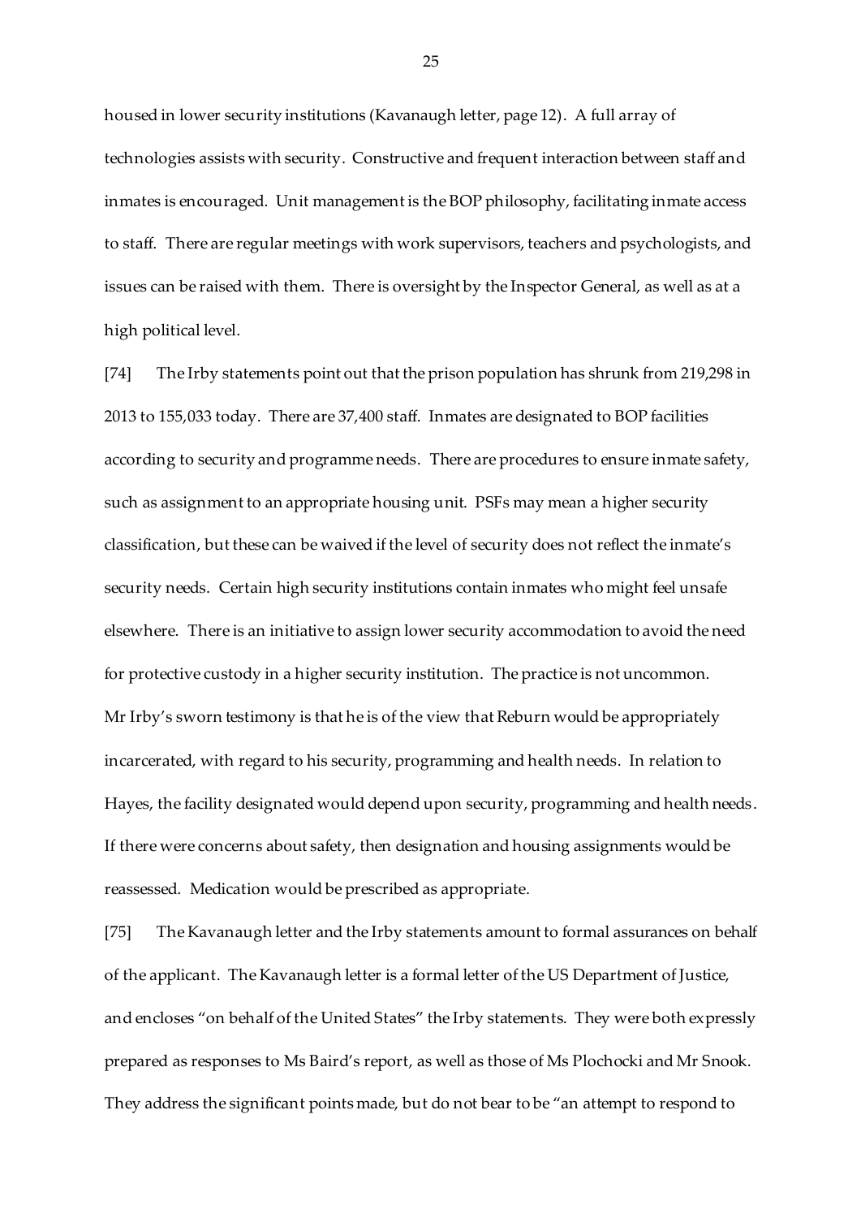housed in lower security institutions (Kavanaugh letter, page 12). A full array of technologies assists with security. Constructive and frequent interaction between staff and inmates is encouraged. Unit management is the BOP philosophy, facilitating inmate access to staff. There are regular meetings with work supervisors, teachers and psychologists, and issues can be raised with them. There is oversight by the Inspector General, as well as at a high political level.

[74] The Irby statements point out that the prison population has shrunk from 219,298 in 2013 to 155,033 today. There are 37,400 staff. Inmates are designated to BOP facilities according to security and programme needs. There are procedures to ensure inmate safety, such as assignment to an appropriate housing unit. PSFs may mean a higher security classification, but these can be waived if the level of security does not reflect the inmate's security needs. Certain high security institutions contain inmates who might feel unsafe elsewhere. There is an initiative to assign lower security accommodation to avoid the need for protective custody in a higher security institution. The practice is not uncommon. Mr Irby's sworn testimony is that he is of the view that Reburn would be appropriately incarcerated, with regard to his security, programming and health needs. In relation to Hayes, the facility designated would depend upon security, programming and health needs. If there were concerns about safety, then designation and housing assignments would be reassessed. Medication would be prescribed as appropriate.

[75] The Kavanaugh letter and the Irby statements amount to formal assurances on behalf of the applicant. The Kavanaugh letter is a formal letter of the US Department of Justice, and encloses "on behalf of the United States" the Irby statements. They were both expressly prepared as responses to Ms Baird's report, as well as those of Ms Plochocki and Mr Snook. They address the significant points made, but do not bear to be "an attempt to respond to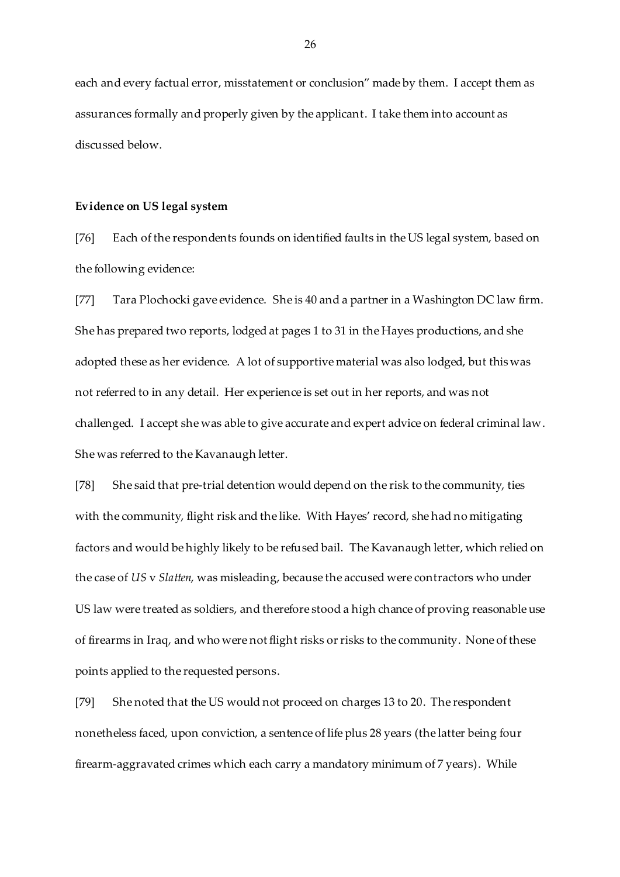each and every factual error, misstatement or conclusion" made by them. I accept them as assurances formally and properly given by the applicant. I take them into account as discussed below.

**Evidence on US legal system**

[76] Each of the respondents founds on identified faults in the US legal system, based on the following evidence:

[77] Tara Plochocki gave evidence. She is 40 and a partner in a Washington DC law firm. She has prepared two reports, lodged at pages 1 to 31 in the Hayes productions, and she adopted these as her evidence. A lot of supportive material was also lodged, but this was not referred to in any detail. Her experience is set out in her reports, and was not challenged. I accept she was able to give accurate and expert advice on federal criminal law. She was referred to the Kavanaugh letter.

[78] She said that pre-trial detention would depend on the risk to the community, ties with the community, flight risk and the like. With Hayes' record, she had no mitigating factors and would be highly likely to be refused bail. The Kavanaugh letter, which relied on the case of *US* v *Slatten*, was misleading, because the accused were contractors who under US law were treated as soldiers, and therefore stood a high chance of proving reasonable use of firearms in Iraq, and who were not flight risks or risks to the community. None of these points applied to the requested persons.

[79] She noted that the US would not proceed on charges 13 to 20. The respondent nonetheless faced, upon conviction, a sentence of life plus 28 years (the latter being four firearm-aggravated crimes which each carry a mandatory minimum of 7 years). While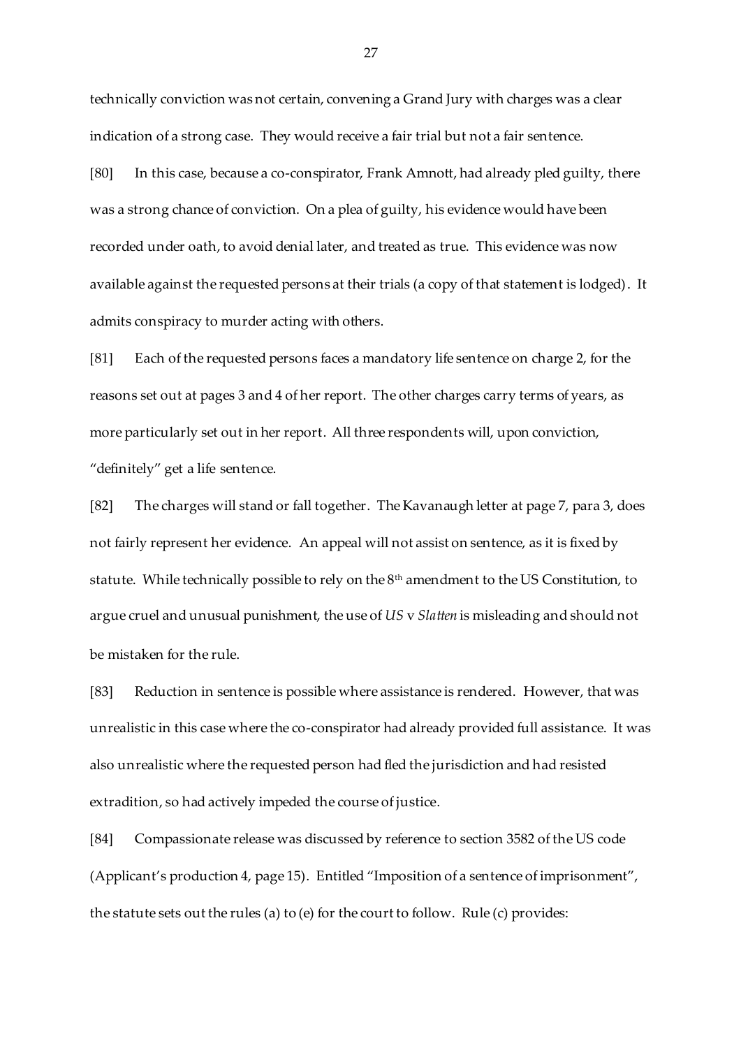technically conviction was not certain, convening a Grand Jury with charges was a clear indication of a strong case. They would receive a fair trial but not a fair sentence.

[80] In this case, because a co-conspirator, Frank Amnott, had already pled guilty, there was a strong chance of conviction. On a plea of guilty, his evidence would have been recorded under oath, to avoid denial later, and treated as true. This evidence was now available against the requested persons at their trials (a copy of that statement is lodged). It admits conspiracy to murder acting with others.

[81] Each of the requested persons faces a mandatory life sentence on charge 2, for the reasons set out at pages 3 and 4 of her report. The other charges carry terms of years, as more particularly set out in her report. All three respondents will, upon conviction, "definitely" get a life sentence.

[82] The charges will stand or fall together. The Kavanaugh letter at page 7, para 3, does not fairly represent her evidence. An appeal will not assist on sentence, as it is fixed by statute. While technically possible to rely on the 8th amendment to the US Constitution, to argue cruel and unusual punishment, the use of *US* v *Slatten* is misleading and should not be mistaken for the rule.

[83] Reduction in sentence is possible where assistance is rendered. However, that was unrealistic in this case where the co-conspirator had already provided full assistance. It was also unrealistic where the requested person had fled the jurisdiction and had resisted extradition, so had actively impeded the course of justice.

[84] Compassionate release was discussed by reference to section 3582 of the US code (Applicant's production 4, page 15). Entitled "Imposition of a sentence of imprisonment", the statute sets out the rules (a) to (e) for the court to follow. Rule (c) provides: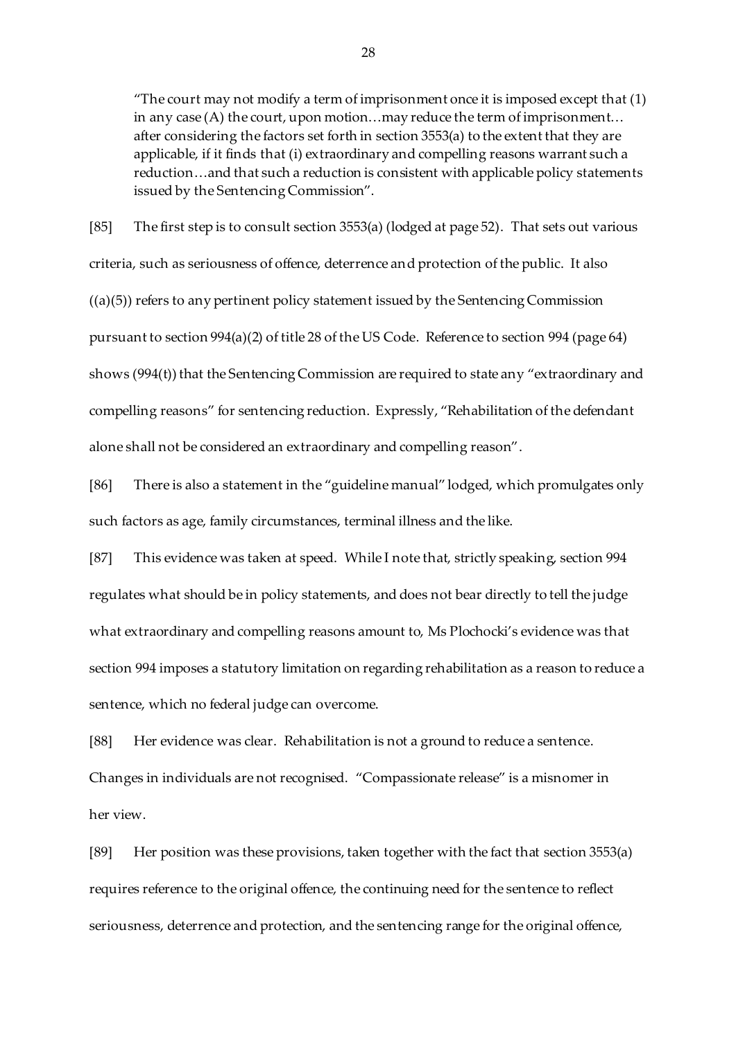> "The court may not modify a term of imprisonment once it is imposed except that (1) in any case (A) the court, upon motion…may reduce the term of imprisonment… after considering the factors set forth in section 3553(a) to the extent that they are applicable, if it finds that (i) extraordinary and compelling reasons warrant such a reduction…and that such a reduction is consistent with applicable policy statements issued by the Sentencing Commission".

[85] The first step is to consult section 3553(a) (lodged at page 52). That sets out various criteria, such as seriousness of offence, deterrence and protection of the public. It also ((a)(5)) refers to any pertinent policy statement issued by the Sentencing Commission pursuant to section 994(a)(2) of title 28 of the US Code. Reference to section 994 (page 64) shows (994(t)) that the Sentencing Commission are required to state any "extraordinary and compelling reasons" for sentencing reduction. Expressly, "Rehabilitation of the defendant alone shall not be considered an extraordinary and compelling reason".

[86] There is also a statement in the "guideline manual" lodged, which promulgates only such factors as age, family circumstances, terminal illness and the like.

[87] This evidence was taken at speed. While I note that, strictly speaking, section 994 regulates what should be in policy statements, and does not bear directly to tell the judge what extraordinary and compelling reasons amount to, Ms Plochocki's evidence was that section 994 imposes a statutory limitation on regarding rehabilitation as a reason to reduce a sentence, which no federal judge can overcome.

[88] Her evidence was clear. Rehabilitation is not a ground to reduce a sentence. Changes in individuals are not recognised. "Compassionate release" is a misnomer in her view.

[89] Her position was these provisions, taken together with the fact that section 3553(a) requires reference to the original offence, the continuing need for the sentence to reflect seriousness, deterrence and protection, and the sentencing range for the original offence,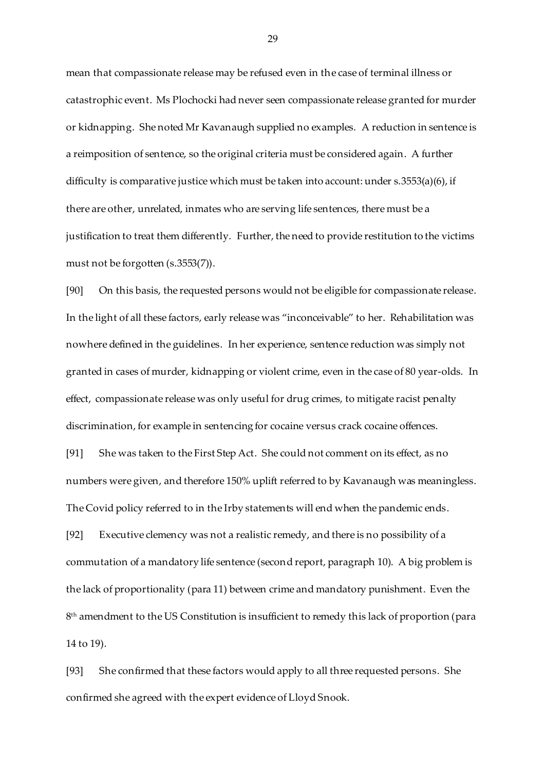mean that compassionate release may be refused even in the case of terminal illness or catastrophic event. Ms Plochocki had never seen compassionate release granted for murder or kidnapping. She noted Mr Kavanaugh supplied no examples. A reduction in sentence is a reimposition of sentence, so the original criteria must be considered again. A further difficulty is comparative justice which must be taken into account: under s.3553(a)(6), if there are other, unrelated, inmates who are serving life sentences, there must be a justification to treat them differently. Further, the need to provide restitution to the victims must not be forgotten (s.3553(7)).

[90] On this basis, the requested persons would not be eligible for compassionate release. In the light of all these factors, early release was "inconceivable" to her. Rehabilitation was nowhere defined in the guidelines. In her experience, sentence reduction was simply not granted in cases of murder, kidnapping or violent crime, even in the case of 80 year-olds. In effect, compassionate release was only useful for drug crimes, to mitigate racist penalty discrimination, for example in sentencing for cocaine versus crack cocaine offences.

[91] She was taken to the First Step Act. She could not comment on its effect, as no numbers were given, and therefore 150% uplift referred to by Kavanaugh was meaningless. The Covid policy referred to in the Irby statements will end when the pandemic ends.

[92] Executive clemency was not a realistic remedy, and there is no possibility of a commutation of a mandatory life sentence (second report, paragraph 10). A big problem is the lack of proportionality (para 11) between crime and mandatory punishment. Even the 8th amendment to the US Constitution is insufficient to remedy this lack of proportion (para 14 to 19).

[93] She confirmed that these factors would apply to all three requested persons. She confirmed she agreed with the expert evidence of Lloyd Snook.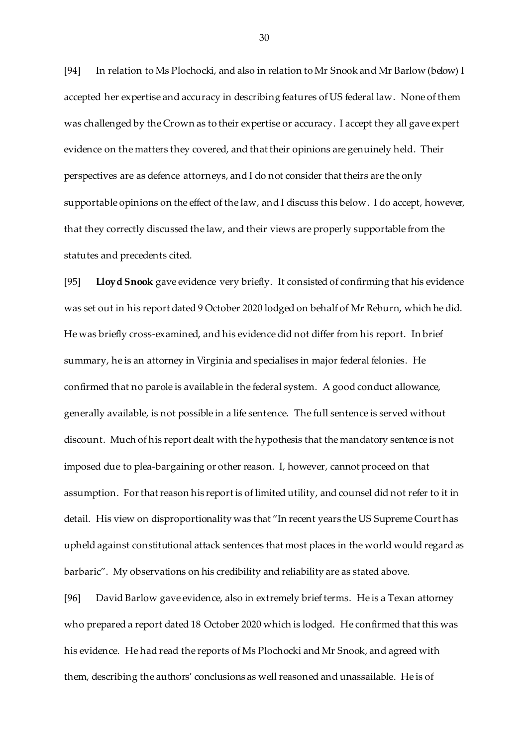[94] In relation to Ms Plochocki, and also in relation to Mr Snook and Mr Barlow (below) I accepted her expertise and accuracy in describing features of US federal law. None of them was challenged by the Crown as to their expertise or accuracy. I accept they all gave expert evidence on the matters they covered, and that their opinions are genuinely held. Their perspectives are as defence attorneys, and I do not consider that theirs are the only supportable opinions on the effect of the law, and I discuss this below. I do accept, however, that they correctly discussed the law, and their views are properly supportable from the statutes and precedents cited.

[95] **Lloyd Snook** gave evidence very briefly. It consisted of confirming that his evidence was set out in his report dated 9 October 2020 lodged on behalf of Mr Reburn, which he did. He was briefly cross-examined, and his evidence did not differ from his report. In brief summary, he is an attorney in Virginia and specialises in major federal felonies. He confirmed that no parole is available in the federal system. A good conduct allowance, generally available, is not possible in a life sentence. The full sentence is served without discount. Much of his report dealt with the hypothesis that the mandatory sentence is not imposed due to plea-bargaining or other reason. I, however, cannot proceed on that assumption. For that reason his report is of limited utility, and counsel did not refer to it in detail. His view on disproportionality was that "In recent years the US Supreme Court has upheld against constitutional attack sentences that most places in the world would regard as barbaric". My observations on his credibility and reliability are as stated above.

[96] David Barlow gave evidence, also in extremely brief terms. He is a Texan attorney who prepared a report dated 18 October 2020 which is lodged. He confirmed that this was his evidence. He had read the reports of Ms Plochocki and Mr Snook, and agreed with them, describing the authors' conclusions as well reasoned and unassailable. He is of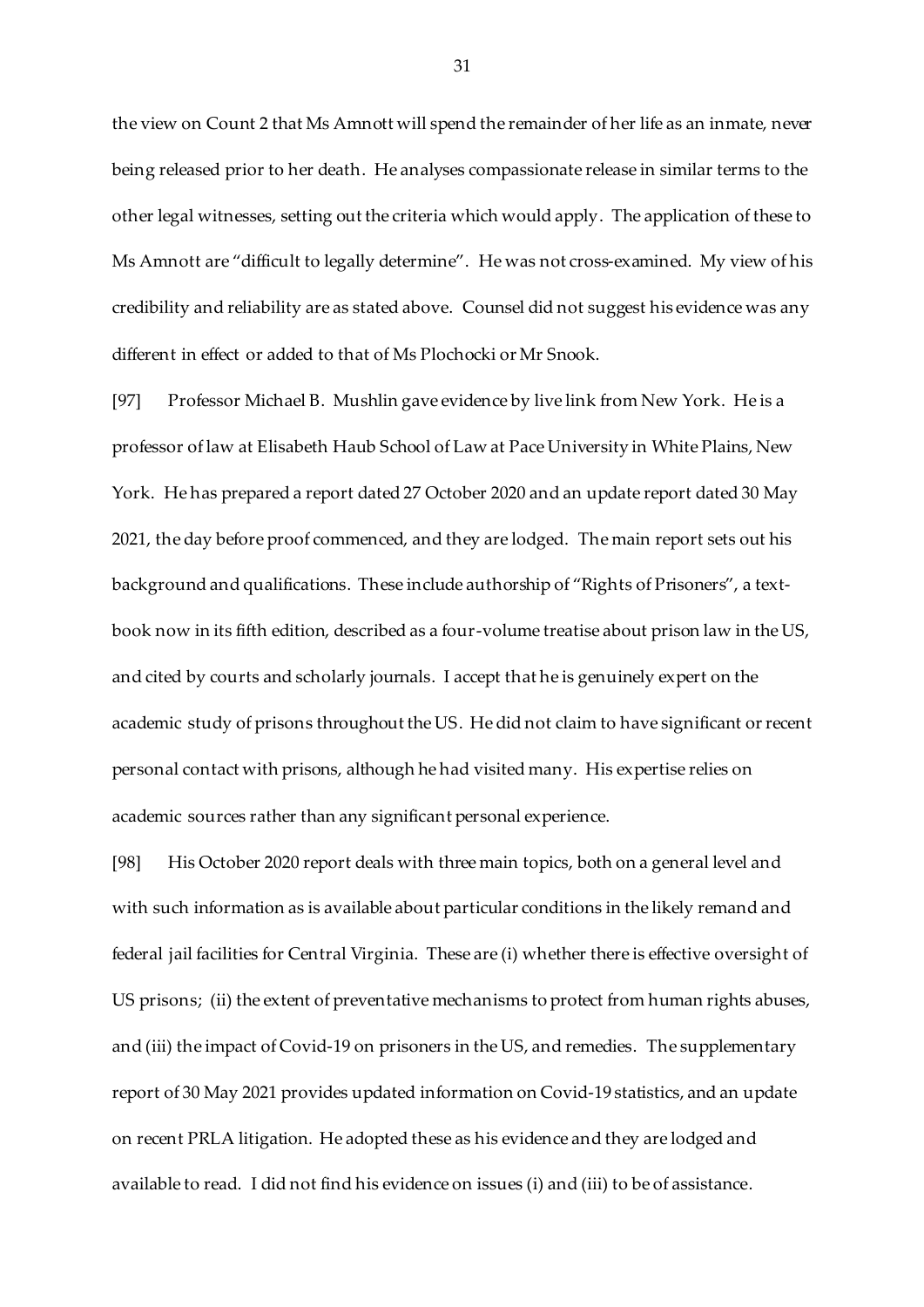the view on Count 2 that Ms Amnott will spend the remainder of her life as an inmate, never being released prior to her death. He analyses compassionate release in similar terms to the other legal witnesses, setting out the criteria which would apply. The application of these to Ms Amnott are "difficult to legally determine". He was not cross-examined. My view of his credibility and reliability are as stated above. Counsel did not suggest his evidence was any different in effect or added to that of Ms Plochocki or Mr Snook.

[97] Professor Michael B. Mushlin gave evidence by live link from New York. He is a professor of law at Elisabeth Haub School of Law at Pace University in White Plains, New York. He has prepared a report dated 27 October 2020 and an update report dated 30 May 2021, the day before proof commenced, and they are lodged. The main report sets out his background and qualifications. These include authorship of "Rights of Prisoners", a text-book now in its fifth edition, described as a four-volume treatise about prison law in the US, and cited by courts and scholarly journals. I accept that he is genuinely expert on the academic study of prisons throughout the US. He did not claim to have significant or recent personal contact with prisons, although he had visited many. His expertise relies on academic sources rather than any significant personal experience.

[98] His October 2020 report deals with three main topics, both on a general level and with such information as is available about particular conditions in the likely remand and federal jail facilities for Central Virginia. These are (i) whether there is effective oversight of US prisons; (ii) the extent of preventative mechanisms to protect from human rights abuses, and (iii) the impact of Covid-19 on prisoners in the US, and remedies. The supplementary report of 30 May 2021 provides updated information on Covid-19 statistics, and an update on recent PRLA litigation. He adopted these as his evidence and they are lodged and available to read. I did not find his evidence on issues (i) and (iii) to be of assistance.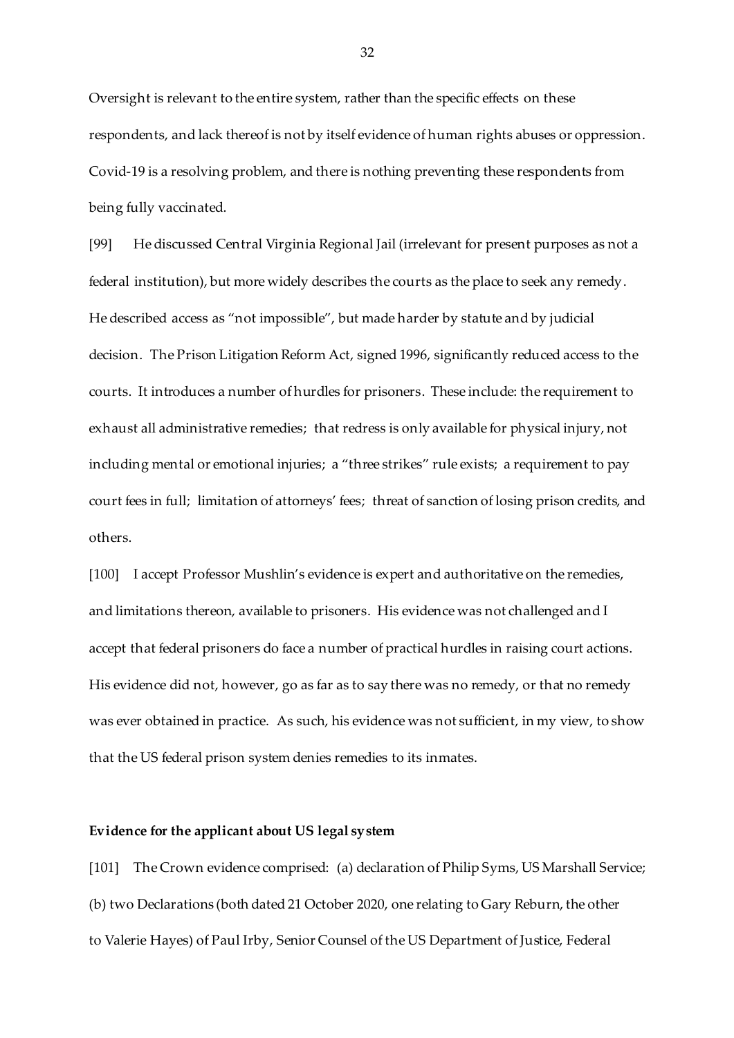Oversight is relevant to the entire system, rather than the specific effects on these respondents, and lack thereof is not by itself evidence of human rights abuses or oppression. Covid-19 is a resolving problem, and there is nothing preventing these respondents from being fully vaccinated.

[99] He discussed Central Virginia Regional Jail (irrelevant for present purposes as not a federal institution), but more widely describes the courts as the place to seek any remedy. He described access as "not impossible", but made harder by statute and by judicial decision. The Prison Litigation Reform Act, signed 1996, significantly reduced access to the courts. It introduces a number of hurdles for prisoners. These include: the requirement to exhaust all administrative remedies; that redress is only available for physical injury, not including mental or emotional injuries; a "three strikes" rule exists; a requirement to pay court fees in full; limitation of attorneys' fees; threat of sanction of losing prison credits, and others.

[100] I accept Professor Mushlin's evidence is expert and authoritative on the remedies, and limitations thereon, available to prisoners. His evidence was not challenged and I accept that federal prisoners do face a number of practical hurdles in raising court actions. His evidence did not, however, go as far as to say there was no remedy, or that no remedy was ever obtained in practice. As such, his evidence was not sufficient, in my view, to show that the US federal prison system denies remedies to its inmates.

**Evidence for the applicant about US legal system**

[101] The Crown evidence comprised: (a) declaration of Philip Syms, US Marshall Service; (b) two Declarations (both dated 21 October 2020, one relating to Gary Reburn, the other to Valerie Hayes) of Paul Irby, Senior Counsel of the US Department of Justice, Federal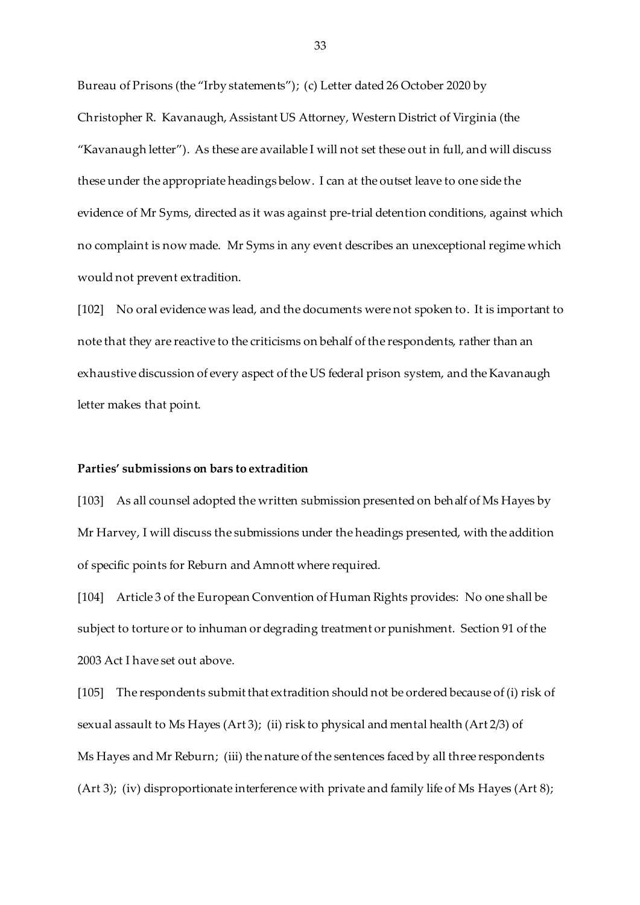Bureau of Prisons (the "Irby statements"); (c) Letter dated 26 October 2020 by Christopher R. Kavanaugh, Assistant US Attorney, Western District of Virginia (the "Kavanaugh letter"). As these are available I will not set these out in full, and will discuss these under the appropriate headings below. I can at the outset leave to one side the evidence of Mr Syms, directed as it was against pre-trial detention conditions, against which no complaint is now made. Mr Syms in any event describes an unexceptional regime which would not prevent extradition.

[102] No oral evidence was lead, and the documents were not spoken to. It is important to note that they are reactive to the criticisms on behalf of the respondents, rather than an exhaustive discussion of every aspect of the US federal prison system, and the Kavanaugh letter makes that point.

**Parties' submissions on bars to extradition**

[103] As all counsel adopted the written submission presented on behalf of Ms Hayes by Mr Harvey, I will discuss the submissions under the headings presented, with the addition of specific points for Reburn and Amnott where required.

[104] Article 3 of the European Convention of Human Rights provides: No one shall be subject to torture or to inhuman or degrading treatment or punishment. Section 91 of the 2003 Act I have set out above.

[105] The respondents submit that extradition should not be ordered because of (i) risk of sexual assault to Ms Hayes (Art 3); (ii) risk to physical and mental health (Art 2/3) of Ms Hayes and Mr Reburn; (iii) the nature of the sentences faced by all three respondents (Art 3); (iv) disproportionate interference with private and family life of Ms Hayes (Art 8);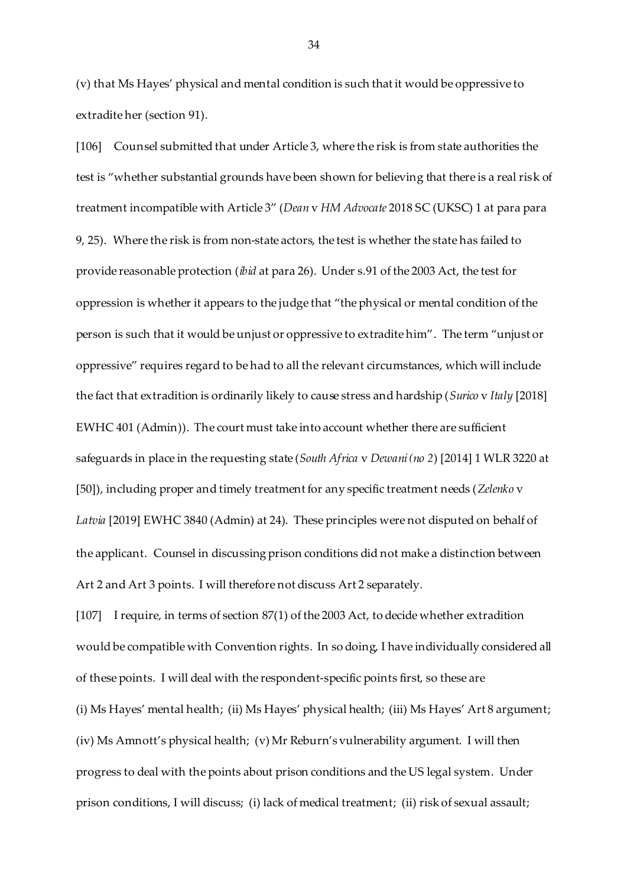(v) that Ms Hayes' physical and mental condition is such that it would be oppressive to extradite her (section 91).

[106] Counsel submitted that under Article 3, where the risk is from state authorities the test is "whether substantial grounds have been shown for believing that there is a real risk of treatment incompatible with Article 3" (*Dean* v *HM Advocate* 2018 SC (UKSC) 1 at para para 9, 25). Where the risk is from non-state actors, the test is whether the state has failed to provide reasonable protection (*ibid* at para 26). Under s.91 of the 2003 Act, the test for oppression is whether it appears to the judge that "the physical or mental condition of the person is such that it would be unjust or oppressive to extradite him". The term "unjust or oppressive" requires regard to be had to all the relevant circumstances, which will include the fact that extradition is ordinarily likely to cause stress and hardship (*Surico* v *Italy* [2018] EWHC 401 (Admin)). The court must take into account whether there are sufficient safeguards in place in the requesting state (*South Africa* v *Dewani (no 2*) [2014] 1 WLR 3220 at [50]), including proper and timely treatment for any specific treatment needs (*Zelenko* v *Latvia* [2019] EWHC 3840 (Admin) at 24). These principles were not disputed on behalf of the applicant. Counsel in discussing prison conditions did not make a distinction between Art 2 and Art 3 points. I will therefore not discuss Art 2 separately.

[107] I require, in terms of section 87(1) of the 2003 Act, to decide whether extradition would be compatible with Convention rights. In so doing, I have individually considered all of these points. I will deal with the respondent-specific points first, so these are (i) Ms Hayes' mental health; (ii) Ms Hayes' physical health; (iii) Ms Hayes' Art 8 argument; (iv) Ms Amnott's physical health; (v) Mr Reburn's vulnerability argument. I will then progress to deal with the points about prison conditions and the US legal system. Under prison conditions, I will discuss; (i) lack of medical treatment; (ii) risk of sexual assault;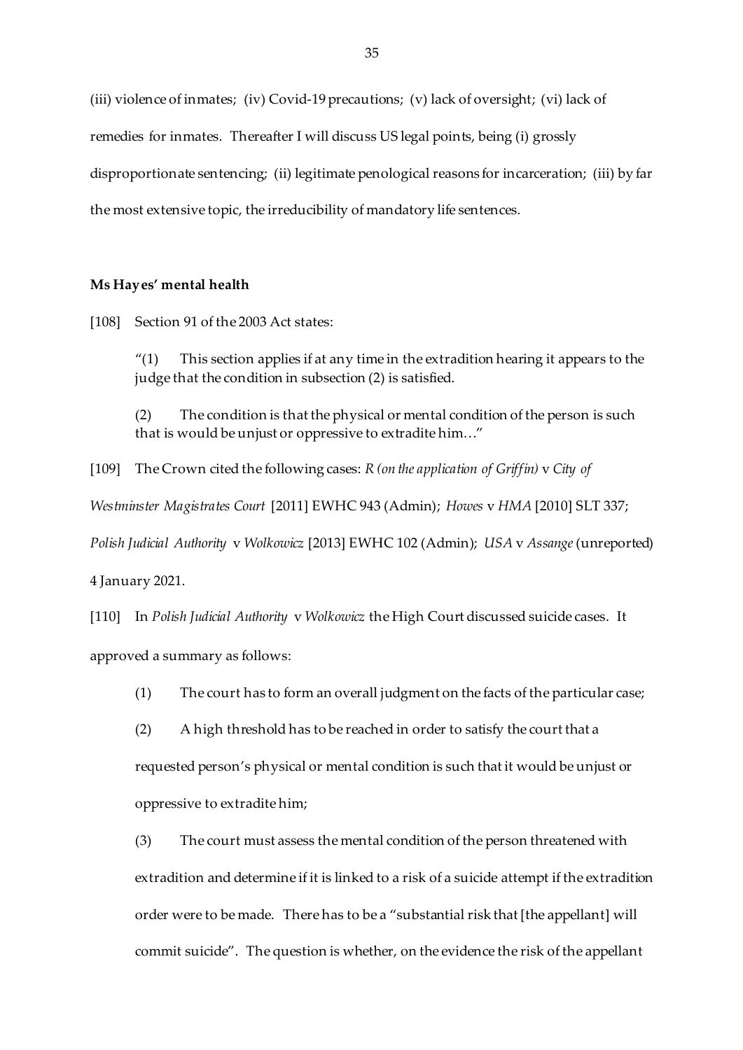(iii) violence of inmates; (iv) Covid-19 precautions; (v) lack of oversight; (vi) lack of remedies for inmates. Thereafter I will discuss US legal points, being (i) grossly disproportionate sentencing; (ii) legitimate penological reasons for incarceration; (iii) by far the most extensive topic, the irreducibility of mandatory life sentences.

**Ms Hayes' mental health**

[108] Section 91 of the 2003 Act states:

> "(1) This section applies if at any time in the extradition hearing it appears to the judge that the condition in subsection (2) is satisfied.
>
> (2) The condition is that the physical or mental condition of the person is such that is would be unjust or oppressive to extradite him…"

[109] The Crown cited the following cases: *R (on the application of Griffin)* v *City of Westminster Magistrates Court* [2011] EWHC 943 (Admin); *Howes* v *HMA* [2010] SLT 337; *Polish Judicial Authority* v *Wolkowicz* [2013] EWHC 102 (Admin); *USA* v *Assange* (unreported) 4 January 2021.

[110] In *Polish Judicial Authority* v *Wolkowicz* the High Court discussed suicide cases. It approved a summary as follows:

> (1) The court has to form an overall judgment on the facts of the particular case;
>
> (2) A high threshold has to be reached in order to satisfy the court that a requested person's physical or mental condition is such that it would be unjust or oppressive to extradite him;
>
> (3) The court must assess the mental condition of the person threatened with extradition and determine if it is linked to a risk of a suicide attempt if the extradition order were to be made. There has to be a "substantial risk that [the appellant] will commit suicide". The question is whether, on the evidence the risk of the appellant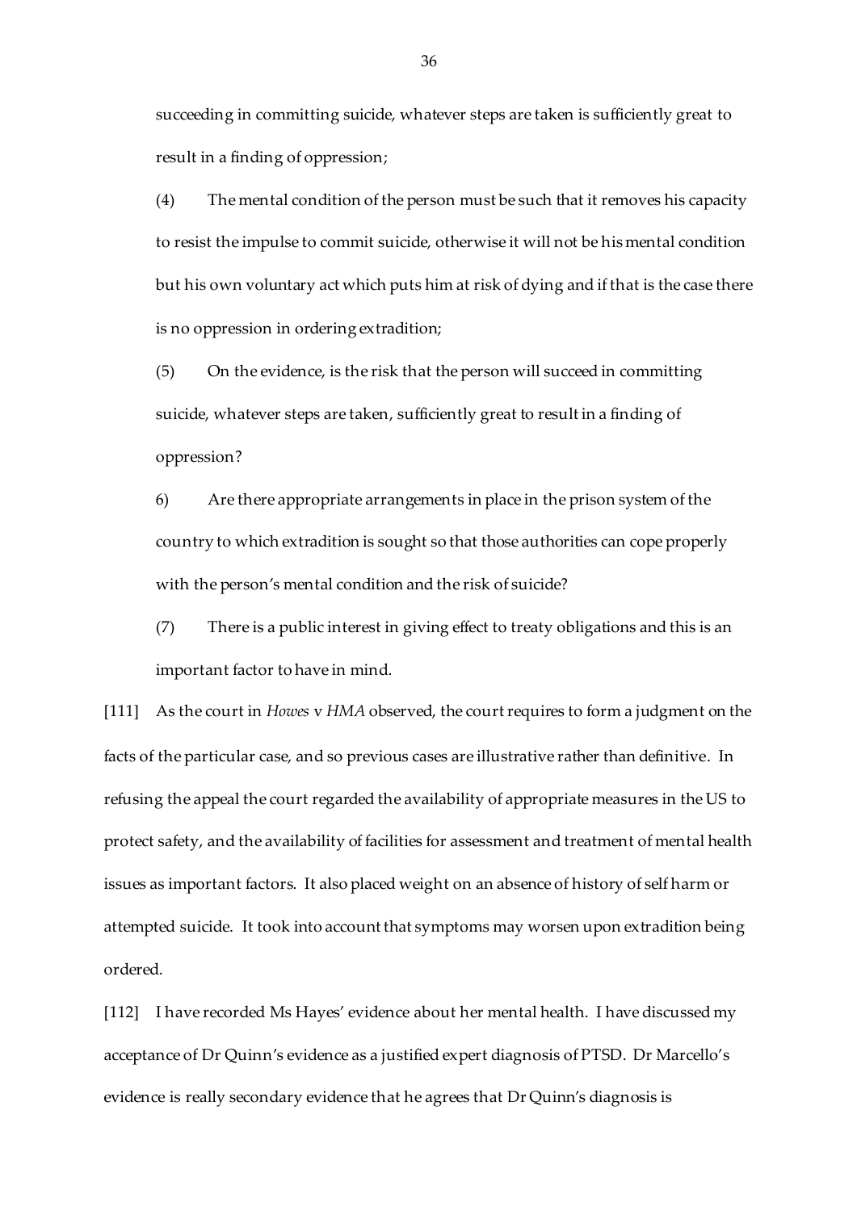succeeding in committing suicide, whatever steps are taken is sufficiently great to result in a finding of oppression;

(4) The mental condition of the person must be such that it removes his capacity to resist the impulse to commit suicide, otherwise it will not be his mental condition but his own voluntary act which puts him at risk of dying and if that is the case there is no oppression in ordering extradition;

(5) On the evidence, is the risk that the person will succeed in committing suicide, whatever steps are taken, sufficiently great to result in a finding of oppression?

6) Are there appropriate arrangements in place in the prison system of the country to which extradition is sought so that those authorities can cope properly with the person's mental condition and the risk of suicide?

(7) There is a public interest in giving effect to treaty obligations and this is an important factor to have in mind.

[111] As the court in *Howes* v *HMA* observed, the court requires to form a judgment on the facts of the particular case, and so previous cases are illustrative rather than definitive. In refusing the appeal the court regarded the availability of appropriate measures in the US to protect safety, and the availability of facilities for assessment and treatment of mental health issues as important factors. It also placed weight on an absence of history of self harm or attempted suicide. It took into account that symptoms may worsen upon extradition being ordered.

[112] I have recorded Ms Hayes' evidence about her mental health. I have discussed my acceptance of Dr Quinn's evidence as a justified expert diagnosis of PTSD. Dr Marcello's evidence is really secondary evidence that he agrees that Dr Quinn's diagnosis is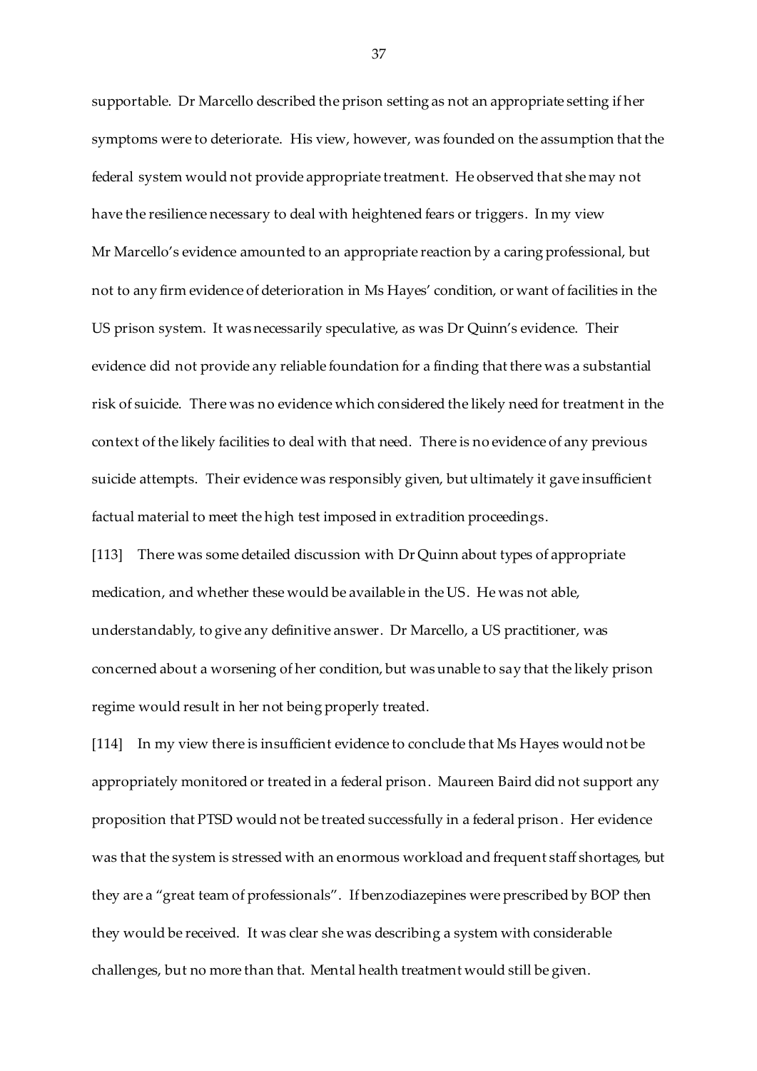supportable. Dr Marcello described the prison setting as not an appropriate setting if her symptoms were to deteriorate. His view, however, was founded on the assumption that the federal system would not provide appropriate treatment. He observed that she may not have the resilience necessary to deal with heightened fears or triggers. In my view Mr Marcello's evidence amounted to an appropriate reaction by a caring professional, but not to any firm evidence of deterioration in Ms Hayes' condition, or want of facilities in the US prison system. It was necessarily speculative, as was Dr Quinn's evidence. Their evidence did not provide any reliable foundation for a finding that there was a substantial risk of suicide. There was no evidence which considered the likely need for treatment in the context of the likely facilities to deal with that need. There is no evidence of any previous suicide attempts. Their evidence was responsibly given, but ultimately it gave insufficient factual material to meet the high test imposed in extradition proceedings.

[113] There was some detailed discussion with Dr Quinn about types of appropriate medication, and whether these would be available in the US. He was not able, understandably, to give any definitive answer. Dr Marcello, a US practitioner, was concerned about a worsening of her condition, but was unable to say that the likely prison regime would result in her not being properly treated.

[114] In my view there is insufficient evidence to conclude that Ms Hayes would not be appropriately monitored or treated in a federal prison. Maureen Baird did not support any proposition that PTSD would not be treated successfully in a federal prison. Her evidence was that the system is stressed with an enormous workload and frequent staff shortages, but they are a "great team of professionals". If benzodiazepines were prescribed by BOP then they would be received. It was clear she was describing a system with considerable challenges, but no more than that. Mental health treatment would still be given.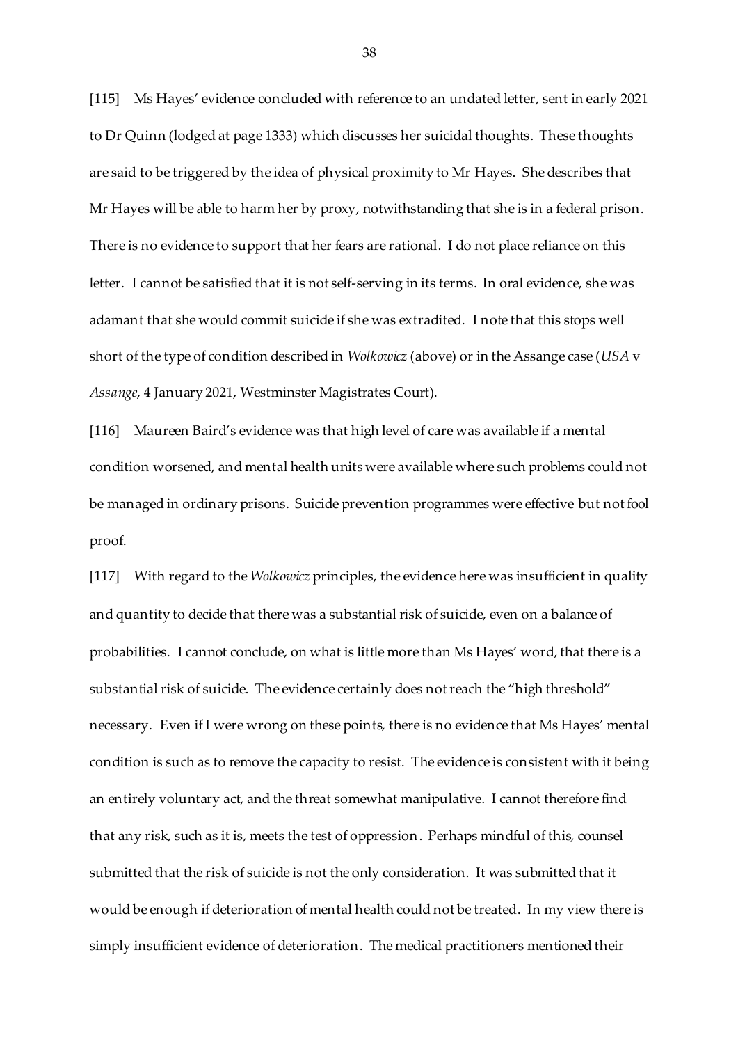[115] Ms Hayes' evidence concluded with reference to an undated letter, sent in early 2021 to Dr Quinn (lodged at page 1333) which discusses her suicidal thoughts. These thoughts are said to be triggered by the idea of physical proximity to Mr Hayes. She describes that Mr Hayes will be able to harm her by proxy, notwithstanding that she is in a federal prison. There is no evidence to support that her fears are rational. I do not place reliance on this letter. I cannot be satisfied that it is not self-serving in its terms. In oral evidence, she was adamant that she would commit suicide if she was extradited. I note that this stops well short of the type of condition described in *Wolkowicz* (above) or in the Assange case (*USA* v *Assange*, 4 January 2021, Westminster Magistrates Court).

[116] Maureen Baird's evidence was that high level of care was available if a mental condition worsened, and mental health units were available where such problems could not be managed in ordinary prisons. Suicide prevention programmes were effective but not fool proof.

[117] With regard to the *Wolkowicz* principles, the evidence here was insufficient in quality and quantity to decide that there was a substantial risk of suicide, even on a balance of probabilities. I cannot conclude, on what is little more than Ms Hayes' word, that there is a substantial risk of suicide. The evidence certainly does not reach the "high threshold" necessary. Even if I were wrong on these points, there is no evidence that Ms Hayes' mental condition is such as to remove the capacity to resist. The evidence is consistent with it being an entirely voluntary act, and the threat somewhat manipulative. I cannot therefore find that any risk, such as it is, meets the test of oppression. Perhaps mindful of this, counsel submitted that the risk of suicide is not the only consideration. It was submitted that it would be enough if deterioration of mental health could not be treated. In my view there is simply insufficient evidence of deterioration. The medical practitioners mentioned their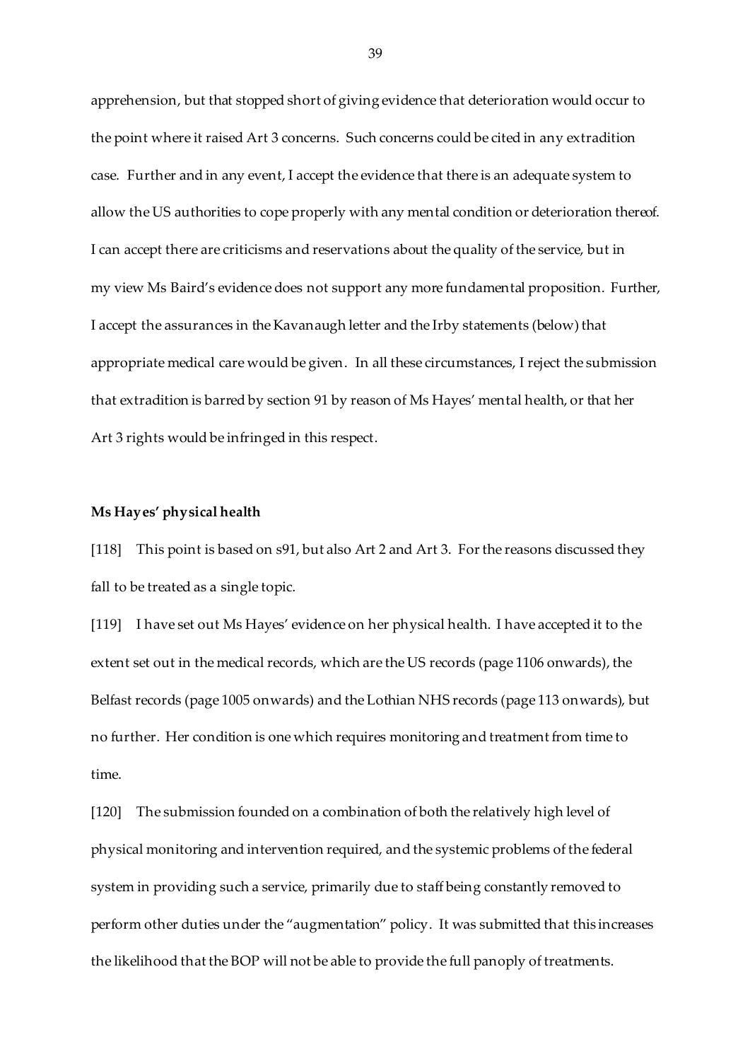apprehension, but that stopped short of giving evidence that deterioration would occur to the point where it raised Art 3 concerns. Such concerns could be cited in any extradition case. Further and in any event, I accept the evidence that there is an adequate system to allow the US authorities to cope properly with any mental condition or deterioration thereof. I can accept there are criticisms and reservations about the quality of the service, but in my view Ms Baird's evidence does not support any more fundamental proposition. Further, I accept the assurances in the Kavanaugh letter and the Irby statements (below) that appropriate medical care would be given. In all these circumstances, I reject the submission that extradition is barred by section 91 by reason of Ms Hayes' mental health, or that her Art 3 rights would be infringed in this respect.

**Ms Hayes' physical health**

[118] This point is based on s91, but also Art 2 and Art 3. For the reasons discussed they fall to be treated as a single topic.

[119] I have set out Ms Hayes' evidence on her physical health. I have accepted it to the extent set out in the medical records, which are the US records (page 1106 onwards), the Belfast records (page 1005 onwards) and the Lothian NHS records (page 113 onwards), but no further. Her condition is one which requires monitoring and treatment from time to time.

[120] The submission founded on a combination of both the relatively high level of physical monitoring and intervention required, and the systemic problems of the federal system in providing such a service, primarily due to staff being constantly removed to perform other duties under the "augmentation" policy. It was submitted that this increases the likelihood that the BOP will not be able to provide the full panoply of treatments.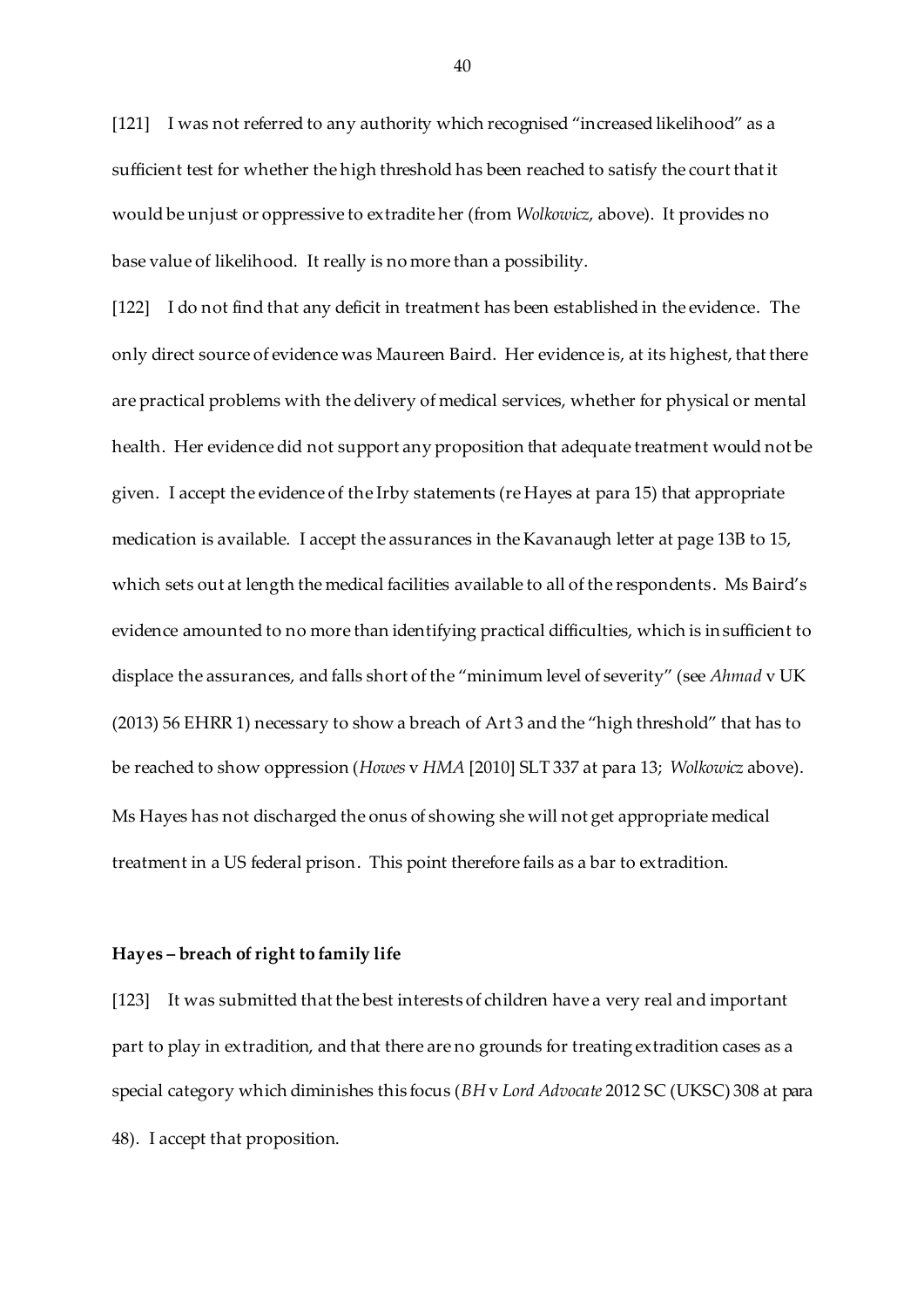[121] I was not referred to any authority which recognised "increased likelihood" as a sufficient test for whether the high threshold has been reached to satisfy the court that it would be unjust or oppressive to extradite her (from *Wolkowicz*, above). It provides no base value of likelihood. It really is no more than a possibility.

[122] I do not find that any deficit in treatment has been established in the evidence. The only direct source of evidence was Maureen Baird. Her evidence is, at its highest, that there are practical problems with the delivery of medical services, whether for physical or mental health. Her evidence did not support any proposition that adequate treatment would not be given. I accept the evidence of the Irby statements (re Hayes at para 15) that appropriate medication is available. I accept the assurances in the Kavanaugh letter at page 13B to 15, which sets out at length the medical facilities available to all of the respondents. Ms Baird's evidence amounted to no more than identifying practical difficulties, which is insufficient to displace the assurances, and falls short of the "minimum level of severity" (see *Ahmad* v UK (2013) 56 EHRR 1) necessary to show a breach of Art 3 and the "high threshold" that has to be reached to show oppression (*Howes* v *HMA* [2010] SLT 337 at para 13; *Wolkowicz* above). Ms Hayes has not discharged the onus of showing she will not get appropriate medical treatment in a US federal prison. This point therefore fails as a bar to extradition.

**Hayes – breach of right to family life**

[123] It was submitted that the best interests of children have a very real and important part to play in extradition, and that there are no grounds for treating extradition cases as a special category which diminishes this focus (*BH* v *Lord Advocate* 2012 SC (UKSC) 308 at para 48). I accept that proposition.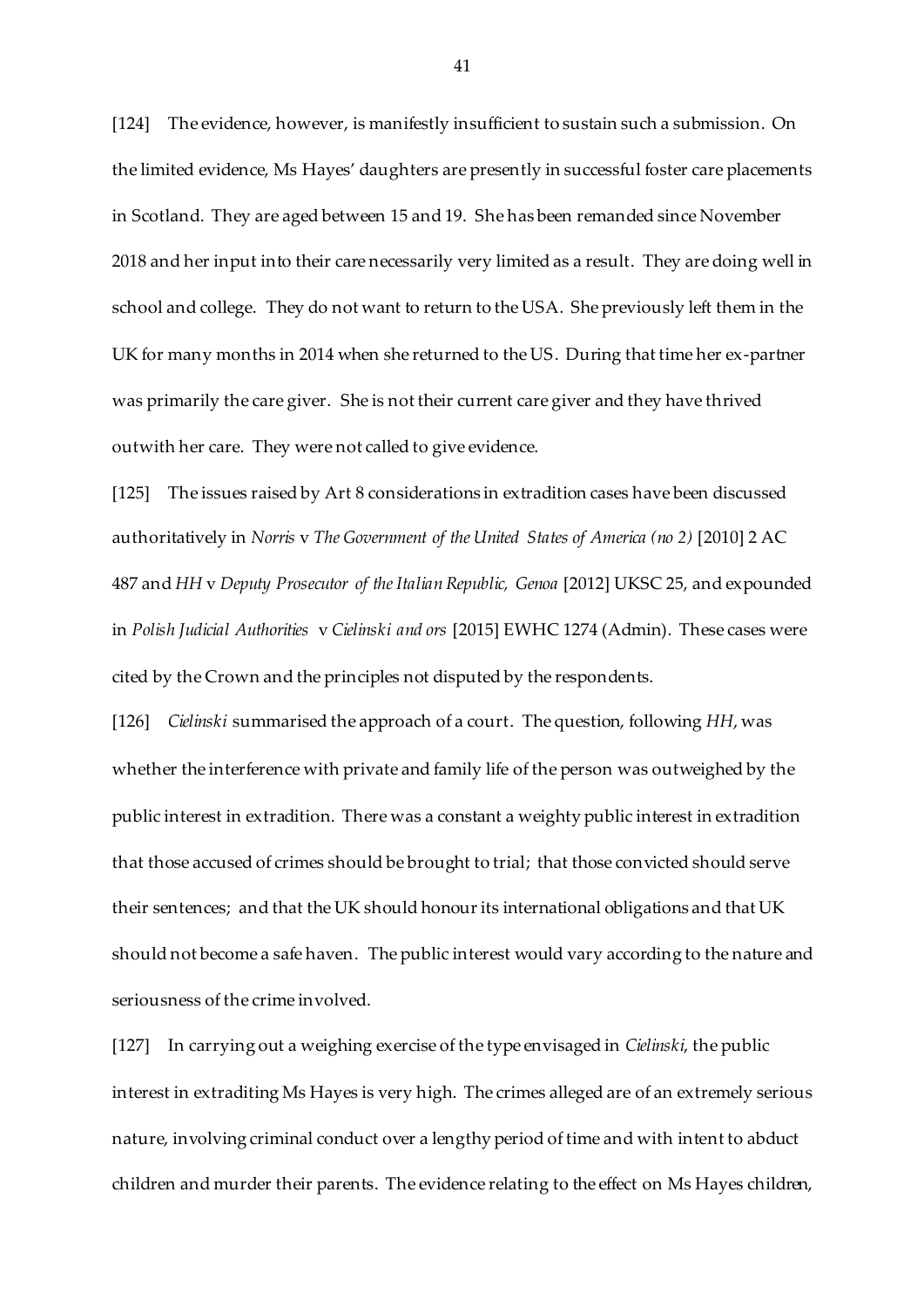[124] The evidence, however, is manifestly insufficient to sustain such a submission. On the limited evidence, Ms Hayes' daughters are presently in successful foster care placements in Scotland. They are aged between 15 and 19. She has been remanded since November 2018 and her input into their care necessarily very limited as a result. They are doing well in school and college. They do not want to return to the USA. She previously left them in the UK for many months in 2014 when she returned to the US. During that time her ex-partner was primarily the care giver. She is not their current care giver and they have thrived outwith her care. They were not called to give evidence.

[125] The issues raised by Art 8 considerations in extradition cases have been discussed authoritatively in *Norris* v *The Government of the United States of America (no 2)* [2010] 2 AC 487 and *HH* v *Deputy Prosecutor of the Italian Republic, Genoa* [2012] UKSC 25, and expounded in *Polish Judicial Authorities* v *Cielinski and ors* [2015] EWHC 1274 (Admin). These cases were cited by the Crown and the principles not disputed by the respondents.

[126] *Cielinski* summarised the approach of a court. The question, following *HH*, was whether the interference with private and family life of the person was outweighed by the public interest in extradition. There was a constant a weighty public interest in extradition that those accused of crimes should be brought to trial; that those convicted should serve their sentences; and that the UK should honour its international obligations and that UK should not become a safe haven. The public interest would vary according to the nature and seriousness of the crime involved.

[127] In carrying out a weighing exercise of the type envisaged in *Cielinski*, the public interest in extraditing Ms Hayes is very high. The crimes alleged are of an extremely serious nature, involving criminal conduct over a lengthy period of time and with intent to abduct children and murder their parents. The evidence relating to the effect on Ms Hayes children,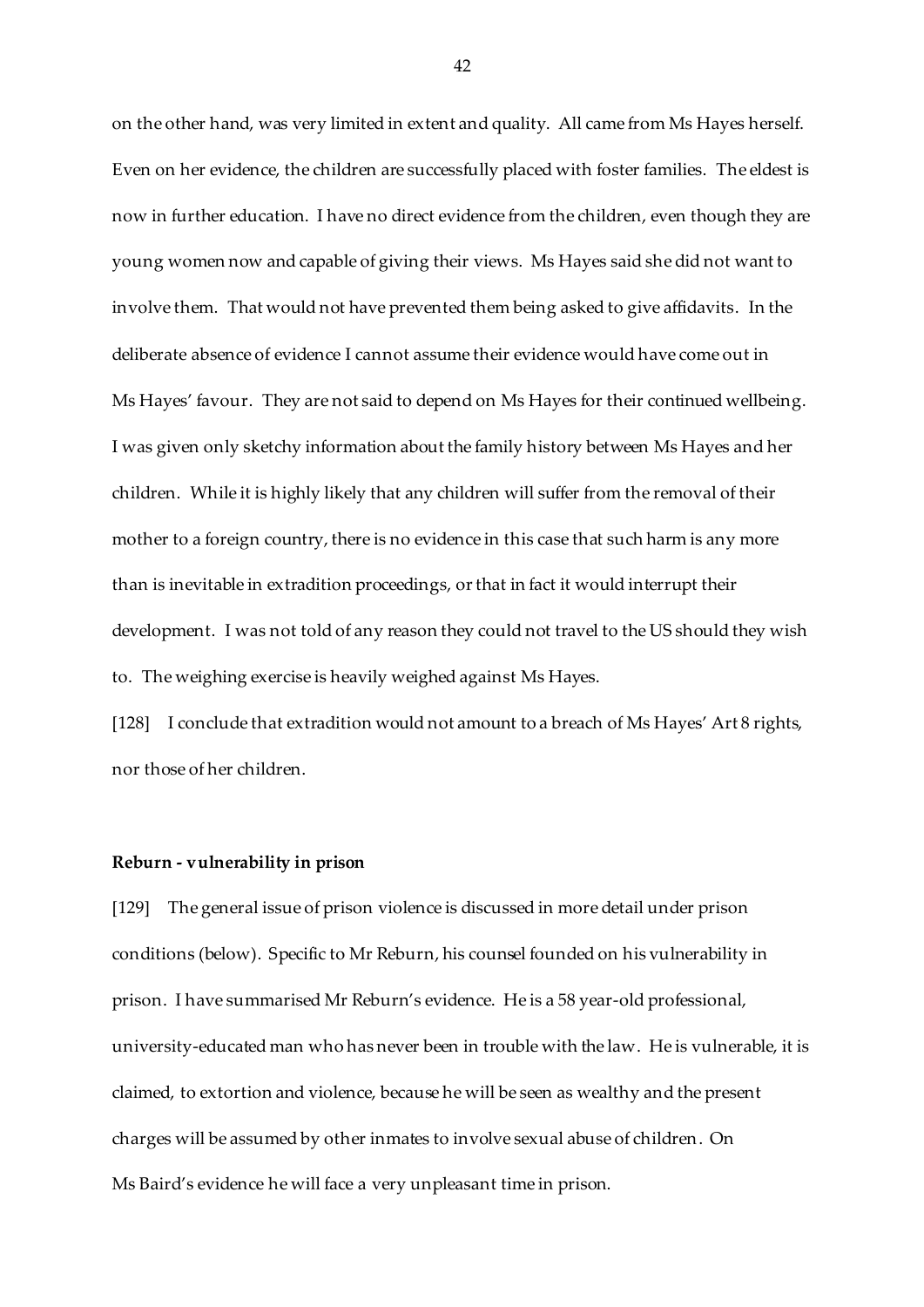on the other hand, was very limited in extent and quality. All came from Ms Hayes herself. Even on her evidence, the children are successfully placed with foster families. The eldest is now in further education. I have no direct evidence from the children, even though they are young women now and capable of giving their views. Ms Hayes said she did not want to involve them. That would not have prevented them being asked to give affidavits. In the deliberate absence of evidence I cannot assume their evidence would have come out in Ms Hayes' favour. They are not said to depend on Ms Hayes for their continued wellbeing. I was given only sketchy information about the family history between Ms Hayes and her children. While it is highly likely that any children will suffer from the removal of their mother to a foreign country, there is no evidence in this case that such harm is any more than is inevitable in extradition proceedings, or that in fact it would interrupt their development. I was not told of any reason they could not travel to the US should they wish to. The weighing exercise is heavily weighed against Ms Hayes.

[128] I conclude that extradition would not amount to a breach of Ms Hayes' Art 8 rights, nor those of her children.

**Reburn - vulnerability in prison**

[129] The general issue of prison violence is discussed in more detail under prison conditions (below). Specific to Mr Reburn, his counsel founded on his vulnerability in prison. I have summarised Mr Reburn's evidence. He is a 58 year-old professional, university-educated man who has never been in trouble with the law. He is vulnerable, it is claimed, to extortion and violence, because he will be seen as wealthy and the present charges will be assumed by other inmates to involve sexual abuse of children. On Ms Baird's evidence he will face a very unpleasant time in prison.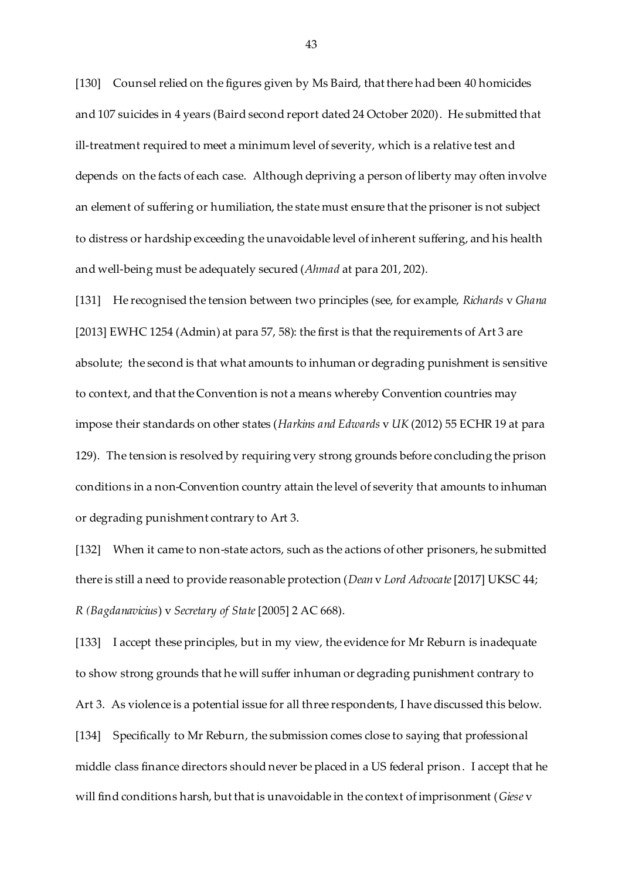[130] Counsel relied on the figures given by Ms Baird, that there had been 40 homicides and 107 suicides in 4 years (Baird second report dated 24 October 2020). He submitted that ill-treatment required to meet a minimum level of severity, which is a relative test and depends on the facts of each case. Although depriving a person of liberty may often involve an element of suffering or humiliation, the state must ensure that the prisoner is not subject to distress or hardship exceeding the unavoidable level of inherent suffering, and his health and well-being must be adequately secured (*Ahmad* at para 201, 202).

[131] He recognised the tension between two principles (see, for example, *Richards* v *Ghana* [2013] EWHC 1254 (Admin) at para 57, 58): the first is that the requirements of Art 3 are absolute; the second is that what amounts to inhuman or degrading punishment is sensitive to context, and that the Convention is not a means whereby Convention countries may impose their standards on other states (*Harkins and Edwards* v *UK* (2012) 55 ECHR 19 at para 129). The tension is resolved by requiring very strong grounds before concluding the prison conditions in a non-Convention country attain the level of severity that amounts to inhuman or degrading punishment contrary to Art 3.

[132] When it came to non-state actors, such as the actions of other prisoners, he submitted there is still a need to provide reasonable protection (*Dean* v *Lord Advocate* [2017] UKSC 44; *R (Bagdanavicius*) v *Secretary of State* [2005] 2 AC 668).

[133] I accept these principles, but in my view, the evidence for Mr Reburn is inadequate to show strong grounds that he will suffer inhuman or degrading punishment contrary to Art 3. As violence is a potential issue for all three respondents, I have discussed this below.

[134] Specifically to Mr Reburn, the submission comes close to saying that professional middle class finance directors should never be placed in a US federal prison. I accept that he will find conditions harsh, but that is unavoidable in the context of imprisonment (*Giese* v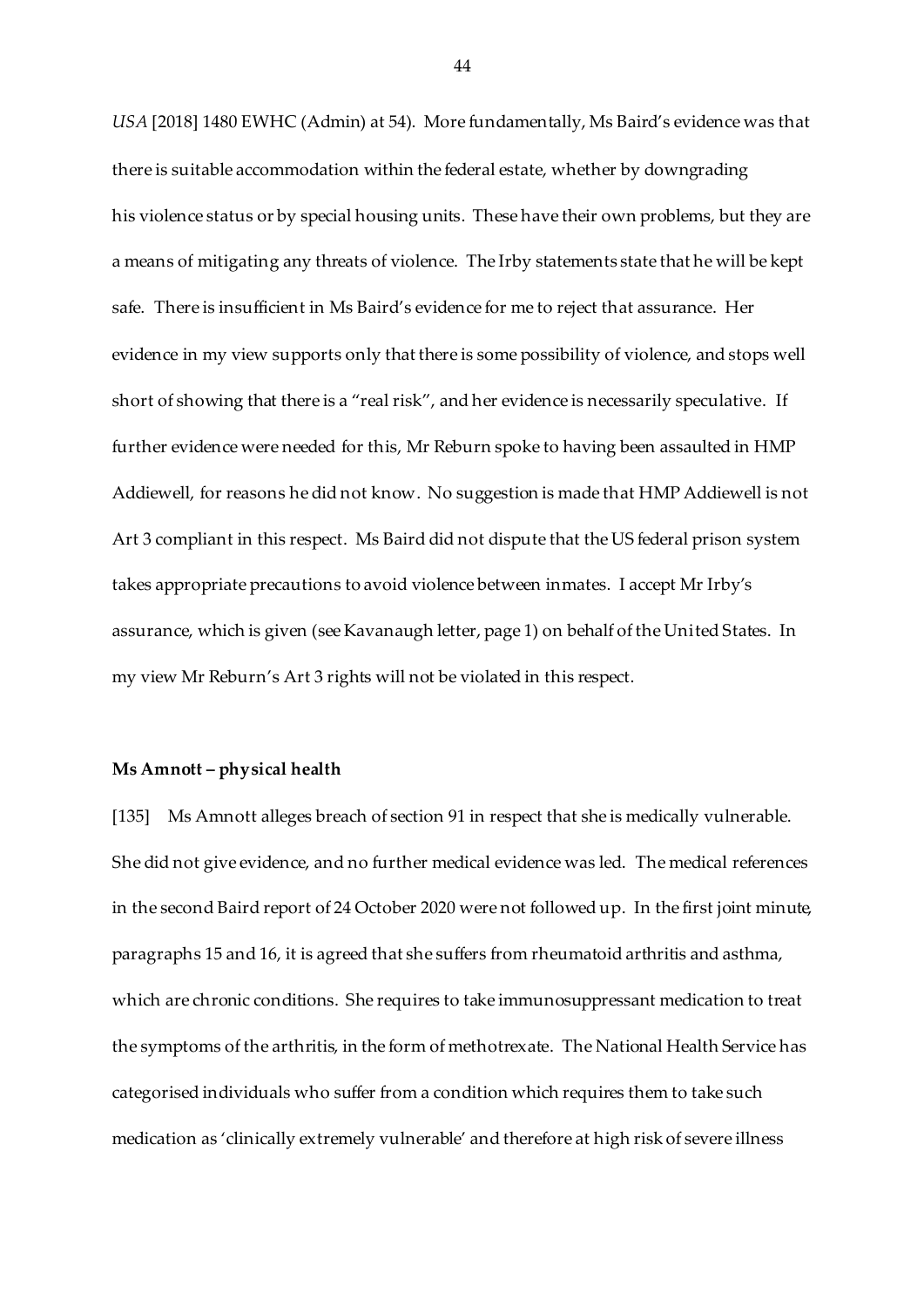*USA* [2018] 1480 EWHC (Admin) at 54). More fundamentally, Ms Baird's evidence was that there is suitable accommodation within the federal estate, whether by downgrading his violence status or by special housing units. These have their own problems, but they are a means of mitigating any threats of violence. The Irby statements state that he will be kept safe. There is insufficient in Ms Baird's evidence for me to reject that assurance. Her evidence in my view supports only that there is some possibility of violence, and stops well short of showing that there is a "real risk", and her evidence is necessarily speculative. If further evidence were needed for this, Mr Reburn spoke to having been assaulted in HMP Addiewell, for reasons he did not know. No suggestion is made that HMP Addiewell is not Art 3 compliant in this respect. Ms Baird did not dispute that the US federal prison system takes appropriate precautions to avoid violence between inmates. I accept Mr Irby's assurance, which is given (see Kavanaugh letter, page 1) on behalf of the United States. In my view Mr Reburn's Art 3 rights will not be violated in this respect.

**Ms Amnott – physical health**

[135] Ms Amnott alleges breach of section 91 in respect that she is medically vulnerable. She did not give evidence, and no further medical evidence was led. The medical references in the second Baird report of 24 October 2020 were not followed up. In the first joint minute, paragraphs 15 and 16, it is agreed that she suffers from rheumatoid arthritis and asthma, which are chronic conditions. She requires to take immunosuppressant medication to treat the symptoms of the arthritis, in the form of methotrexate. The National Health Service has categorised individuals who suffer from a condition which requires them to take such medication as 'clinically extremely vulnerable' and therefore at high risk of severe illness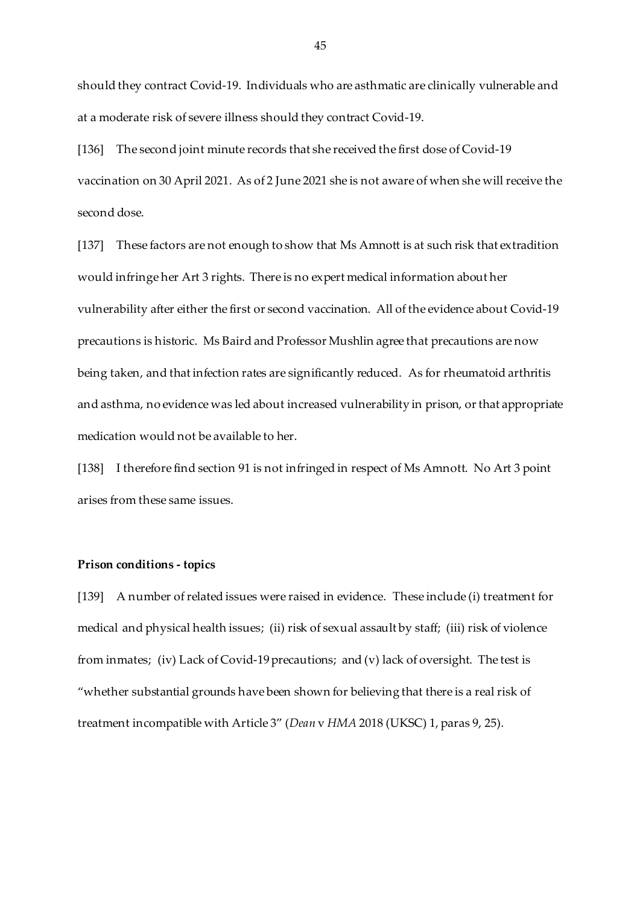should they contract Covid-19. Individuals who are asthmatic are clinically vulnerable and at a moderate risk of severe illness should they contract Covid-19.

[136] The second joint minute records that she received the first dose of Covid-19 vaccination on 30 April 2021. As of 2 June 2021 she is not aware of when she will receive the second dose.

[137] These factors are not enough to show that Ms Amnott is at such risk that extradition would infringe her Art 3 rights. There is no expert medical information about her vulnerability after either the first or second vaccination. All of the evidence about Covid-19 precautions is historic. Ms Baird and Professor Mushlin agree that precautions are now being taken, and that infection rates are significantly reduced. As for rheumatoid arthritis and asthma, no evidence was led about increased vulnerability in prison, or that appropriate medication would not be available to her.

[138] I therefore find section 91 is not infringed in respect of Ms Amnott. No Art 3 point arises from these same issues.

**Prison conditions - topics**

[139] A number of related issues were raised in evidence. These include (i) treatment for medical and physical health issues; (ii) risk of sexual assault by staff; (iii) risk of violence from inmates; (iv) Lack of Covid-19 precautions; and (v) lack of oversight. The test is "whether substantial grounds have been shown for believing that there is a real risk of treatment incompatible with Article 3" (*Dean* v *HMA* 2018 (UKSC) 1, paras 9, 25).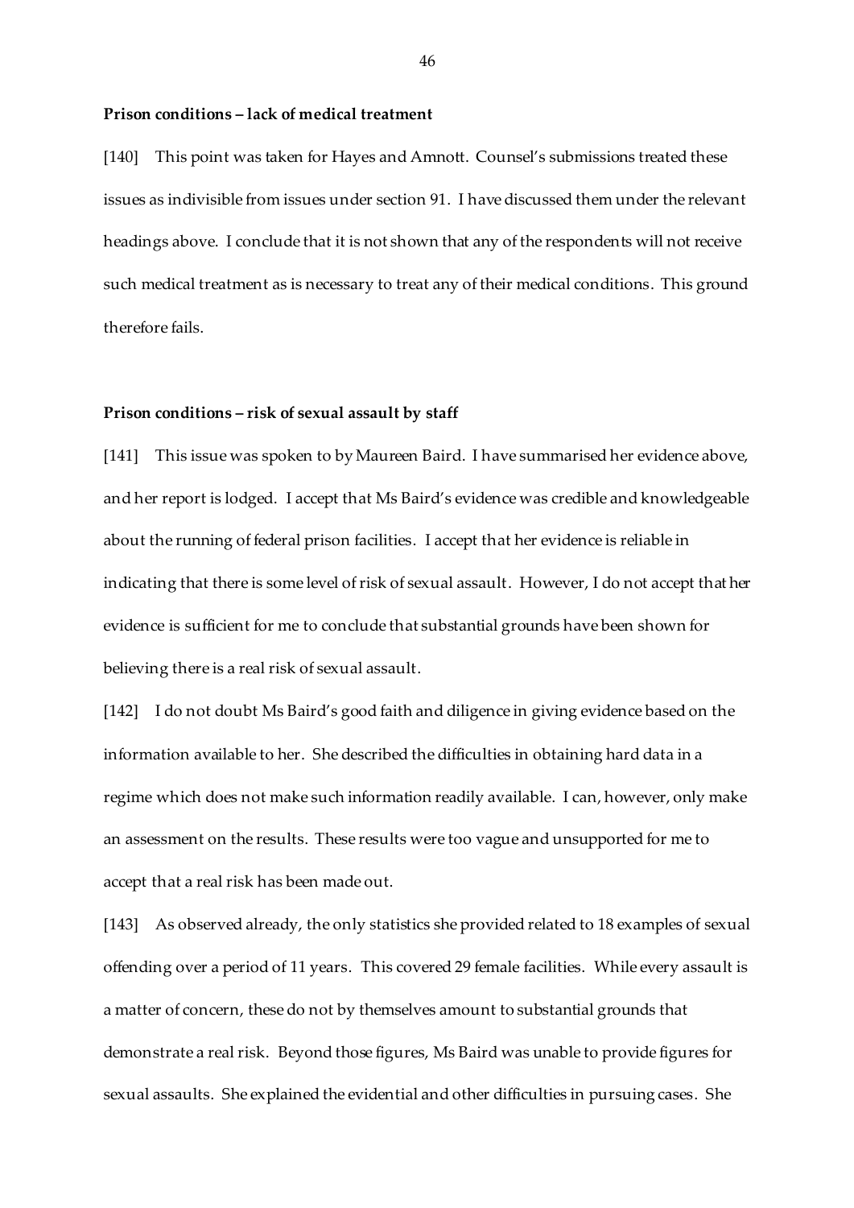**Prison conditions – lack of medical treatment**

[140] This point was taken for Hayes and Amnott. Counsel's submissions treated these issues as indivisible from issues under section 91. I have discussed them under the relevant headings above. I conclude that it is not shown that any of the respondents will not receive such medical treatment as is necessary to treat any of their medical conditions. This ground therefore fails.

**Prison conditions – risk of sexual assault by staff**

[141] This issue was spoken to by Maureen Baird. I have summarised her evidence above, and her report is lodged. I accept that Ms Baird's evidence was credible and knowledgeable about the running of federal prison facilities. I accept that her evidence is reliable in indicating that there is some level of risk of sexual assault. However, I do not accept that her evidence is sufficient for me to conclude that substantial grounds have been shown for believing there is a real risk of sexual assault.

[142] I do not doubt Ms Baird's good faith and diligence in giving evidence based on the information available to her. She described the difficulties in obtaining hard data in a regime which does not make such information readily available. I can, however, only make an assessment on the results. These results were too vague and unsupported for me to accept that a real risk has been made out.

[143] As observed already, the only statistics she provided related to 18 examples of sexual offending over a period of 11 years. This covered 29 female facilities. While every assault is a matter of concern, these do not by themselves amount to substantial grounds that demonstrate a real risk. Beyond those figures, Ms Baird was unable to provide figures for sexual assaults. She explained the evidential and other difficulties in pursuing cases. She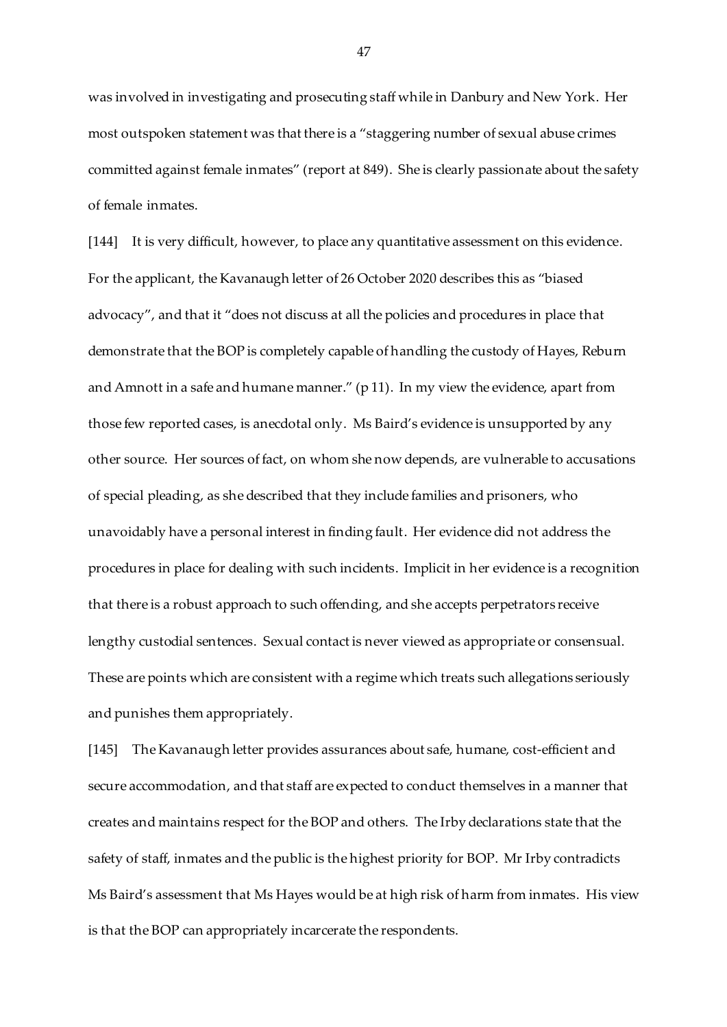was involved in investigating and prosecuting staff while in Danbury and New York. Her most outspoken statement was that there is a "staggering number of sexual abuse crimes committed against female inmates" (report at 849). She is clearly passionate about the safety of female inmates.

[144] It is very difficult, however, to place any quantitative assessment on this evidence. For the applicant, the Kavanaugh letter of 26 October 2020 describes this as "biased advocacy", and that it "does not discuss at all the policies and procedures in place that demonstrate that the BOP is completely capable of handling the custody of Hayes, Reburn and Amnott in a safe and humane manner." (p 11). In my view the evidence, apart from those few reported cases, is anecdotal only. Ms Baird's evidence is unsupported by any other source. Her sources of fact, on whom she now depends, are vulnerable to accusations of special pleading, as she described that they include families and prisoners, who unavoidably have a personal interest in finding fault. Her evidence did not address the procedures in place for dealing with such incidents. Implicit in her evidence is a recognition that there is a robust approach to such offending, and she accepts perpetrators receive lengthy custodial sentences. Sexual contact is never viewed as appropriate or consensual. These are points which are consistent with a regime which treats such allegations seriously and punishes them appropriately.

[145] The Kavanaugh letter provides assurances about safe, humane, cost-efficient and secure accommodation, and that staff are expected to conduct themselves in a manner that creates and maintains respect for the BOP and others. The Irby declarations state that the safety of staff, inmates and the public is the highest priority for BOP. Mr Irby contradicts Ms Baird's assessment that Ms Hayes would be at high risk of harm from inmates. His view is that the BOP can appropriately incarcerate the respondents.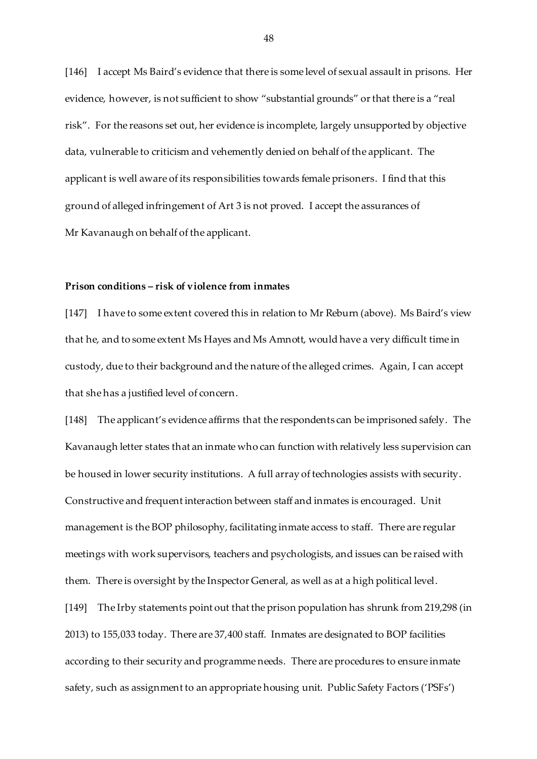[146] I accept Ms Baird's evidence that there is some level of sexual assault in prisons. Her evidence, however, is not sufficient to show "substantial grounds" or that there is a "real risk". For the reasons set out, her evidence is incomplete, largely unsupported by objective data, vulnerable to criticism and vehemently denied on behalf of the applicant. The applicant is well aware of its responsibilities towards female prisoners. I find that this ground of alleged infringement of Art 3 is not proved. I accept the assurances of Mr Kavanaugh on behalf of the applicant.

**Prison conditions – risk of violence from inmates**

[147] I have to some extent covered this in relation to Mr Reburn (above). Ms Baird's view that he, and to some extent Ms Hayes and Ms Amnott, would have a very difficult time in custody, due to their background and the nature of the alleged crimes. Again, I can accept that she has a justified level of concern.

[148] The applicant's evidence affirms that the respondents can be imprisoned safely. The Kavanaugh letter states that an inmate who can function with relatively less supervision can be housed in lower security institutions. A full array of technologies assists with security. Constructive and frequent interaction between staff and inmates is encouraged. Unit management is the BOP philosophy, facilitating inmate access to staff. There are regular meetings with work supervisors, teachers and psychologists, and issues can be raised with them. There is oversight by the Inspector General, as well as at a high political level.

[149] The Irby statements point out that the prison population has shrunk from 219,298 (in 2013) to 155,033 today. There are 37,400 staff. Inmates are designated to BOP facilities according to their security and programme needs. There are procedures to ensure inmate safety, such as assignment to an appropriate housing unit. Public Safety Factors ('PSFs')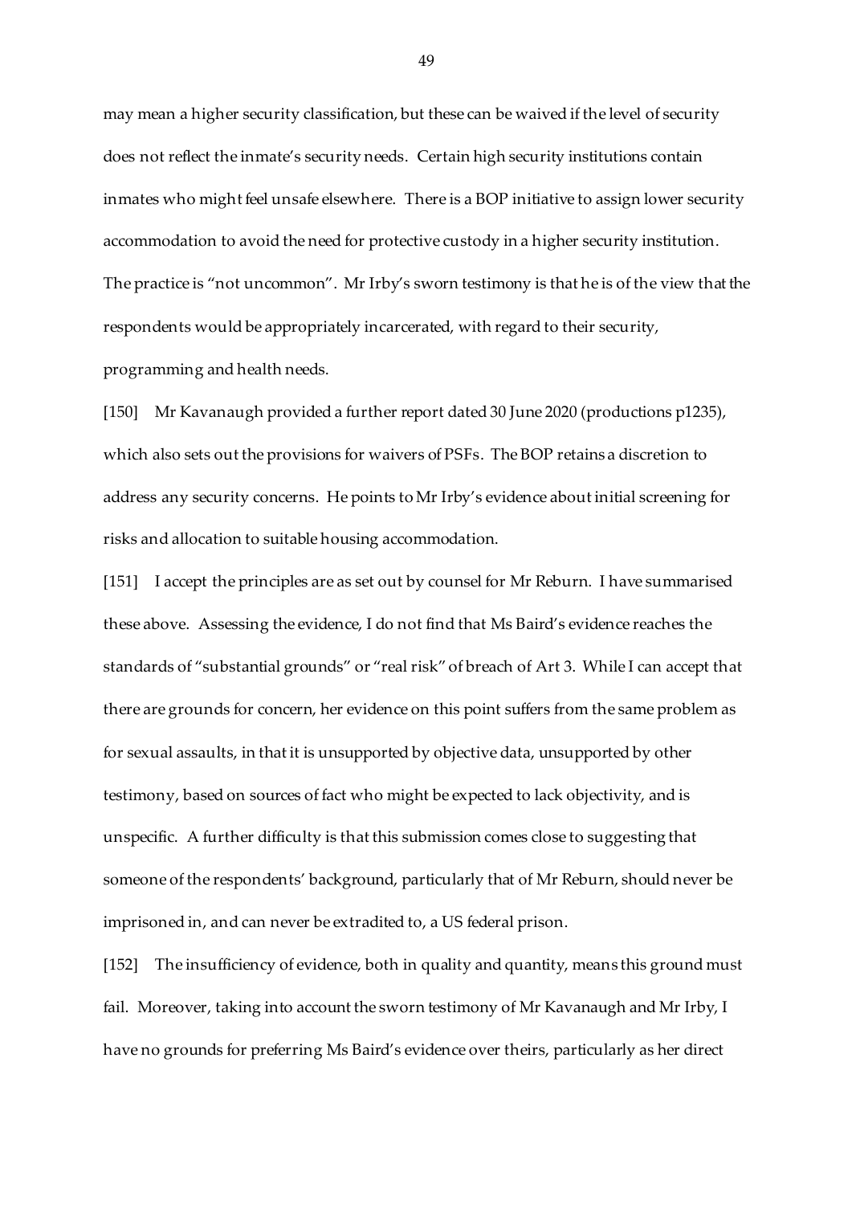may mean a higher security classification, but these can be waived if the level of security does not reflect the inmate's security needs. Certain high security institutions contain inmates who might feel unsafe elsewhere. There is a BOP initiative to assign lower security accommodation to avoid the need for protective custody in a higher security institution. The practice is "not uncommon". Mr Irby's sworn testimony is that he is of the view that the respondents would be appropriately incarcerated, with regard to their security, programming and health needs.

[150] Mr Kavanaugh provided a further report dated 30 June 2020 (productions p1235), which also sets out the provisions for waivers of PSFs. The BOP retains a discretion to address any security concerns. He points to Mr Irby's evidence about initial screening for risks and allocation to suitable housing accommodation.

[151] I accept the principles are as set out by counsel for Mr Reburn. I have summarised these above. Assessing the evidence, I do not find that Ms Baird's evidence reaches the standards of "substantial grounds" or "real risk" of breach of Art 3. While I can accept that there are grounds for concern, her evidence on this point suffers from the same problem as for sexual assaults, in that it is unsupported by objective data, unsupported by other testimony, based on sources of fact who might be expected to lack objectivity, and is unspecific. A further difficulty is that this submission comes close to suggesting that someone of the respondents' background, particularly that of Mr Reburn, should never be imprisoned in, and can never be extradited to, a US federal prison.

[152] The insufficiency of evidence, both in quality and quantity, means this ground must fail. Moreover, taking into account the sworn testimony of Mr Kavanaugh and Mr Irby, I have no grounds for preferring Ms Baird's evidence over theirs, particularly as her direct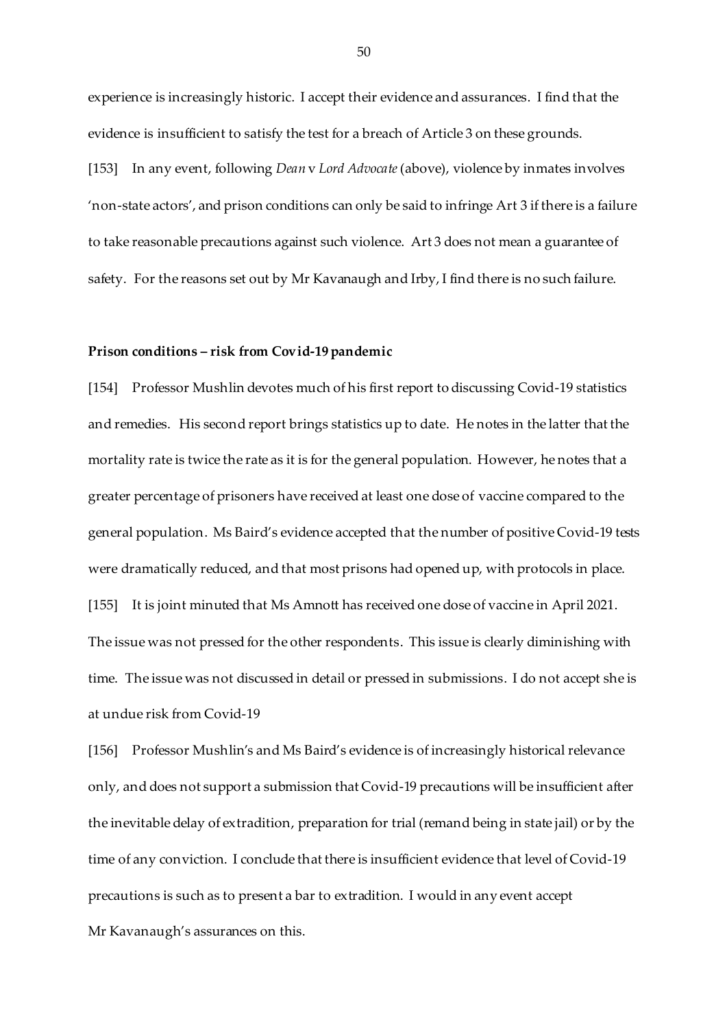experience is increasingly historic. I accept their evidence and assurances. I find that the evidence is insufficient to satisfy the test for a breach of Article 3 on these grounds.

[153] In any event, following *Dean* v *Lord Advocate* (above), violence by inmates involves 'non-state actors', and prison conditions can only be said to infringe Art 3 if there is a failure to take reasonable precautions against such violence. Art 3 does not mean a guarantee of safety. For the reasons set out by Mr Kavanaugh and Irby, I find there is no such failure.

**Prison conditions – risk from Covid-19 pandemic**

[154] Professor Mushlin devotes much of his first report to discussing Covid-19 statistics and remedies. His second report brings statistics up to date. He notes in the latter that the mortality rate is twice the rate as it is for the general population. However, he notes that a greater percentage of prisoners have received at least one dose of vaccine compared to the general population. Ms Baird's evidence accepted that the number of positive Covid-19 tests were dramatically reduced, and that most prisons had opened up, with protocols in place.

[155] It is joint minuted that Ms Amnott has received one dose of vaccine in April 2021. The issue was not pressed for the other respondents. This issue is clearly diminishing with time. The issue was not discussed in detail or pressed in submissions. I do not accept she is at undue risk from Covid-19

[156] Professor Mushlin's and Ms Baird's evidence is of increasingly historical relevance only, and does not support a submission that Covid-19 precautions will be insufficient after the inevitable delay of extradition, preparation for trial (remand being in state jail) or by the time of any conviction. I conclude that there is insufficient evidence that level of Covid-19 precautions is such as to present a bar to extradition. I would in any event accept Mr Kavanaugh's assurances on this.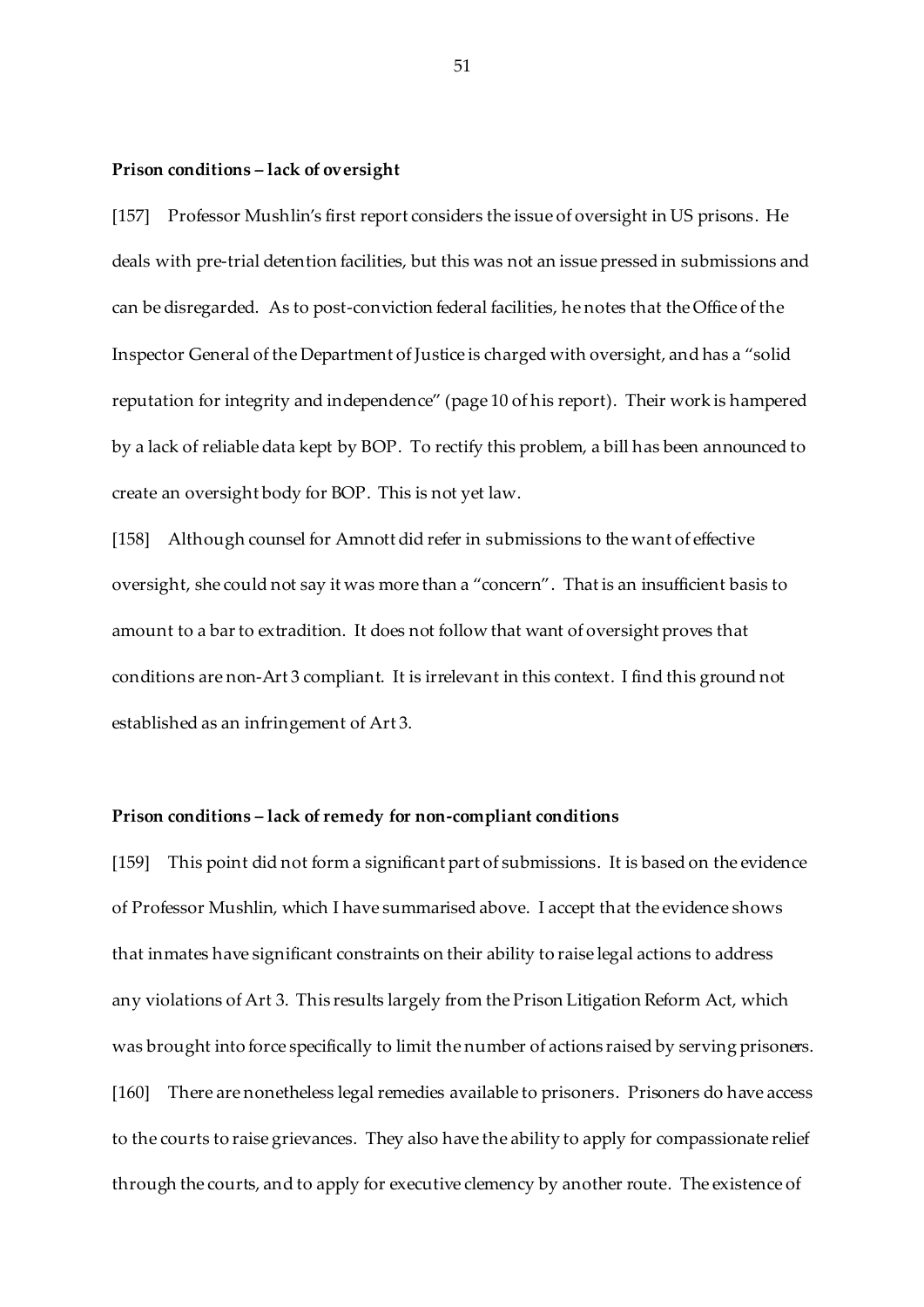**Prison conditions – lack of oversight**

[157] Professor Mushlin's first report considers the issue of oversight in US prisons. He deals with pre-trial detention facilities, but this was not an issue pressed in submissions and can be disregarded. As to post-conviction federal facilities, he notes that the Office of the Inspector General of the Department of Justice is charged with oversight, and has a "solid reputation for integrity and independence" (page 10 of his report). Their work is hampered by a lack of reliable data kept by BOP. To rectify this problem, a bill has been announced to create an oversight body for BOP. This is not yet law.

[158] Although counsel for Amnott did refer in submissions to the want of effective oversight, she could not say it was more than a "concern". That is an insufficient basis to amount to a bar to extradition. It does not follow that want of oversight proves that conditions are non-Art 3 compliant. It is irrelevant in this context. I find this ground not established as an infringement of Art 3.

**Prison conditions – lack of remedy for non-compliant conditions**

[159] This point did not form a significant part of submissions. It is based on the evidence of Professor Mushlin, which I have summarised above. I accept that the evidence shows that inmates have significant constraints on their ability to raise legal actions to address any violations of Art 3. This results largely from the Prison Litigation Reform Act, which was brought into force specifically to limit the number of actions raised by serving prisoners.

[160] There are nonetheless legal remedies available to prisoners. Prisoners do have access to the courts to raise grievances. They also have the ability to apply for compassionate relief through the courts, and to apply for executive clemency by another route. The existence of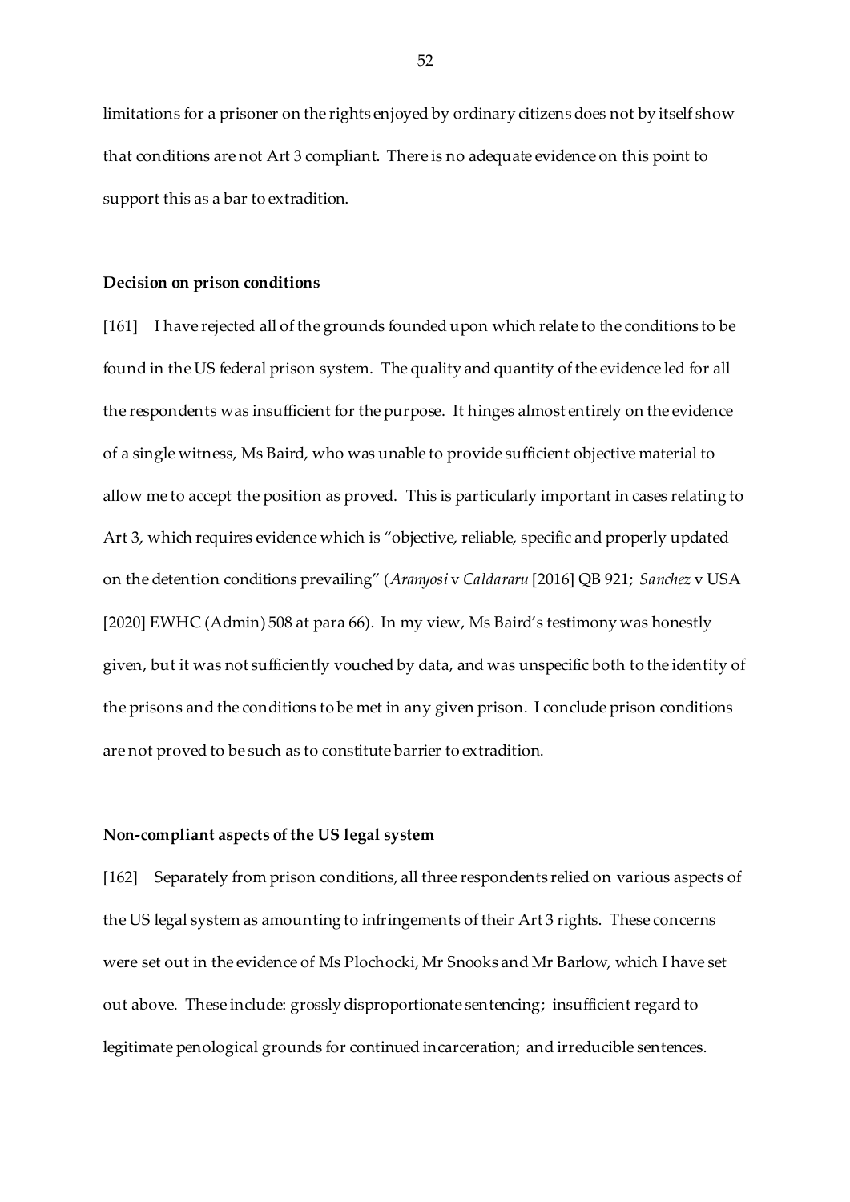limitations for a prisoner on the rights enjoyed by ordinary citizens does not by itself show that conditions are not Art 3 compliant. There is no adequate evidence on this point to support this as a bar to extradition.

**Decision on prison conditions**

[161] I have rejected all of the grounds founded upon which relate to the conditions to be found in the US federal prison system. The quality and quantity of the evidence led for all the respondents was insufficient for the purpose. It hinges almost entirely on the evidence of a single witness, Ms Baird, who was unable to provide sufficient objective material to allow me to accept the position as proved. This is particularly important in cases relating to Art 3, which requires evidence which is "objective, reliable, specific and properly updated on the detention conditions prevailing" (*Aranyosi* v *Caldararu* [2016] QB 921; *Sanchez* v USA [2020] EWHC (Admin) 508 at para 66). In my view, Ms Baird's testimony was honestly given, but it was not sufficiently vouched by data, and was unspecific both to the identity of the prisons and the conditions to be met in any given prison. I conclude prison conditions are not proved to be such as to constitute barrier to extradition.

**Non-compliant aspects of the US legal system**

[162] Separately from prison conditions, all three respondents relied on various aspects of the US legal system as amounting to infringements of their Art 3 rights. These concerns were set out in the evidence of Ms Plochocki, Mr Snooks and Mr Barlow, which I have set out above. These include: grossly disproportionate sentencing; insufficient regard to legitimate penological grounds for continued incarceration; and irreducible sentences.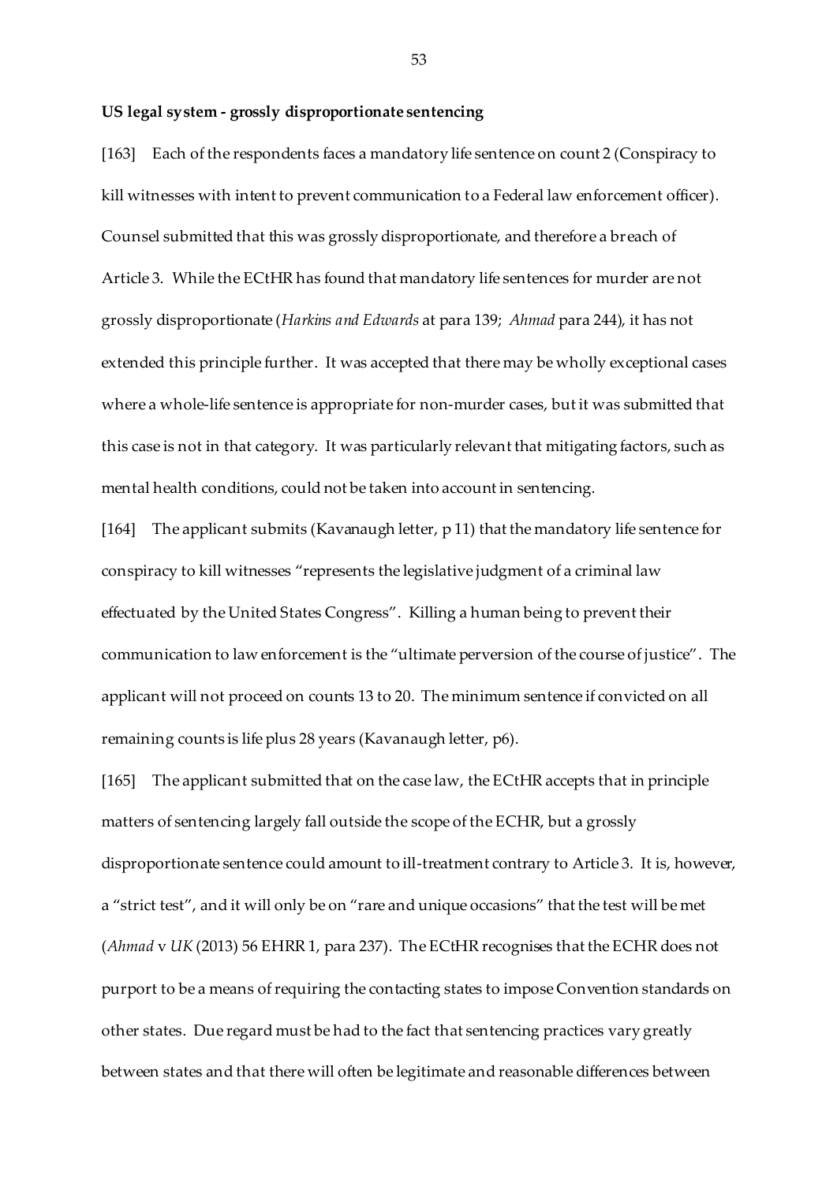**US legal system - grossly disproportionate sentencing**

[163] Each of the respondents faces a mandatory life sentence on count 2 (Conspiracy to kill witnesses with intent to prevent communication to a Federal law enforcement officer). Counsel submitted that this was grossly disproportionate, and therefore a breach of Article 3. While the ECtHR has found that mandatory life sentences for murder are not grossly disproportionate (*Harkins and Edwards* at para 139; *Ahmad* para 244), it has not extended this principle further. It was accepted that there may be wholly exceptional cases where a whole-life sentence is appropriate for non-murder cases, but it was submitted that this case is not in that category. It was particularly relevant that mitigating factors, such as mental health conditions, could not be taken into account in sentencing.

[164] The applicant submits (Kavanaugh letter, p 11) that the mandatory life sentence for conspiracy to kill witnesses "represents the legislative judgment of a criminal law effectuated by the United States Congress". Killing a human being to prevent their communication to law enforcement is the "ultimate perversion of the course of justice". The applicant will not proceed on counts 13 to 20. The minimum sentence if convicted on all remaining counts is life plus 28 years (Kavanaugh letter, p6).

[165] The applicant submitted that on the case law, the ECtHR accepts that in principle matters of sentencing largely fall outside the scope of the ECHR, but a grossly disproportionate sentence could amount to ill-treatment contrary to Article 3. It is, however, a "strict test", and it will only be on "rare and unique occasions" that the test will be met (*Ahmad* v *UK* (2013) 56 EHRR 1, para 237). The ECtHR recognises that the ECHR does not purport to be a means of requiring the contacting states to impose Convention standards on other states. Due regard must be had to the fact that sentencing practices vary greatly between states and that there will often be legitimate and reasonable differences between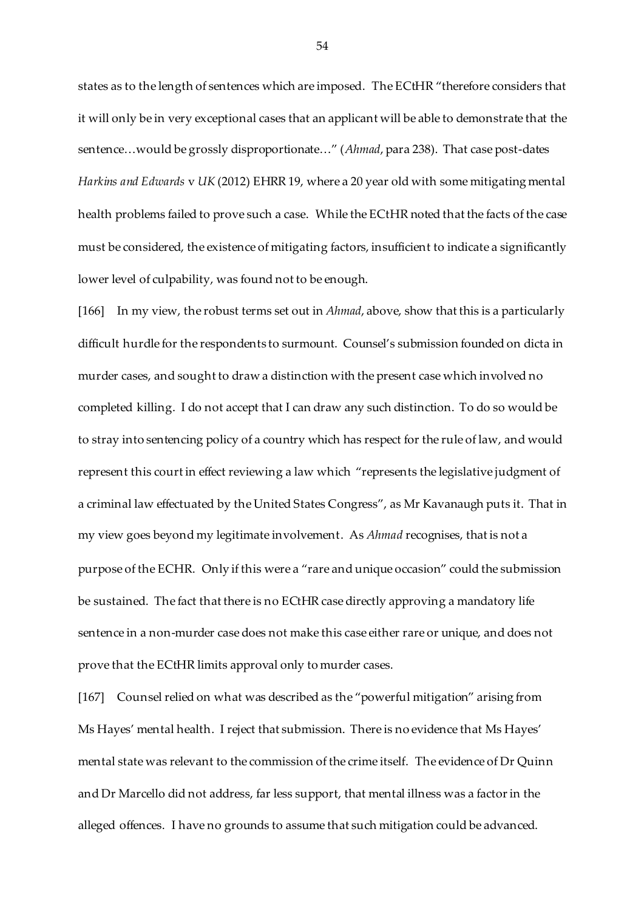states as to the length of sentences which are imposed. The ECtHR "therefore considers that it will only be in very exceptional cases that an applicant will be able to demonstrate that the sentence…would be grossly disproportionate…" (*Ahmad*, para 238). That case post-dates *Harkins and Edwards* v *UK* (2012) EHRR 19, where a 20 year old with some mitigating mental health problems failed to prove such a case. While the ECtHR noted that the facts of the case must be considered, the existence of mitigating factors, insufficient to indicate a significantly lower level of culpability, was found not to be enough.

[166] In my view, the robust terms set out in *Ahmad*, above, show that this is a particularly difficult hurdle for the respondents to surmount. Counsel's submission founded on dicta in murder cases, and sought to draw a distinction with the present case which involved no completed killing. I do not accept that I can draw any such distinction. To do so would be to stray into sentencing policy of a country which has respect for the rule of law, and would represent this court in effect reviewing a law which "represents the legislative judgment of a criminal law effectuated by the United States Congress", as Mr Kavanaugh puts it. That in my view goes beyond my legitimate involvement. As *Ahmad* recognises, that is not a purpose of the ECHR. Only if this were a "rare and unique occasion" could the submission be sustained. The fact that there is no ECtHR case directly approving a mandatory life sentence in a non-murder case does not make this case either rare or unique, and does not prove that the ECtHR limits approval only to murder cases.

[167] Counsel relied on what was described as the "powerful mitigation" arising from Ms Hayes' mental health. I reject that submission. There is no evidence that Ms Hayes' mental state was relevant to the commission of the crime itself. The evidence of Dr Quinn and Dr Marcello did not address, far less support, that mental illness was a factor in the alleged offences. I have no grounds to assume that such mitigation could be advanced.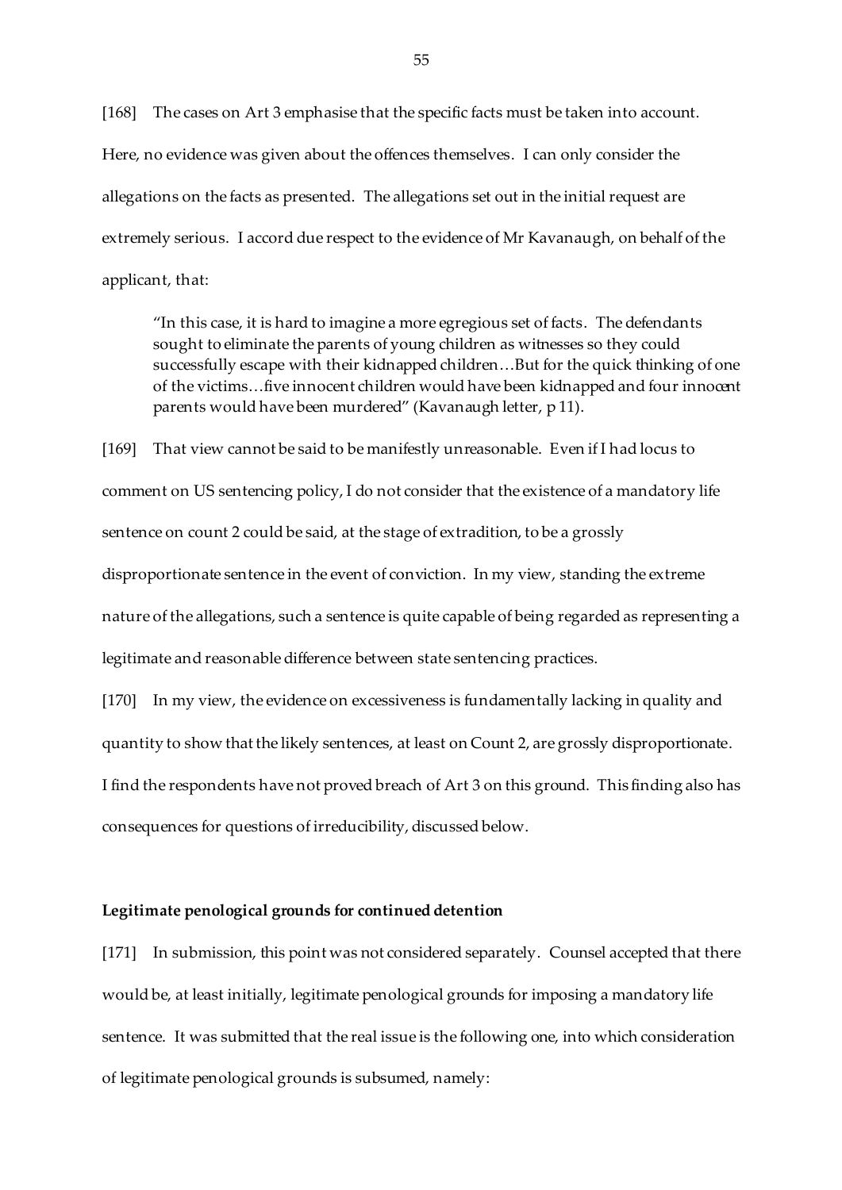[168] The cases on Art 3 emphasise that the specific facts must be taken into account. Here, no evidence was given about the offences themselves. I can only consider the allegations on the facts as presented. The allegations set out in the initial request are extremely serious. I accord due respect to the evidence of Mr Kavanaugh, on behalf of the applicant, that:

> "In this case, it is hard to imagine a more egregious set of facts. The defendants sought to eliminate the parents of young children as witnesses so they could successfully escape with their kidnapped children…But for the quick thinking of one of the victims…five innocent children would have been kidnapped and four innocent parents would have been murdered" (Kavanaugh letter, p 11).

[169] That view cannot be said to be manifestly unreasonable. Even if I had locus to comment on US sentencing policy, I do not consider that the existence of a mandatory life sentence on count 2 could be said, at the stage of extradition, to be a grossly disproportionate sentence in the event of conviction. In my view, standing the extreme nature of the allegations, such a sentence is quite capable of being regarded as representing a legitimate and reasonable difference between state sentencing practices.

[170] In my view, the evidence on excessiveness is fundamentally lacking in quality and quantity to show that the likely sentences, at least on Count 2, are grossly disproportionate. I find the respondents have not proved breach of Art 3 on this ground. This finding also has consequences for questions of irreducibility, discussed below.

**Legitimate penological grounds for continued detention**

[171] In submission, this point was not considered separately. Counsel accepted that there would be, at least initially, legitimate penological grounds for imposing a mandatory life sentence. It was submitted that the real issue is the following one, into which consideration of legitimate penological grounds is subsumed, namely: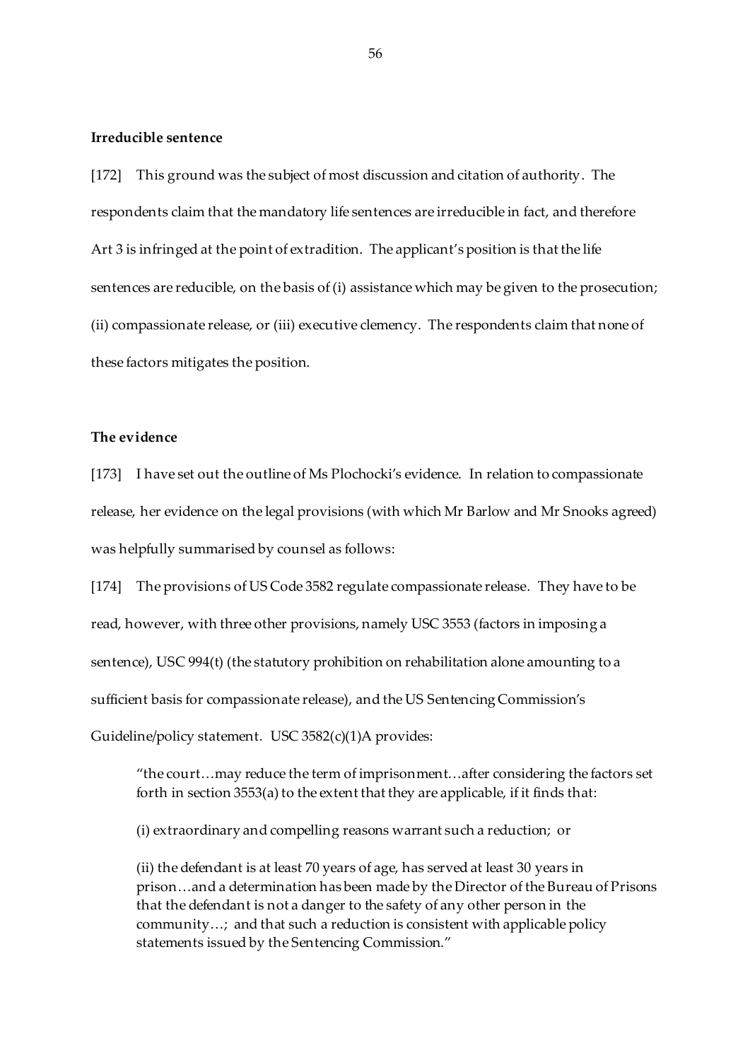**Irreducible sentence**

[172] This ground was the subject of most discussion and citation of authority. The respondents claim that the mandatory life sentences are irreducible in fact, and therefore Art 3 is infringed at the point of extradition. The applicant's position is that the life sentences are reducible, on the basis of (i) assistance which may be given to the prosecution; (ii) compassionate release, or (iii) executive clemency. The respondents claim that none of these factors mitigates the position.

**The evidence**

[173] I have set out the outline of Ms Plochocki's evidence. In relation to compassionate release, her evidence on the legal provisions (with which Mr Barlow and Mr Snooks agreed) was helpfully summarised by counsel as follows:

[174] The provisions of US Code 3582 regulate compassionate release. They have to be read, however, with three other provisions, namely USC 3553 (factors in imposing a sentence), USC 994(t) (the statutory prohibition on rehabilitation alone amounting to a sufficient basis for compassionate release), and the US Sentencing Commission's Guideline/policy statement. USC 3582(c)(1)A provides:

> "the court…may reduce the term of imprisonment…after considering the factors set forth in section 3553(a) to the extent that they are applicable, if it finds that:
>
> (i) extraordinary and compelling reasons warrant such a reduction; or
>
> (ii) the defendant is at least 70 years of age, has served at least 30 years in prison…and a determination has been made by the Director of the Bureau of Prisons that the defendant is not a danger to the safety of any other person in the community…; and that such a reduction is consistent with applicable policy statements issued by the Sentencing Commission."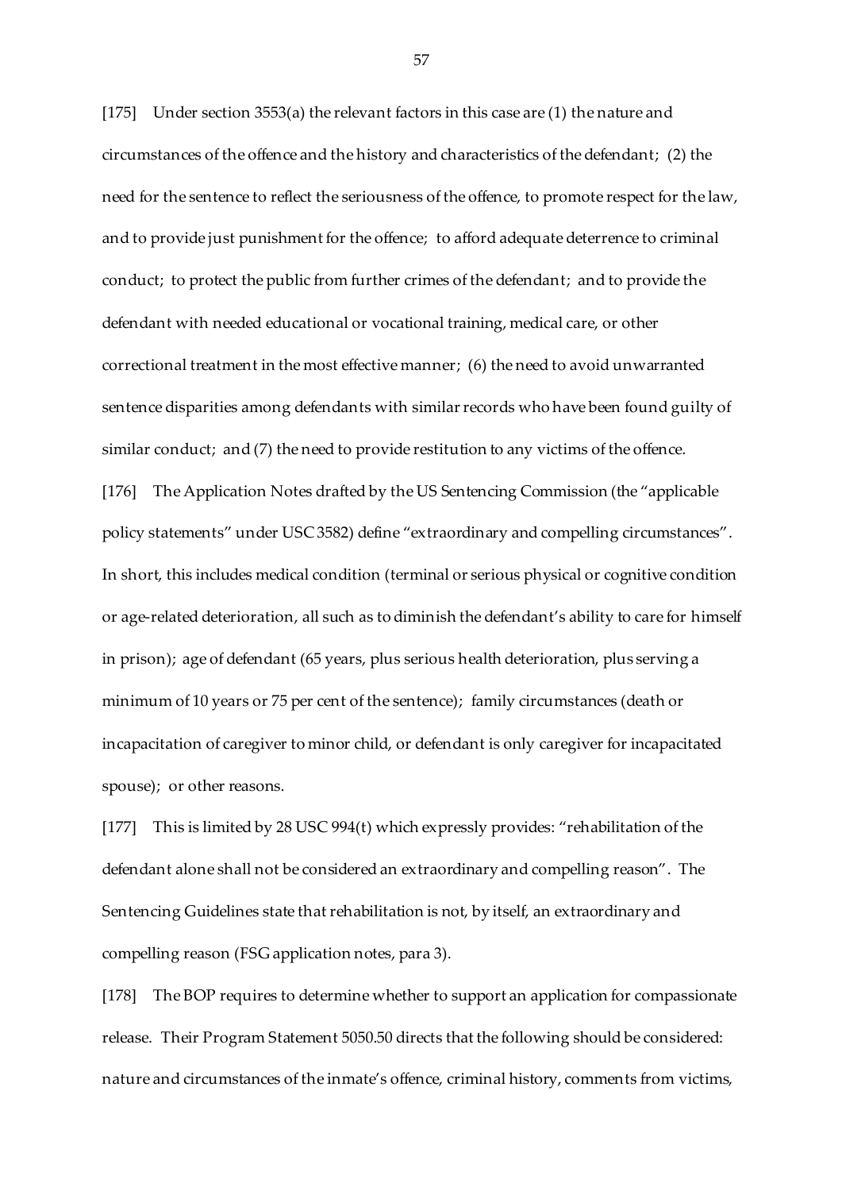[175] Under section 3553(a) the relevant factors in this case are (1) the nature and circumstances of the offence and the history and characteristics of the defendant; (2) the need for the sentence to reflect the seriousness of the offence, to promote respect for the law, and to provide just punishment for the offence; to afford adequate deterrence to criminal conduct; to protect the public from further crimes of the defendant; and to provide the defendant with needed educational or vocational training, medical care, or other correctional treatment in the most effective manner; (6) the need to avoid unwarranted sentence disparities among defendants with similar records who have been found guilty of similar conduct; and (7) the need to provide restitution to any victims of the offence.

[176] The Application Notes drafted by the US Sentencing Commission (the "applicable policy statements" under USC 3582) define "extraordinary and compelling circumstances". In short, this includes medical condition (terminal or serious physical or cognitive condition or age-related deterioration, all such as to diminish the defendant's ability to care for himself in prison); age of defendant (65 years, plus serious health deterioration, plus serving a minimum of 10 years or 75 per cent of the sentence); family circumstances (death or incapacitation of caregiver to minor child, or defendant is only caregiver for incapacitated spouse); or other reasons.

[177] This is limited by 28 USC 994(t) which expressly provides: "rehabilitation of the defendant alone shall not be considered an extraordinary and compelling reason". The Sentencing Guidelines state that rehabilitation is not, by itself, an extraordinary and compelling reason (FSG application notes, para 3).

[178] The BOP requires to determine whether to support an application for compassionate release. Their Program Statement 5050.50 directs that the following should be considered: nature and circumstances of the inmate's offence, criminal history, comments from victims,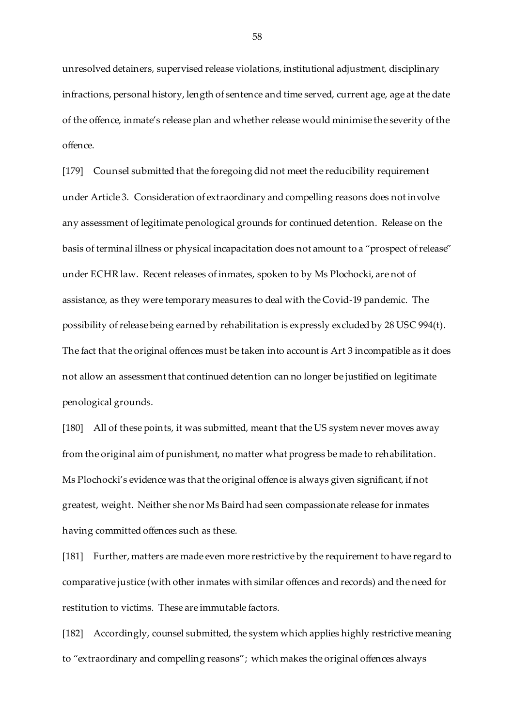unresolved detainers, supervised release violations, institutional adjustment, disciplinary infractions, personal history, length of sentence and time served, current age, age at the date of the offence, inmate's release plan and whether release would minimise the severity of the offence.

[179] Counsel submitted that the foregoing did not meet the reducibility requirement under Article 3. Consideration of extraordinary and compelling reasons does not involve any assessment of legitimate penological grounds for continued detention. Release on the basis of terminal illness or physical incapacitation does not amount to a "prospect of release" under ECHR law. Recent releases of inmates, spoken to by Ms Plochocki, are not of assistance, as they were temporary measures to deal with the Covid-19 pandemic. The possibility of release being earned by rehabilitation is expressly excluded by 28 USC 994(t). The fact that the original offences must be taken into account is Art 3 incompatible as it does not allow an assessment that continued detention can no longer be justified on legitimate penological grounds.

[180] All of these points, it was submitted, meant that the US system never moves away from the original aim of punishment, no matter what progress be made to rehabilitation. Ms Plochocki's evidence was that the original offence is always given significant, if not greatest, weight. Neither she nor Ms Baird had seen compassionate release for inmates having committed offences such as these.

[181] Further, matters are made even more restrictive by the requirement to have regard to comparative justice (with other inmates with similar offences and records) and the need for restitution to victims. These are immutable factors.

[182] Accordingly, counsel submitted, the system which applies highly restrictive meaning to "extraordinary and compelling reasons"; which makes the original offences always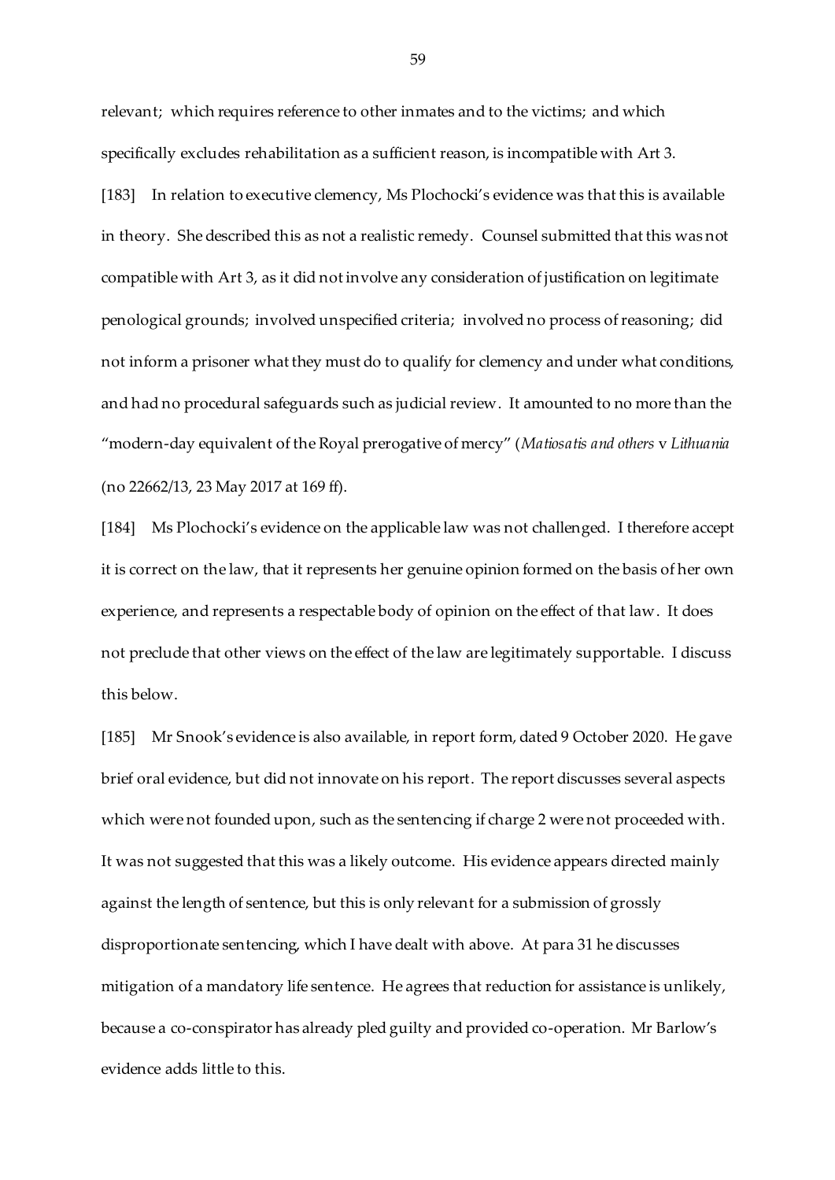relevant; which requires reference to other inmates and to the victims; and which specifically excludes rehabilitation as a sufficient reason, is incompatible with Art 3.

[183] In relation to executive clemency, Ms Plochocki's evidence was that this is available in theory. She described this as not a realistic remedy. Counsel submitted that this was not compatible with Art 3, as it did not involve any consideration of justification on legitimate penological grounds; involved unspecified criteria; involved no process of reasoning; did not inform a prisoner what they must do to qualify for clemency and under what conditions, and had no procedural safeguards such as judicial review. It amounted to no more than the "modern-day equivalent of the Royal prerogative of mercy" (*Matiosatis and others* v *Lithuania* (no 22662/13, 23 May 2017 at 169 ff).

[184] Ms Plochocki's evidence on the applicable law was not challenged. I therefore accept it is correct on the law, that it represents her genuine opinion formed on the basis of her own experience, and represents a respectable body of opinion on the effect of that law. It does not preclude that other views on the effect of the law are legitimately supportable. I discuss this below.

[185] Mr Snook's evidence is also available, in report form, dated 9 October 2020. He gave brief oral evidence, but did not innovate on his report. The report discusses several aspects which were not founded upon, such as the sentencing if charge 2 were not proceeded with. It was not suggested that this was a likely outcome. His evidence appears directed mainly against the length of sentence, but this is only relevant for a submission of grossly disproportionate sentencing, which I have dealt with above. At para 31 he discusses mitigation of a mandatory life sentence. He agrees that reduction for assistance is unlikely, because a co-conspirator has already pled guilty and provided co-operation. Mr Barlow's evidence adds little to this.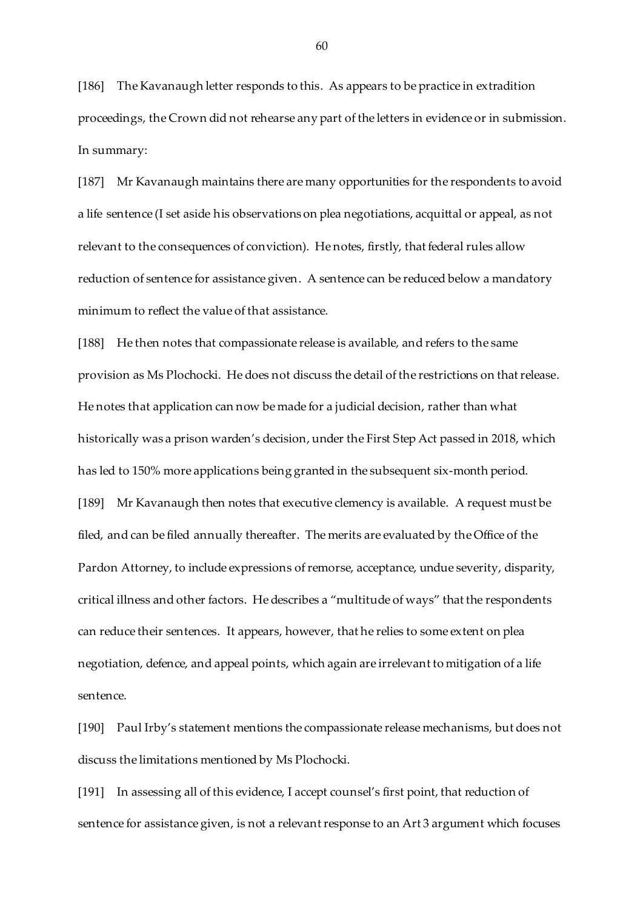[186] The Kavanaugh letter responds to this. As appears to be practice in extradition proceedings, the Crown did not rehearse any part of the letters in evidence or in submission. In summary:

[187] Mr Kavanaugh maintains there are many opportunities for the respondents to avoid a life sentence (I set aside his observations on plea negotiations, acquittal or appeal, as not relevant to the consequences of conviction). He notes, firstly, that federal rules allow reduction of sentence for assistance given. A sentence can be reduced below a mandatory minimum to reflect the value of that assistance.

[188] He then notes that compassionate release is available, and refers to the same provision as Ms Plochocki. He does not discuss the detail of the restrictions on that release. He notes that application can now be made for a judicial decision, rather than what historically was a prison warden's decision, under the First Step Act passed in 2018, which has led to 150% more applications being granted in the subsequent six-month period.

[189] Mr Kavanaugh then notes that executive clemency is available. A request must be filed, and can be filed annually thereafter. The merits are evaluated by the Office of the Pardon Attorney, to include expressions of remorse, acceptance, undue severity, disparity, critical illness and other factors. He describes a "multitude of ways" that the respondents can reduce their sentences. It appears, however, that he relies to some extent on plea negotiation, defence, and appeal points, which again are irrelevant to mitigation of a life sentence.

[190] Paul Irby's statement mentions the compassionate release mechanisms, but does not discuss the limitations mentioned by Ms Plochocki.

[191] In assessing all of this evidence, I accept counsel's first point, that reduction of sentence for assistance given, is not a relevant response to an Art 3 argument which focuses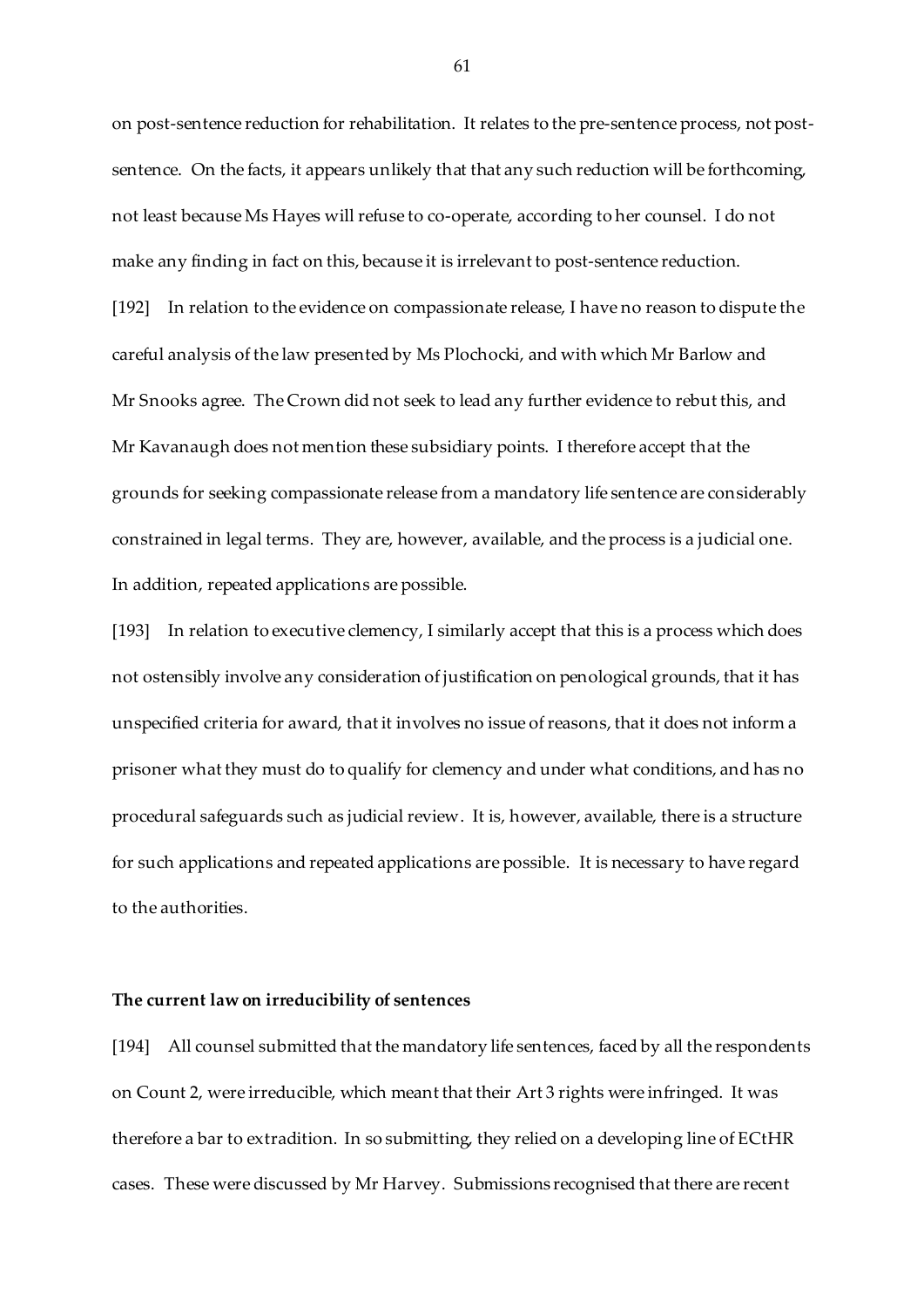on post-sentence reduction for rehabilitation. It relates to the pre-sentence process, not post-sentence. On the facts, it appears unlikely that that any such reduction will be forthcoming, not least because Ms Hayes will refuse to co-operate, according to her counsel. I do not make any finding in fact on this, because it is irrelevant to post-sentence reduction.

[192] In relation to the evidence on compassionate release, I have no reason to dispute the careful analysis of the law presented by Ms Plochocki, and with which Mr Barlow and Mr Snooks agree. The Crown did not seek to lead any further evidence to rebut this, and Mr Kavanaugh does not mention these subsidiary points. I therefore accept that the grounds for seeking compassionate release from a mandatory life sentence are considerably constrained in legal terms. They are, however, available, and the process is a judicial one. In addition, repeated applications are possible.

[193] In relation to executive clemency, I similarly accept that this is a process which does not ostensibly involve any consideration of justification on penological grounds, that it has unspecified criteria for award, that it involves no issue of reasons, that it does not inform a prisoner what they must do to qualify for clemency and under what conditions, and has no procedural safeguards such as judicial review. It is, however, available, there is a structure for such applications and repeated applications are possible. It is necessary to have regard to the authorities.

**The current law on irreducibility of sentences**

[194] All counsel submitted that the mandatory life sentences, faced by all the respondents on Count 2, were irreducible, which meant that their Art 3 rights were infringed. It was therefore a bar to extradition. In so submitting, they relied on a developing line of ECtHR cases. These were discussed by Mr Harvey. Submissions recognised that there are recent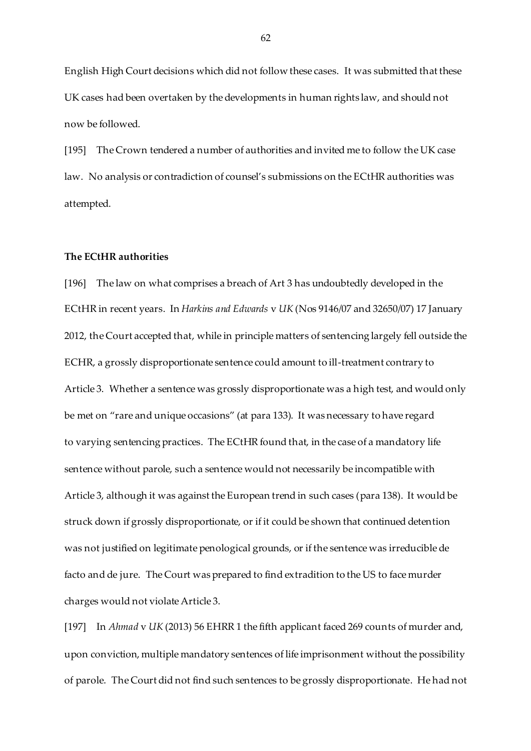English High Court decisions which did not follow these cases. It was submitted that these UK cases had been overtaken by the developments in human rights law, and should not now be followed.

[195] The Crown tendered a number of authorities and invited me to follow the UK case law. No analysis or contradiction of counsel's submissions on the ECtHR authorities was attempted.

**The ECtHR authorities**

[196] The law on what comprises a breach of Art 3 has undoubtedly developed in the ECtHR in recent years. In *Harkins and Edwards* v *UK* (Nos 9146/07 and 32650/07) 17 January 2012, the Court accepted that, while in principle matters of sentencing largely fell outside the ECHR, a grossly disproportionate sentence could amount to ill-treatment contrary to Article 3. Whether a sentence was grossly disproportionate was a high test, and would only be met on "rare and unique occasions" (at para 133). It was necessary to have regard to varying sentencing practices. The ECtHR found that, in the case of a mandatory life sentence without parole, such a sentence would not necessarily be incompatible with Article 3, although it was against the European trend in such cases (para 138). It would be struck down if grossly disproportionate, or if it could be shown that continued detention was not justified on legitimate penological grounds, or if the sentence was irreducible de facto and de jure. The Court was prepared to find extradition to the US to face murder charges would not violate Article 3.

[197] In *Ahmad* v *UK* (2013) 56 EHRR 1 the fifth applicant faced 269 counts of murder and, upon conviction, multiple mandatory sentences of life imprisonment without the possibility of parole. The Court did not find such sentences to be grossly disproportionate. He had not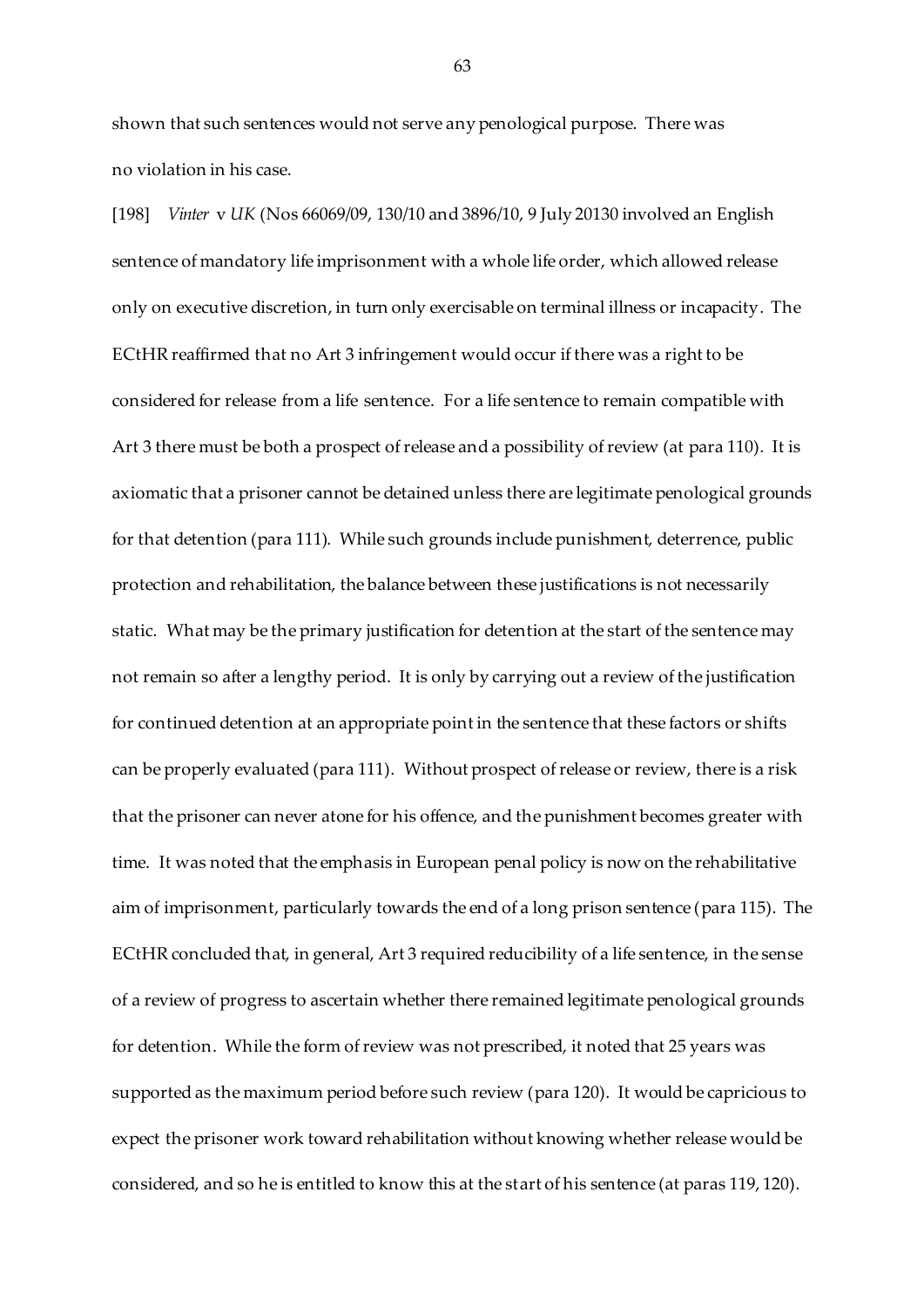shown that such sentences would not serve any penological purpose. There was no violation in his case.

[198] *Vinter* v *UK* (Nos 66069/09, 130/10 and 3896/10, 9 July 20130 involved an English sentence of mandatory life imprisonment with a whole life order, which allowed release only on executive discretion, in turn only exercisable on terminal illness or incapacity. The ECtHR reaffirmed that no Art 3 infringement would occur if there was a right to be considered for release from a life sentence. For a life sentence to remain compatible with Art 3 there must be both a prospect of release and a possibility of review (at para 110). It is axiomatic that a prisoner cannot be detained unless there are legitimate penological grounds for that detention (para 111). While such grounds include punishment, deterrence, public protection and rehabilitation, the balance between these justifications is not necessarily static. What may be the primary justification for detention at the start of the sentence may not remain so after a lengthy period. It is only by carrying out a review of the justification for continued detention at an appropriate point in the sentence that these factors or shifts can be properly evaluated (para 111). Without prospect of release or review, there is a risk that the prisoner can never atone for his offence, and the punishment becomes greater with time. It was noted that the emphasis in European penal policy is now on the rehabilitative aim of imprisonment, particularly towards the end of a long prison sentence (para 115). The ECtHR concluded that, in general, Art 3 required reducibility of a life sentence, in the sense of a review of progress to ascertain whether there remained legitimate penological grounds for detention. While the form of review was not prescribed, it noted that 25 years was supported as the maximum period before such review (para 120). It would be capricious to expect the prisoner work toward rehabilitation without knowing whether release would be considered, and so he is entitled to know this at the start of his sentence (at paras 119, 120).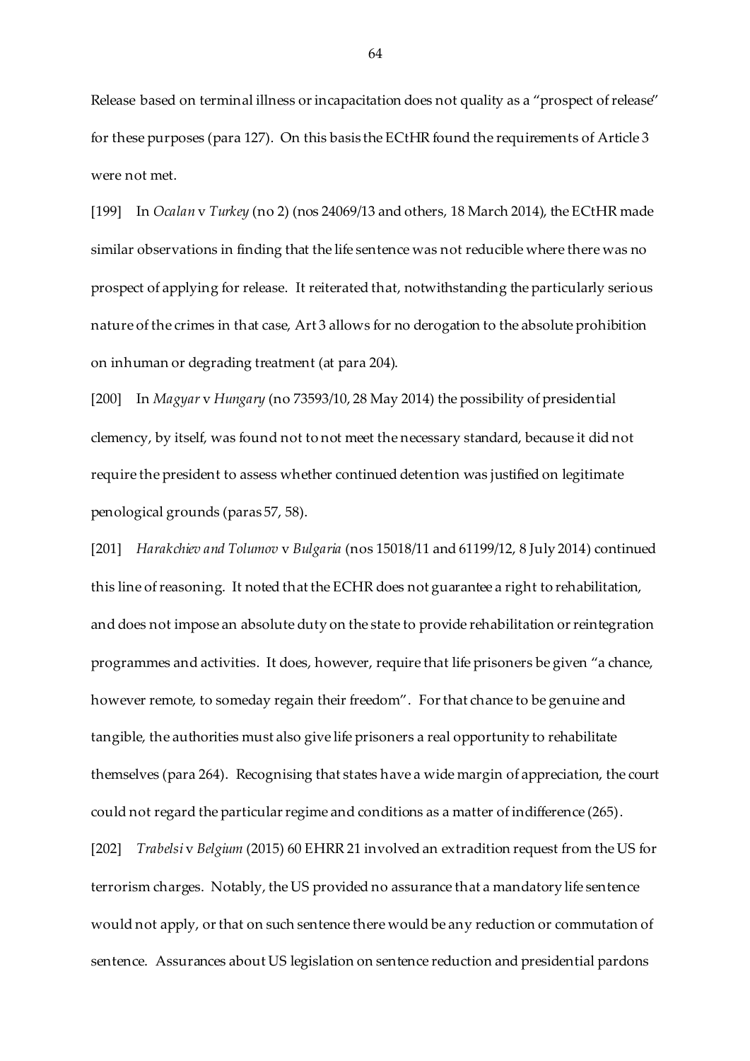Release based on terminal illness or incapacitation does not quality as a "prospect of release" for these purposes (para 127). On this basis the ECtHR found the requirements of Article 3 were not met.

[199] In *Ocalan* v *Turkey* (no 2) (nos 24069/13 and others, 18 March 2014), the ECtHR made similar observations in finding that the life sentence was not reducible where there was no prospect of applying for release. It reiterated that, notwithstanding the particularly serious nature of the crimes in that case, Art 3 allows for no derogation to the absolute prohibition on inhuman or degrading treatment (at para 204).

[200] In *Magyar* v *Hungary* (no 73593/10, 28 May 2014) the possibility of presidential clemency, by itself, was found not to not meet the necessary standard, because it did not require the president to assess whether continued detention was justified on legitimate penological grounds (paras 57, 58).

[201] *Harakchiev and Tolumov* v *Bulgaria* (nos 15018/11 and 61199/12, 8 July 2014) continued this line of reasoning. It noted that the ECHR does not guarantee a right to rehabilitation, and does not impose an absolute duty on the state to provide rehabilitation or reintegration programmes and activities. It does, however, require that life prisoners be given "a chance, however remote, to someday regain their freedom". For that chance to be genuine and tangible, the authorities must also give life prisoners a real opportunity to rehabilitate themselves (para 264). Recognising that states have a wide margin of appreciation, the court could not regard the particular regime and conditions as a matter of indifference (265).

[202] *Trabelsi* v *Belgium* (2015) 60 EHRR 21 involved an extradition request from the US for terrorism charges. Notably, the US provided no assurance that a mandatory life sentence would not apply, or that on such sentence there would be any reduction or commutation of sentence. Assurances about US legislation on sentence reduction and presidential pardons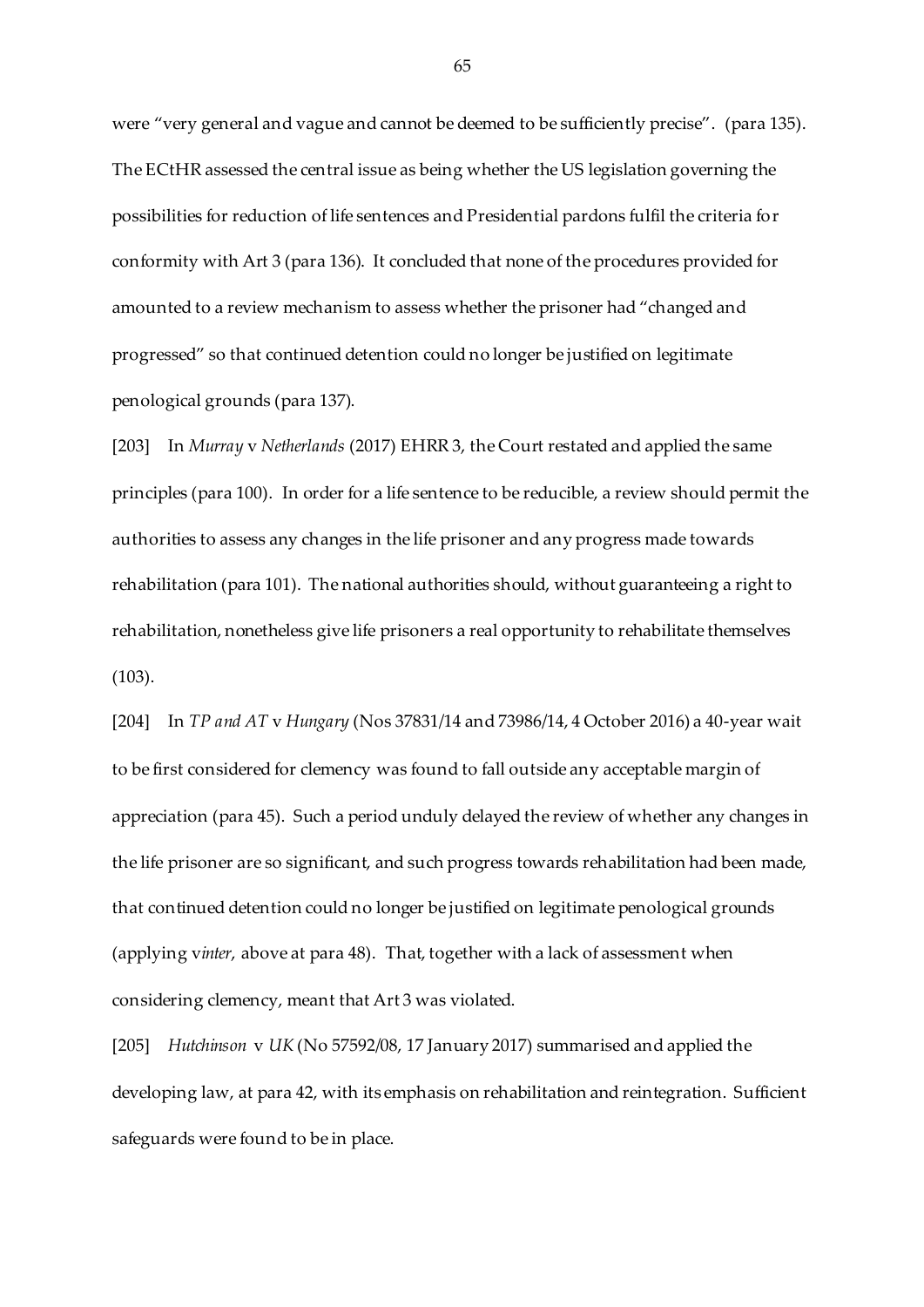were "very general and vague and cannot be deemed to be sufficiently precise". (para 135). The ECtHR assessed the central issue as being whether the US legislation governing the possibilities for reduction of life sentences and Presidential pardons fulfil the criteria for conformity with Art 3 (para 136). It concluded that none of the procedures provided for amounted to a review mechanism to assess whether the prisoner had "changed and progressed" so that continued detention could no longer be justified on legitimate penological grounds (para 137).

[203] In *Murray* v *Netherlands* (2017) EHRR 3, the Court restated and applied the same principles (para 100). In order for a life sentence to be reducible, a review should permit the authorities to assess any changes in the life prisoner and any progress made towards rehabilitation (para 101). The national authorities should, without guaranteeing a right to rehabilitation, nonetheless give life prisoners a real opportunity to rehabilitate themselves (103).

[204] In *TP and AT* v *Hungary* (Nos 37831/14 and 73986/14, 4 October 2016) a 40-year wait to be first considered for clemency was found to fall outside any acceptable margin of appreciation (para 45). Such a period unduly delayed the review of whether any changes in the life prisoner are so significant, and such progress towards rehabilitation had been made, that continued detention could no longer be justified on legitimate penological grounds (applying v*inter,* above at para 48). That, together with a lack of assessment when considering clemency, meant that Art 3 was violated.

[205] *Hutchinson* v *UK* (No 57592/08, 17 January 2017) summarised and applied the developing law, at para 42, with its emphasis on rehabilitation and reintegration. Sufficient safeguards were found to be in place.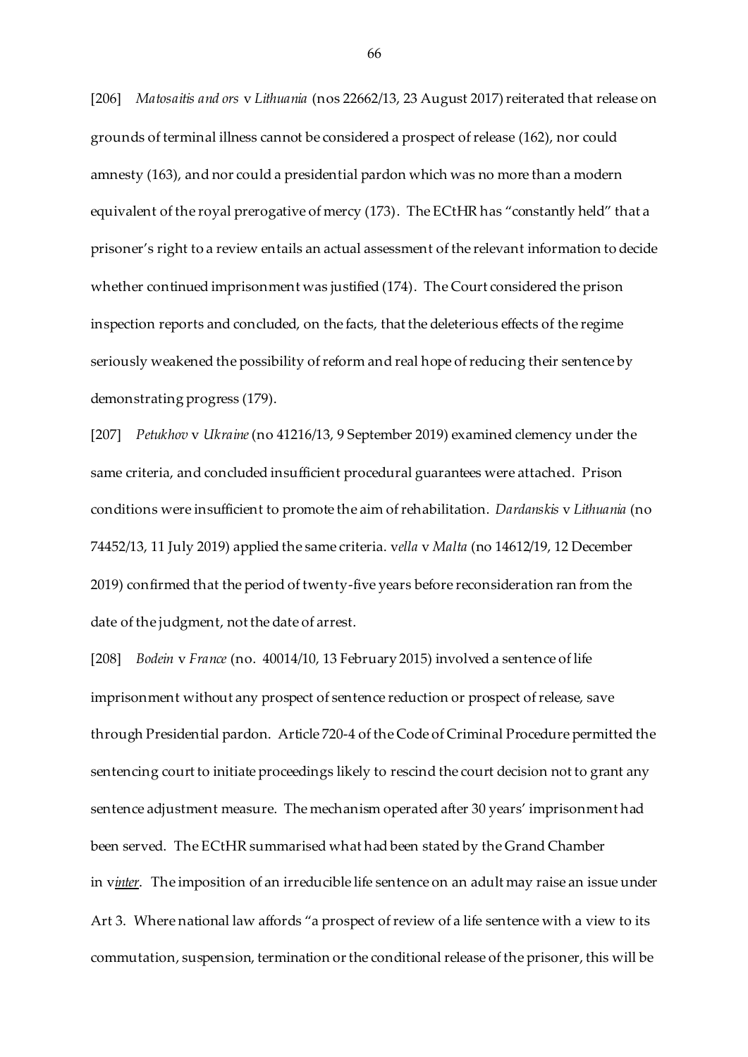[206] *Matosaitis and ors* v *Lithuania* (nos 22662/13, 23 August 2017) reiterated that release on grounds of terminal illness cannot be considered a prospect of release (162), nor could amnesty (163), and nor could a presidential pardon which was no more than a modern equivalent of the royal prerogative of mercy (173). The ECtHR has "constantly held" that a prisoner's right to a review entails an actual assessment of the relevant information to decide whether continued imprisonment was justified (174). The Court considered the prison inspection reports and concluded, on the facts, that the deleterious effects of the regime seriously weakened the possibility of reform and real hope of reducing their sentence by demonstrating progress (179).

[207] *Petukhov* v *Ukraine* (no 41216/13, 9 September 2019) examined clemency under the same criteria, and concluded insufficient procedural guarantees were attached. Prison conditions were insufficient to promote the aim of rehabilitation. *Dardanskis* v *Lithuania* (no 74452/13, 11 July 2019) applied the same criteria. v*ella* v *Malta* (no 14612/19, 12 December 2019) confirmed that the period of twenty-five years before reconsideration ran from the date of the judgment, not the date of arrest.

[208] *Bodein* v *France* (no. 40014/10, 13 February 2015) involved a sentence of life imprisonment without any prospect of sentence reduction or prospect of release, save through Presidential pardon. Article 720-4 of the Code of Criminal Procedure permitted the sentencing court to initiate proceedings likely to rescind the court decision not to grant any sentence adjustment measure. The mechanism operated after 30 years' imprisonment had been served. The ECtHR summarised what had been stated by the Grand Chamber in v*inter*. The imposition of an irreducible life sentence on an adult may raise an issue under Art 3. Where national law affords "a prospect of review of a life sentence with a view to its commutation, suspension, termination or the conditional release of the prisoner, this will be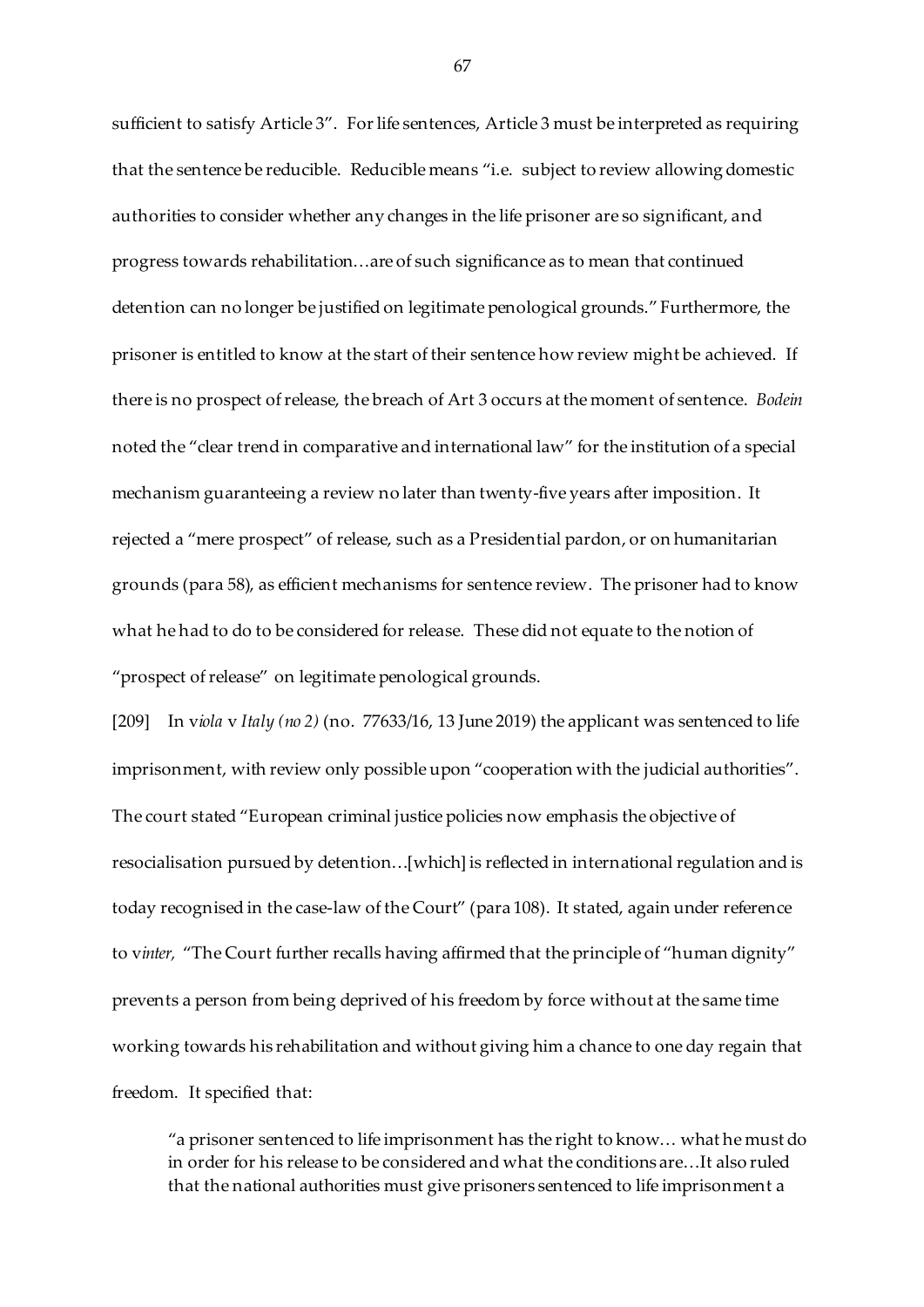sufficient to satisfy Article 3". For life sentences, Article 3 must be interpreted as requiring that the sentence be reducible. Reducible means "i.e. subject to review allowing domestic authorities to consider whether any changes in the life prisoner are so significant, and progress towards rehabilitation…are of such significance as to mean that continued detention can no longer be justified on legitimate penological grounds." Furthermore, the prisoner is entitled to know at the start of their sentence how review might be achieved. If there is no prospect of release, the breach of Art 3 occurs at the moment of sentence. *Bodein* noted the "clear trend in comparative and international law" for the institution of a special mechanism guaranteeing a review no later than twenty-five years after imposition. It rejected a "mere prospect" of release, such as a Presidential pardon, or on humanitarian grounds (para 58), as efficient mechanisms for sentence review. The prisoner had to know what he had to do to be considered for release. These did not equate to the notion of "prospect of release" on legitimate penological grounds.

[209] In v*iola* v *Italy (no 2)* (no. 77633/16, 13 June 2019) the applicant was sentenced to life imprisonment, with review only possible upon "cooperation with the judicial authorities". The court stated "European criminal justice policies now emphasis the objective of resocialisation pursued by detention…[which] is reflected in international regulation and is today recognised in the case-law of the Court" (para 108). It stated, again under reference to v*inter,* "The Court further recalls having affirmed that the principle of "human dignity" prevents a person from being deprived of his freedom by force without at the same time working towards his rehabilitation and without giving him a chance to one day regain that freedom. It specified that:

> "a prisoner sentenced to life imprisonment has the right to know… what he must do in order for his release to be considered and what the conditions are…It also ruled that the national authorities must give prisoners sentenced to life imprisonment a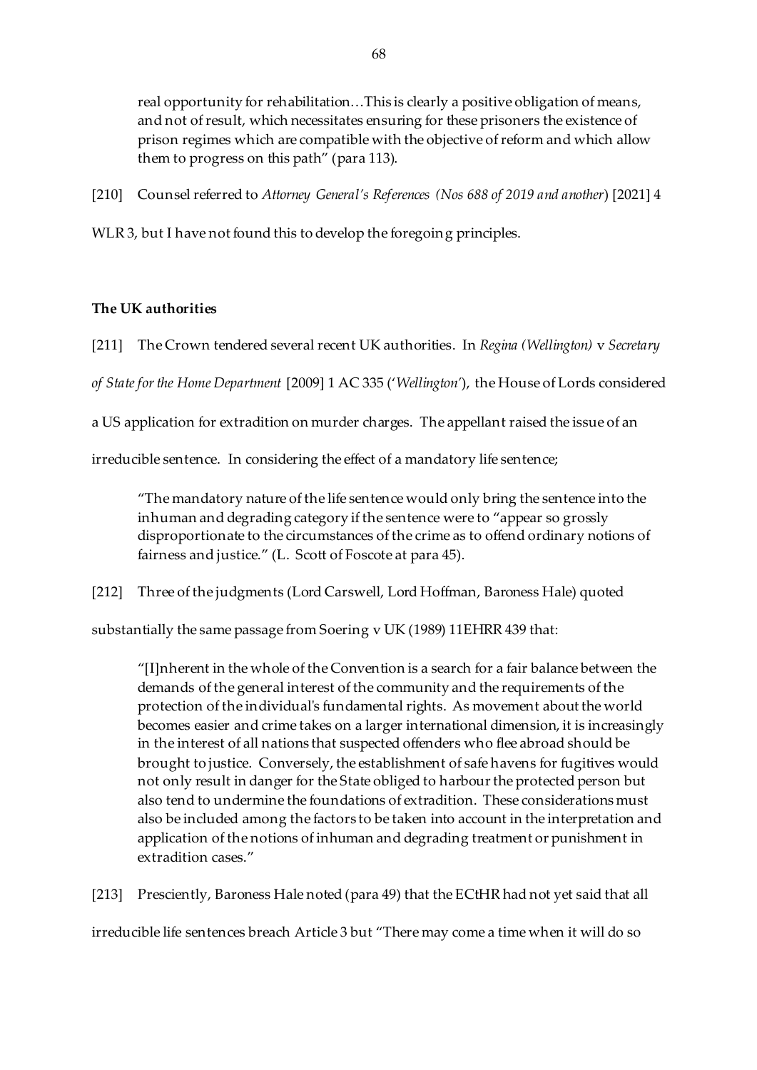> real opportunity for rehabilitation…This is clearly a positive obligation of means, and not of result, which necessitates ensuring for these prisoners the existence of prison regimes which are compatible with the objective of reform and which allow them to progress on this path" (para 113).

[210] Counsel referred to *Attorney General's References (Nos 688 of 2019 and another*) [2021] 4 WLR 3, but I have not found this to develop the foregoing principles.

**The UK authorities**

[211] The Crown tendered several recent UK authorities. In *Regina (Wellington)* v *Secretary of State for the Home Department* [2009] 1 AC 335 ('*Wellington*'), the House of Lords considered a US application for extradition on murder charges. The appellant raised the issue of an irreducible sentence. In considering the effect of a mandatory life sentence;

> "The mandatory nature of the life sentence would only bring the sentence into the inhuman and degrading category if the sentence were to "appear so grossly disproportionate to the circumstances of the crime as to offend ordinary notions of fairness and justice." (L. Scott of Foscote at para 45).

[212] Three of the judgments (Lord Carswell, Lord Hoffman, Baroness Hale) quoted substantially the same passage from Soering v UK (1989) 11EHRR 439 that:

> "[I]nherent in the whole of the Convention is a search for a fair balance between the demands of the general interest of the community and the requirements of the protection of the individual's fundamental rights. As movement about the world becomes easier and crime takes on a larger international dimension, it is increasingly in the interest of all nations that suspected offenders who flee abroad should be brought to justice. Conversely, the establishment of safe havens for fugitives would not only result in danger for the State obliged to harbour the protected person but also tend to undermine the foundations of extradition. These considerations must also be included among the factors to be taken into account in the interpretation and application of the notions of inhuman and degrading treatment or punishment in extradition cases."

[213] Presciently, Baroness Hale noted (para 49) that the ECtHR had not yet said that all irreducible life sentences breach Article 3 but "There may come a time when it will do so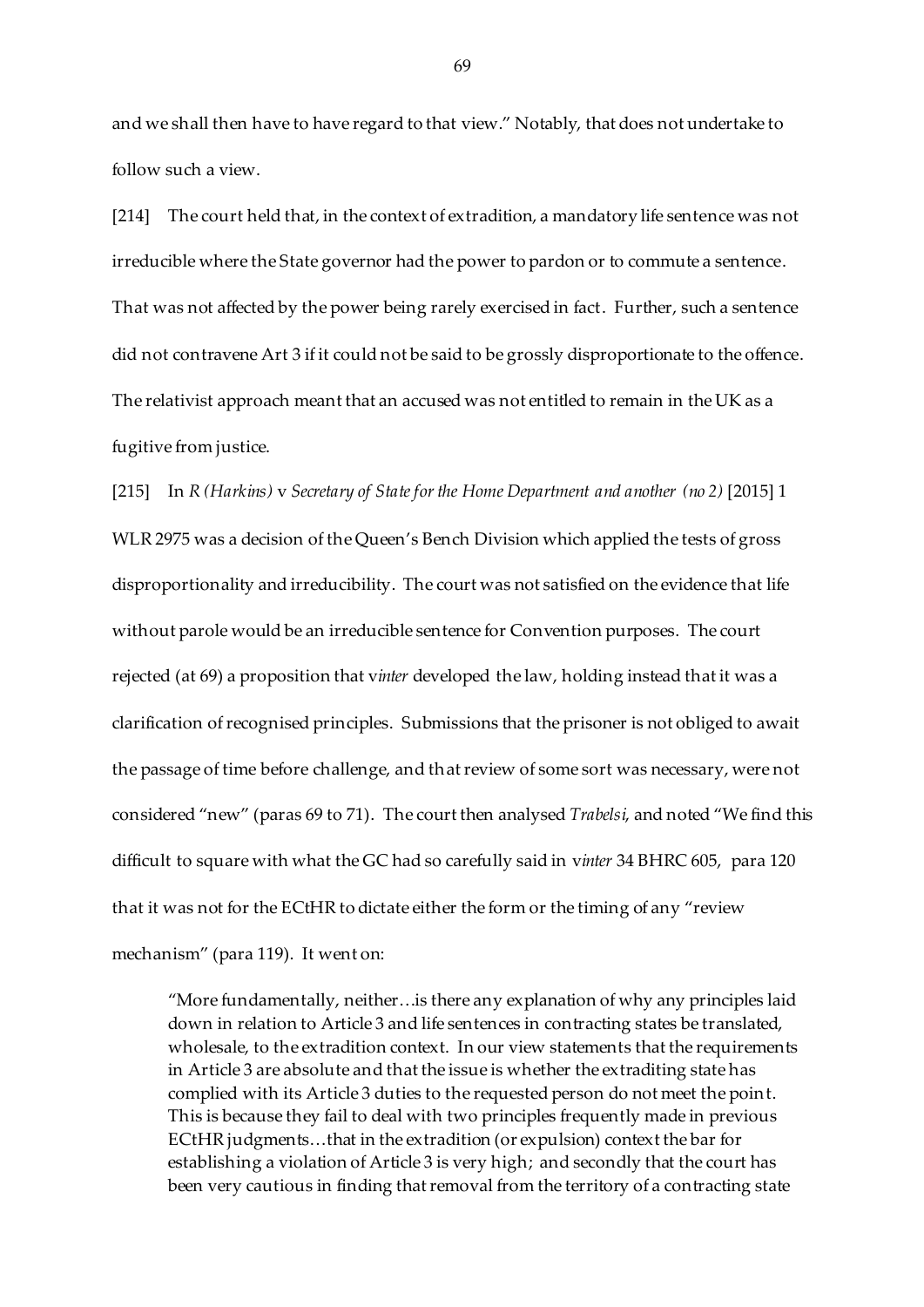and we shall then have to have regard to that view." Notably, that does not undertake to follow such a view.

[214] The court held that, in the context of extradition, a mandatory life sentence was not irreducible where the State governor had the power to pardon or to commute a sentence. That was not affected by the power being rarely exercised in fact. Further, such a sentence did not contravene Art 3 if it could not be said to be grossly disproportionate to the offence. The relativist approach meant that an accused was not entitled to remain in the UK as a fugitive from justice.

[215] In *R (Harkins)* v *Secretary of State for the Home Department and another (no 2)* [2015] 1 WLR 2975 was a decision of the Queen's Bench Division which applied the tests of gross disproportionality and irreducibility. The court was not satisfied on the evidence that life without parole would be an irreducible sentence for Convention purposes. The court rejected (at 69) a proposition that v*inter* developed the law, holding instead that it was a clarification of recognised principles. Submissions that the prisoner is not obliged to await the passage of time before challenge, and that review of some sort was necessary, were not considered "new" (paras 69 to 71). The court then analysed *Trabelsi*, and noted "We find this difficult to square with what the GC had so carefully said in v*inter* 34 BHRC 605, para 120 that it was not for the ECtHR to dictate either the form or the timing of any "review mechanism" (para 119). It went on:

> "More fundamentally, neither…is there any explanation of why any principles laid down in relation to Article 3 and life sentences in contracting states be translated, wholesale, to the extradition context. In our view statements that the requirements in Article 3 are absolute and that the issue is whether the extraditing state has complied with its Article 3 duties to the requested person do not meet the point. This is because they fail to deal with two principles frequently made in previous ECtHR judgments…that in the extradition (or expulsion) context the bar for establishing a violation of Article 3 is very high; and secondly that the court has been very cautious in finding that removal from the territory of a contracting state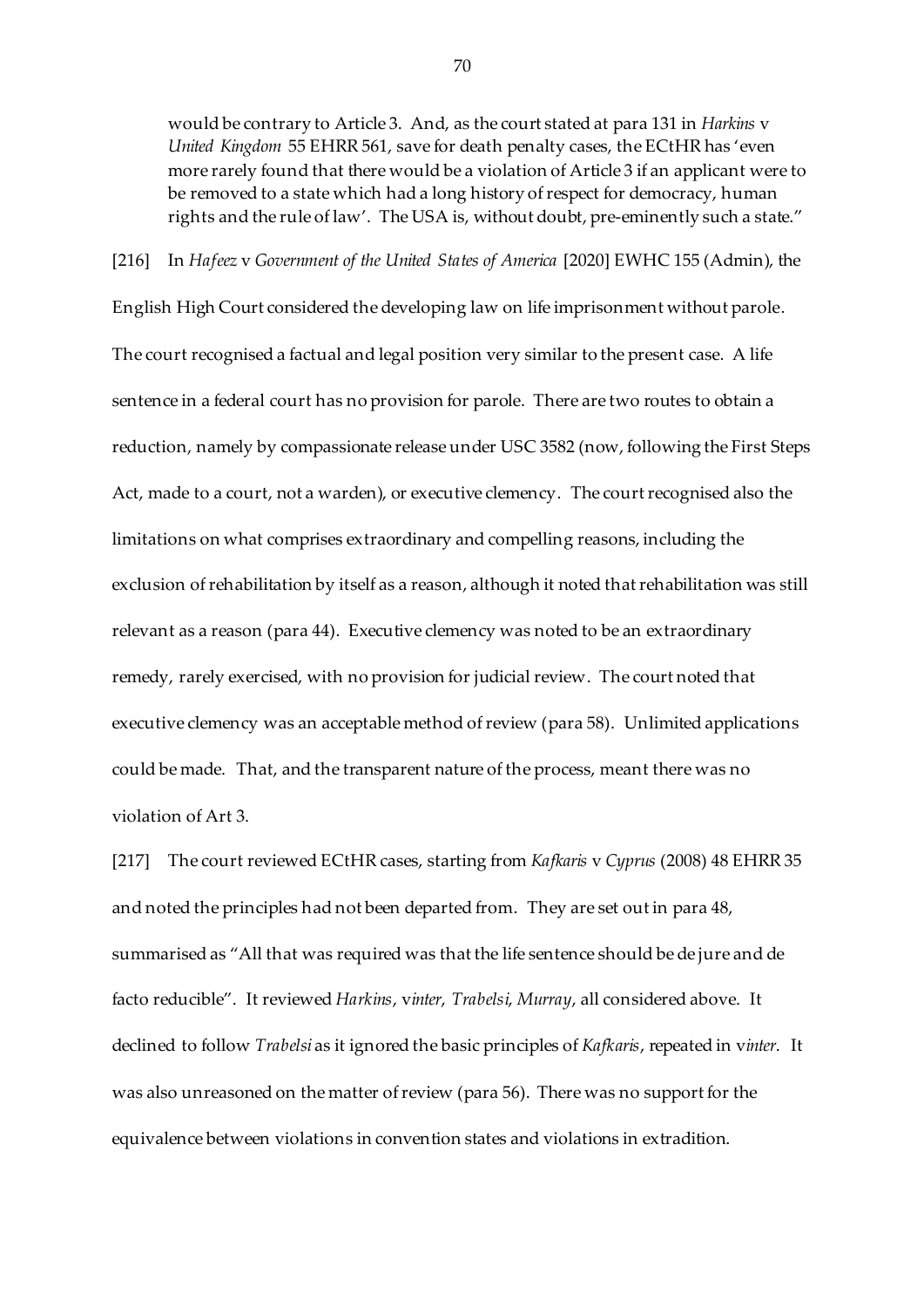would be contrary to Article 3. And, as the court stated at para 131 in *Harkins* v *United Kingdom* 55 EHRR 561, save for death penalty cases, the ECtHR has 'even more rarely found that there would be a violation of Article 3 if an applicant were to be removed to a state which had a long history of respect for democracy, human rights and the rule of law'. The USA is, without doubt, pre-eminently such a state."

[216] In *Hafeez* v *Government of the United States of America* [2020] EWHC 155 (Admin), the English High Court considered the developing law on life imprisonment without parole. The court recognised a factual and legal position very similar to the present case. A life sentence in a federal court has no provision for parole. There are two routes to obtain a reduction, namely by compassionate release under USC 3582 (now, following the First Steps Act, made to a court, not a warden), or executive clemency. The court recognised also the limitations on what comprises extraordinary and compelling reasons, including the exclusion of rehabilitation by itself as a reason, although it noted that rehabilitation was still relevant as a reason (para 44). Executive clemency was noted to be an extraordinary remedy, rarely exercised, with no provision for judicial review. The court noted that executive clemency was an acceptable method of review (para 58). Unlimited applications could be made. That, and the transparent nature of the process, meant there was no violation of Art 3.

[217] The court reviewed ECtHR cases, starting from *Kafkaris* v *Cyprus* (2008) 48 EHRR 35 and noted the principles had not been departed from. They are set out in para 48, summarised as "All that was required was that the life sentence should be de jure and de facto reducible". It reviewed *Harkins*, v*inter*, *Trabelsi*, *Murray*, all considered above. It declined to follow *Trabelsi* as it ignored the basic principles of *Kafkaris*, repeated in v*inter*. It was also unreasoned on the matter of review (para 56). There was no support for the equivalence between violations in convention states and violations in extradition.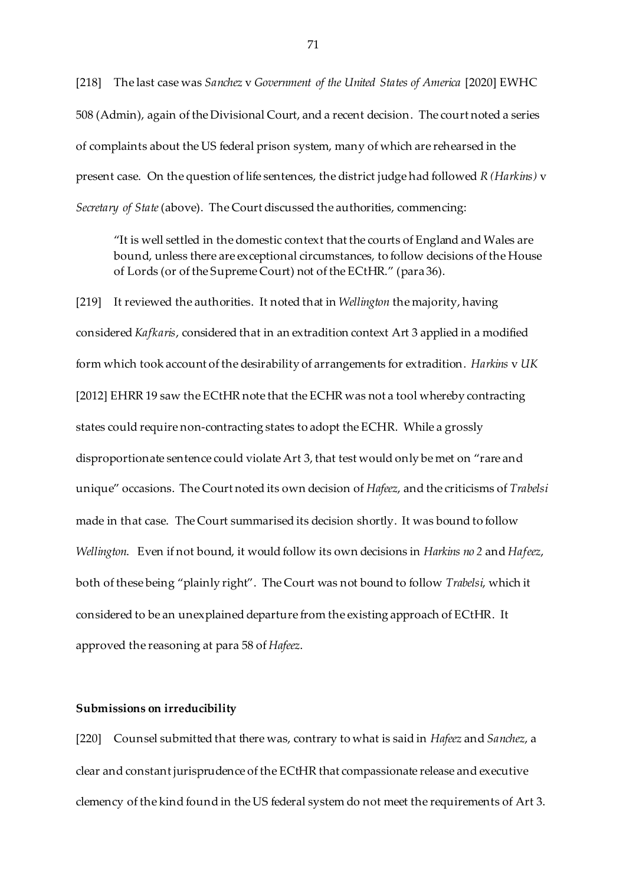[218] The last case was *Sanchez* v *Government of the United States of America* [2020] EWHC 508 (Admin), again of the Divisional Court, and a recent decision. The court noted a series of complaints about the US federal prison system, many of which are rehearsed in the present case. On the question of life sentences, the district judge had followed *R (Harkins)* v *Secretary of State* (above). The Court discussed the authorities, commencing:

> "It is well settled in the domestic context that the courts of England and Wales are bound, unless there are exceptional circumstances, to follow decisions of the House of Lords (or of the Supreme Court) not of the ECtHR." (para 36).

[219] It reviewed the authorities. It noted that in *Wellington* the majority, having considered *Kafkaris*, considered that in an extradition context Art 3 applied in a modified form which took account of the desirability of arrangements for extradition. *Harkins* v *UK* [2012] EHRR 19 saw the ECtHR note that the ECHR was not a tool whereby contracting states could require non-contracting states to adopt the ECHR. While a grossly disproportionate sentence could violate Art 3, that test would only be met on "rare and unique" occasions. The Court noted its own decision of *Hafeez*, and the criticisms of *Trabelsi* made in that case. The Court summarised its decision shortly. It was bound to follow *Wellington*. Even if not bound, it would follow its own decisions in *Harkins no 2* and *Hafeez*, both of these being "plainly right". The Court was not bound to follow *Trabelsi*, which it considered to be an unexplained departure from the existing approach of ECtHR. It approved the reasoning at para 58 of *Hafeez*.

**Submissions on irreducibility**

[220] Counsel submitted that there was, contrary to what is said in *Hafeez* and *Sanchez*, a clear and constant jurisprudence of the ECtHR that compassionate release and executive clemency of the kind found in the US federal system do not meet the requirements of Art 3.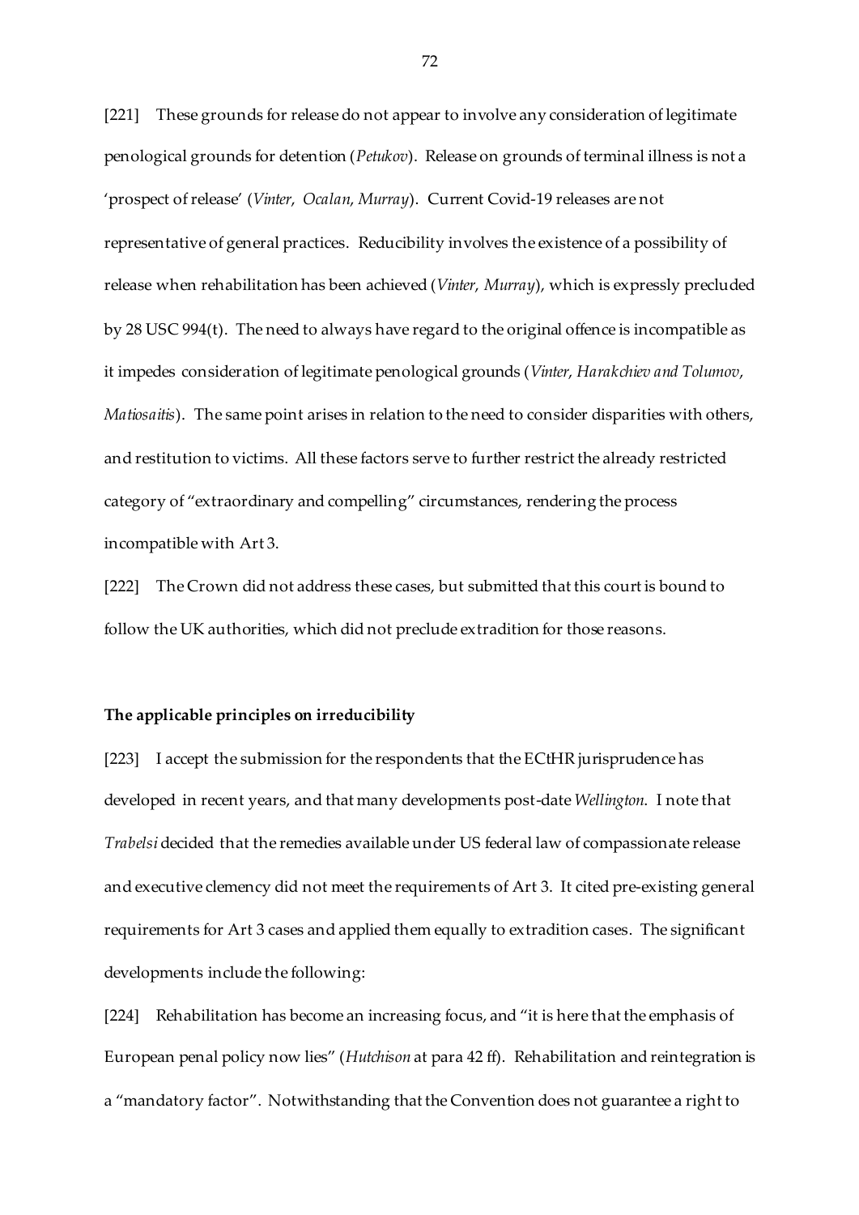[221] These grounds for release do not appear to involve any consideration of legitimate penological grounds for detention (*Petukov*). Release on grounds of terminal illness is not a 'prospect of release' (*Vinter*, *Ocalan*, *Murray*). Current Covid-19 releases are not representative of general practices. Reducibility involves the existence of a possibility of release when rehabilitation has been achieved (*Vinter*, *Murray*), which is expressly precluded by 28 USC 994(t). The need to always have regard to the original offence is incompatible as it impedes consideration of legitimate penological grounds (*Vinter*, *Harakchiev and Tolumov*, *Matiosaitis*). The same point arises in relation to the need to consider disparities with others, and restitution to victims. All these factors serve to further restrict the already restricted category of "extraordinary and compelling" circumstances, rendering the process incompatible with Art 3.

[222] The Crown did not address these cases, but submitted that this court is bound to follow the UK authorities, which did not preclude extradition for those reasons.

**The applicable principles on irreducibility**

[223] I accept the submission for the respondents that the ECtHR jurisprudence has developed in recent years, and that many developments post-date *Wellington*. I note that *Trabelsi* decided that the remedies available under US federal law of compassionate release and executive clemency did not meet the requirements of Art 3. It cited pre-existing general requirements for Art 3 cases and applied them equally to extradition cases. The significant developments include the following:

[224] Rehabilitation has become an increasing focus, and "it is here that the emphasis of European penal policy now lies" (*Hutchison* at para 42 ff). Rehabilitation and reintegration is a "mandatory factor". Notwithstanding that the Convention does not guarantee a right to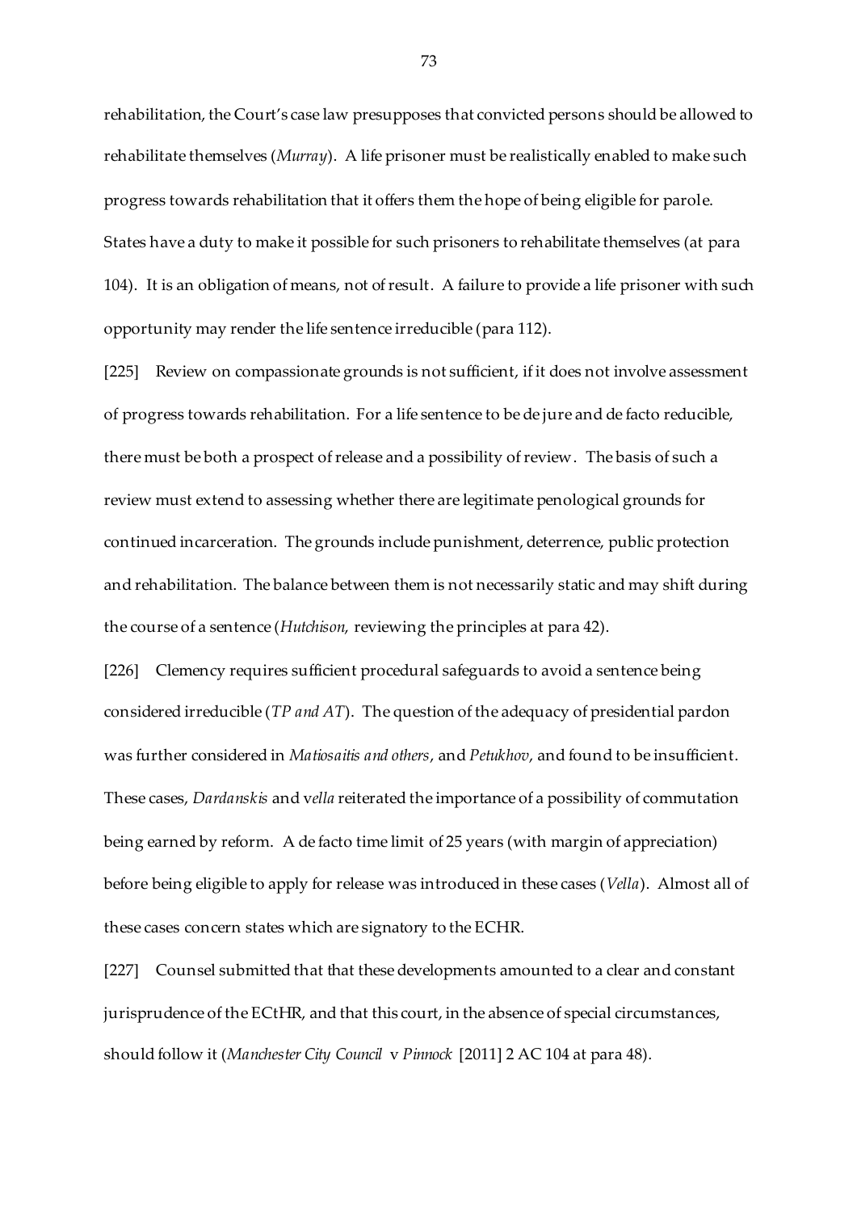rehabilitation, the Court's case law presupposes that convicted persons should be allowed to rehabilitate themselves (*Murray*). A life prisoner must be realistically enabled to make such progress towards rehabilitation that it offers them the hope of being eligible for parole. States have a duty to make it possible for such prisoners to rehabilitate themselves (at para 104). It is an obligation of means, not of result. A failure to provide a life prisoner with such opportunity may render the life sentence irreducible (para 112).

[225] Review on compassionate grounds is not sufficient, if it does not involve assessment of progress towards rehabilitation. For a life sentence to be de jure and de facto reducible, there must be both a prospect of release and a possibility of review. The basis of such a review must extend to assessing whether there are legitimate penological grounds for continued incarceration. The grounds include punishment, deterrence, public protection and rehabilitation. The balance between them is not necessarily static and may shift during the course of a sentence (*Hutchison*, reviewing the principles at para 42).

[226] Clemency requires sufficient procedural safeguards to avoid a sentence being considered irreducible (*TP and AT*). The question of the adequacy of presidential pardon was further considered in *Matiosaitis and others*, and *Petukhov*, and found to be insufficient. These cases, *Dardanskis* and v*ella* reiterated the importance of a possibility of commutation being earned by reform. A de facto time limit of 25 years (with margin of appreciation) before being eligible to apply for release was introduced in these cases (*Vella*). Almost all of these cases concern states which are signatory to the ECHR.

[227] Counsel submitted that that these developments amounted to a clear and constant jurisprudence of the ECtHR, and that this court, in the absence of special circumstances, should follow it (*Manchester City Council* v *Pinnock* [2011] 2 AC 104 at para 48).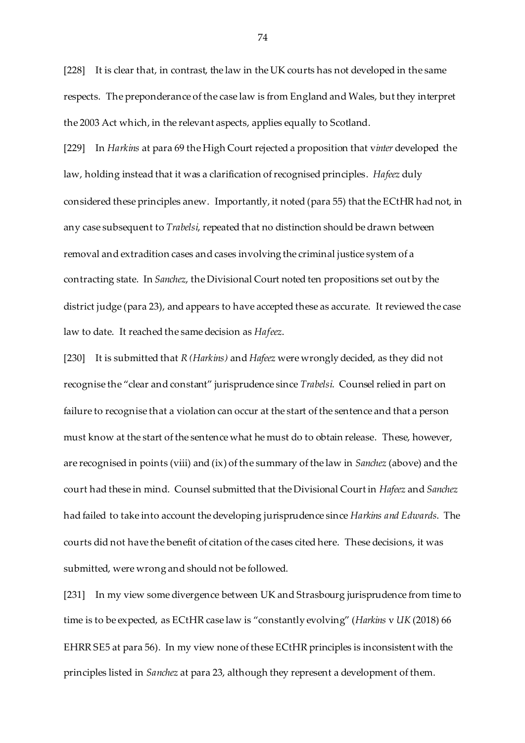[228] It is clear that, in contrast, the law in the UK courts has not developed in the same respects. The preponderance of the case law is from England and Wales, but they interpret the 2003 Act which, in the relevant aspects, applies equally to Scotland.

[229] In *Harkins* at para 69 the High Court rejected a proposition that v*inter* developed the law, holding instead that it was a clarification of recognised principles. *Hafeez* duly considered these principles anew. Importantly, it noted (para 55) that the ECtHR had not, in any case subsequent to *Trabelsi*, repeated that no distinction should be drawn between removal and extradition cases and cases involving the criminal justice system of a contracting state. In *Sanchez*, the Divisional Court noted ten propositions set out by the district judge (para 23), and appears to have accepted these as accurate. It reviewed the case law to date. It reached the same decision as *Hafeez*.

[230] It is submitted that *R (Harkins)* and *Hafeez* were wrongly decided, as they did not recognise the "clear and constant" jurisprudence since *Trabelsi*. Counsel relied in part on failure to recognise that a violation can occur at the start of the sentence and that a person must know at the start of the sentence what he must do to obtain release. These, however, are recognised in points (viii) and (ix) of the summary of the law in *Sanchez* (above) and the court had these in mind. Counsel submitted that the Divisional Court in *Hafeez* and *Sanchez* had failed to take into account the developing jurisprudence since *Harkins and Edwards*. The courts did not have the benefit of citation of the cases cited here. These decisions, it was submitted, were wrong and should not be followed.

[231] In my view some divergence between UK and Strasbourg jurisprudence from time to time is to be expected, as ECtHR case law is "constantly evolving" (*Harkins* v *UK* (2018) 66 EHRR SE5 at para 56). In my view none of these ECtHR principles is inconsistent with the principles listed in *Sanchez* at para 23, although they represent a development of them.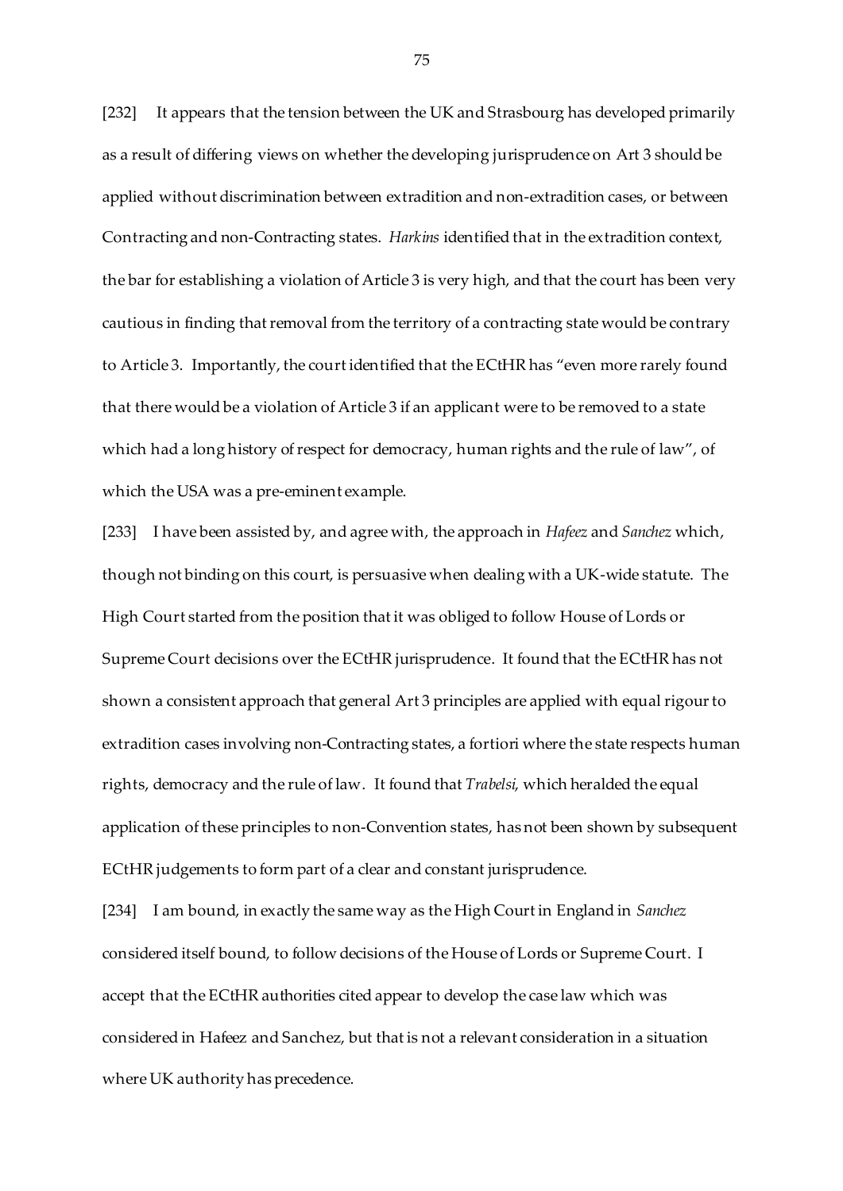[232] It appears that the tension between the UK and Strasbourg has developed primarily as a result of differing views on whether the developing jurisprudence on Art 3 should be applied without discrimination between extradition and non-extradition cases, or between Contracting and non-Contracting states. *Harkins* identified that in the extradition context, the bar for establishing a violation of Article 3 is very high, and that the court has been very cautious in finding that removal from the territory of a contracting state would be contrary to Article 3. Importantly, the court identified that the ECtHR has "even more rarely found that there would be a violation of Article 3 if an applicant were to be removed to a state which had a long history of respect for democracy, human rights and the rule of law", of which the USA was a pre-eminent example.

[233] I have been assisted by, and agree with, the approach in *Hafeez* and *Sanchez* which, though not binding on this court, is persuasive when dealing with a UK-wide statute. The High Court started from the position that it was obliged to follow House of Lords or Supreme Court decisions over the ECtHR jurisprudence. It found that the ECtHR has not shown a consistent approach that general Art 3 principles are applied with equal rigour to extradition cases involving non-Contracting states, a fortiori where the state respects human rights, democracy and the rule of law. It found that *Trabelsi*, which heralded the equal application of these principles to non-Convention states, has not been shown by subsequent ECtHR judgements to form part of a clear and constant jurisprudence.

[234] I am bound, in exactly the same way as the High Court in England in *Sanchez* considered itself bound, to follow decisions of the House of Lords or Supreme Court. I accept that the ECtHR authorities cited appear to develop the case law which was considered in Hafeez and Sanchez, but that is not a relevant consideration in a situation where UK authority has precedence.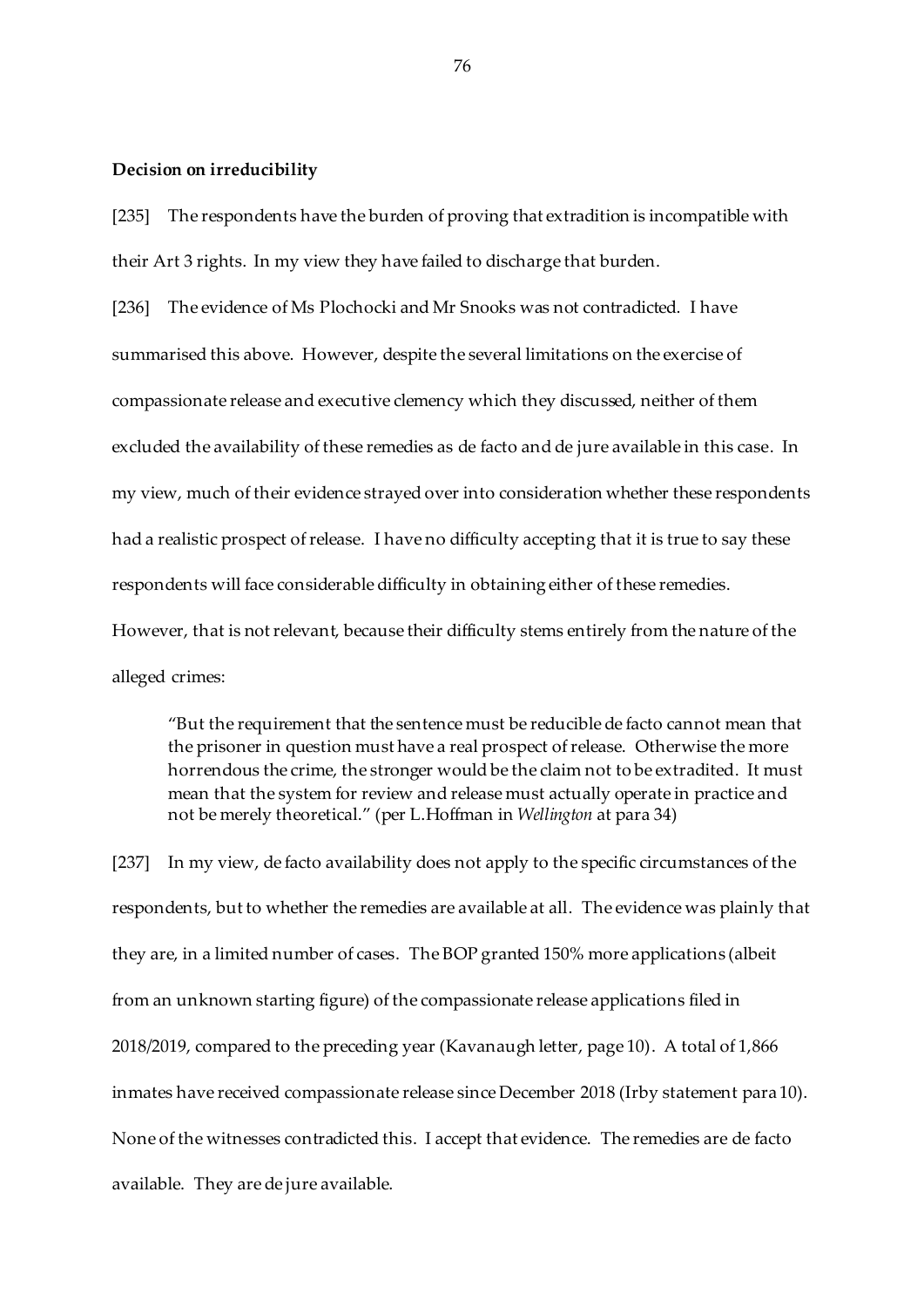**Decision on irreducibility**

[235] The respondents have the burden of proving that extradition is incompatible with their Art 3 rights. In my view they have failed to discharge that burden.

[236] The evidence of Ms Plochocki and Mr Snooks was not contradicted. I have summarised this above. However, despite the several limitations on the exercise of compassionate release and executive clemency which they discussed, neither of them excluded the availability of these remedies as de facto and de jure available in this case. In my view, much of their evidence strayed over into consideration whether these respondents had a realistic prospect of release. I have no difficulty accepting that it is true to say these respondents will face considerable difficulty in obtaining either of these remedies. However, that is not relevant, because their difficulty stems entirely from the nature of the alleged crimes:

> "But the requirement that the sentence must be reducible de facto cannot mean that the prisoner in question must have a real prospect of release. Otherwise the more horrendous the crime, the stronger would be the claim not to be extradited. It must mean that the system for review and release must actually operate in practice and not be merely theoretical." (per L.Hoffman in *Wellington* at para 34)

[237] In my view, de facto availability does not apply to the specific circumstances of the respondents, but to whether the remedies are available at all. The evidence was plainly that they are, in a limited number of cases. The BOP granted 150% more applications (albeit from an unknown starting figure) of the compassionate release applications filed in 2018/2019, compared to the preceding year (Kavanaugh letter, page 10). A total of 1,866 inmates have received compassionate release since December 2018 (Irby statement para 10). None of the witnesses contradicted this. I accept that evidence. The remedies are de facto available. They are de jure available.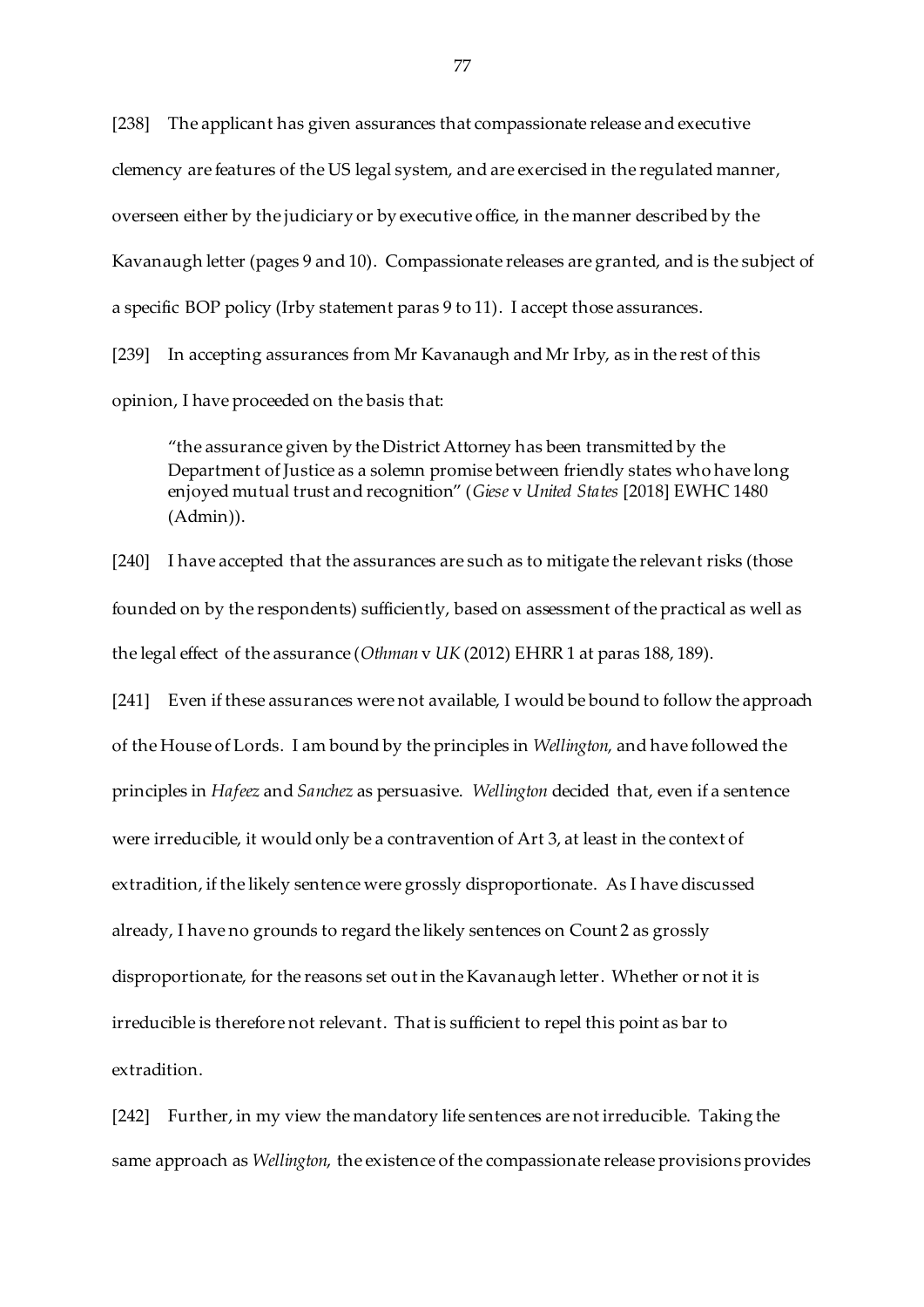[238] The applicant has given assurances that compassionate release and executive clemency are features of the US legal system, and are exercised in the regulated manner, overseen either by the judiciary or by executive office, in the manner described by the Kavanaugh letter (pages 9 and 10). Compassionate releases are granted, and is the subject of a specific BOP policy (Irby statement paras 9 to 11). I accept those assurances.

[239] In accepting assurances from Mr Kavanaugh and Mr Irby, as in the rest of this opinion, I have proceeded on the basis that:

> "the assurance given by the District Attorney has been transmitted by the Department of Justice as a solemn promise between friendly states who have long enjoyed mutual trust and recognition" (*Giese* v *United States* [2018] EWHC 1480 (Admin)).

[240] I have accepted that the assurances are such as to mitigate the relevant risks (those founded on by the respondents) sufficiently, based on assessment of the practical as well as the legal effect of the assurance (*Othman* v *UK* (2012) EHRR 1 at paras 188, 189).

[241] Even if these assurances were not available, I would be bound to follow the approach of the House of Lords. I am bound by the principles in *Wellington*, and have followed the principles in *Hafeez* and *Sanchez* as persuasive. *Wellington* decided that, even if a sentence were irreducible, it would only be a contravention of Art 3, at least in the context of extradition, if the likely sentence were grossly disproportionate. As I have discussed already, I have no grounds to regard the likely sentences on Count 2 as grossly disproportionate, for the reasons set out in the Kavanaugh letter. Whether or not it is irreducible is therefore not relevant. That is sufficient to repel this point as bar to extradition.

[242] Further, in my view the mandatory life sentences are not irreducible. Taking the same approach as *Wellington*, the existence of the compassionate release provisions provides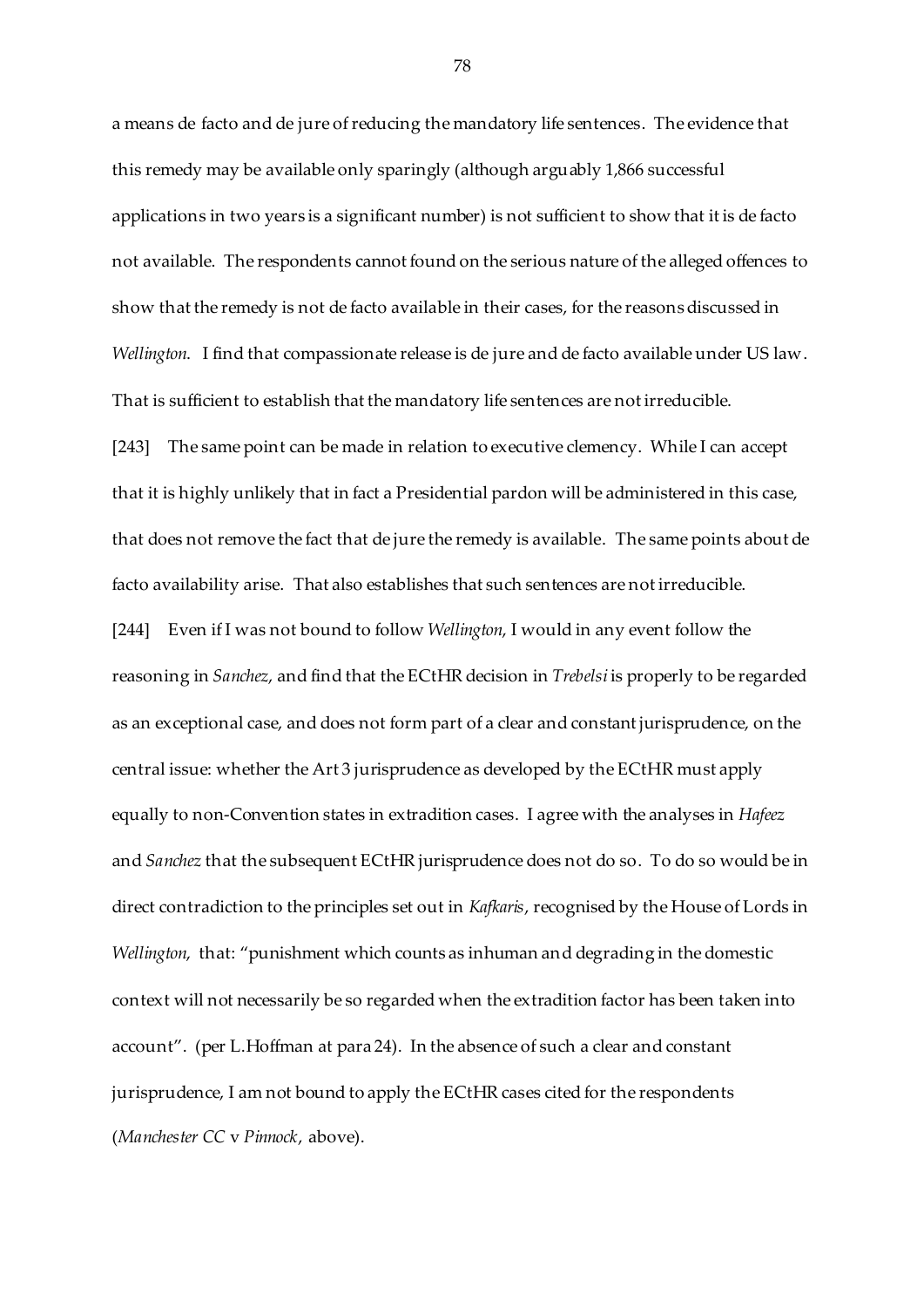a means de facto and de jure of reducing the mandatory life sentences. The evidence that this remedy may be available only sparingly (although arguably 1,866 successful applications in two years is a significant number) is not sufficient to show that it is de facto not available. The respondents cannot found on the serious nature of the alleged offences to show that the remedy is not de facto available in their cases, for the reasons discussed in *Wellington*. I find that compassionate release is de jure and de facto available under US law. That is sufficient to establish that the mandatory life sentences are not irreducible.

[243] The same point can be made in relation to executive clemency. While I can accept that it is highly unlikely that in fact a Presidential pardon will be administered in this case, that does not remove the fact that de jure the remedy is available. The same points about de facto availability arise. That also establishes that such sentences are not irreducible.

[244] Even if I was not bound to follow *Wellington*, I would in any event follow the reasoning in *Sanchez*, and find that the ECtHR decision in *Trebelsi* is properly to be regarded as an exceptional case, and does not form part of a clear and constant jurisprudence, on the central issue: whether the Art 3 jurisprudence as developed by the ECtHR must apply equally to non-Convention states in extradition cases. I agree with the analyses in *Hafeez* and *Sanchez* that the subsequent ECtHR jurisprudence does not do so. To do so would be in direct contradiction to the principles set out in *Kafkaris*, recognised by the House of Lords in *Wellington*, that: "punishment which counts as inhuman and degrading in the domestic context will not necessarily be so regarded when the extradition factor has been taken into account". (per L.Hoffman at para 24). In the absence of such a clear and constant jurisprudence, I am not bound to apply the ECtHR cases cited for the respondents (*Manchester CC* v *Pinnock*, above).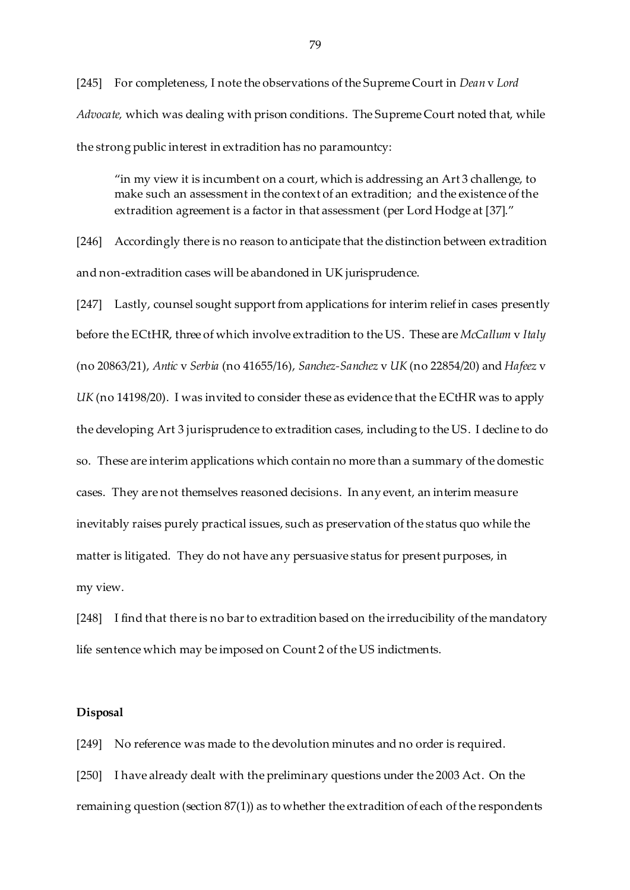[245] For completeness, I note the observations of the Supreme Court in *Dean* v *Lord Advocate,* which was dealing with prison conditions. The Supreme Court noted that, while the strong public interest in extradition has no paramountcy:

> "in my view it is incumbent on a court, which is addressing an Art 3 challenge, to make such an assessment in the context of an extradition; and the existence of the extradition agreement is a factor in that assessment (per Lord Hodge at [37]."

[246] Accordingly there is no reason to anticipate that the distinction between extradition and non-extradition cases will be abandoned in UK jurisprudence.

[247] Lastly, counsel sought support from applications for interim relief in cases presently before the ECtHR, three of which involve extradition to the US. These are *McCallum* v *Italy* (no 20863/21), *Antic* v *Serbia* (no 41655/16), *Sanchez-Sanchez* v *UK* (no 22854/20) and *Hafeez* v *UK* (no 14198/20). I was invited to consider these as evidence that the ECtHR was to apply the developing Art 3 jurisprudence to extradition cases, including to the US. I decline to do so. These are interim applications which contain no more than a summary of the domestic cases. They are not themselves reasoned decisions. In any event, an interim measure inevitably raises purely practical issues, such as preservation of the status quo while the matter is litigated. They do not have any persuasive status for present purposes, in my view.

[248] I find that there is no bar to extradition based on the irreducibility of the mandatory life sentence which may be imposed on Count 2 of the US indictments.

**Disposal**

[249] No reference was made to the devolution minutes and no order is required.

[250] I have already dealt with the preliminary questions under the 2003 Act. On the remaining question (section 87(1)) as to whether the extradition of each of the respondents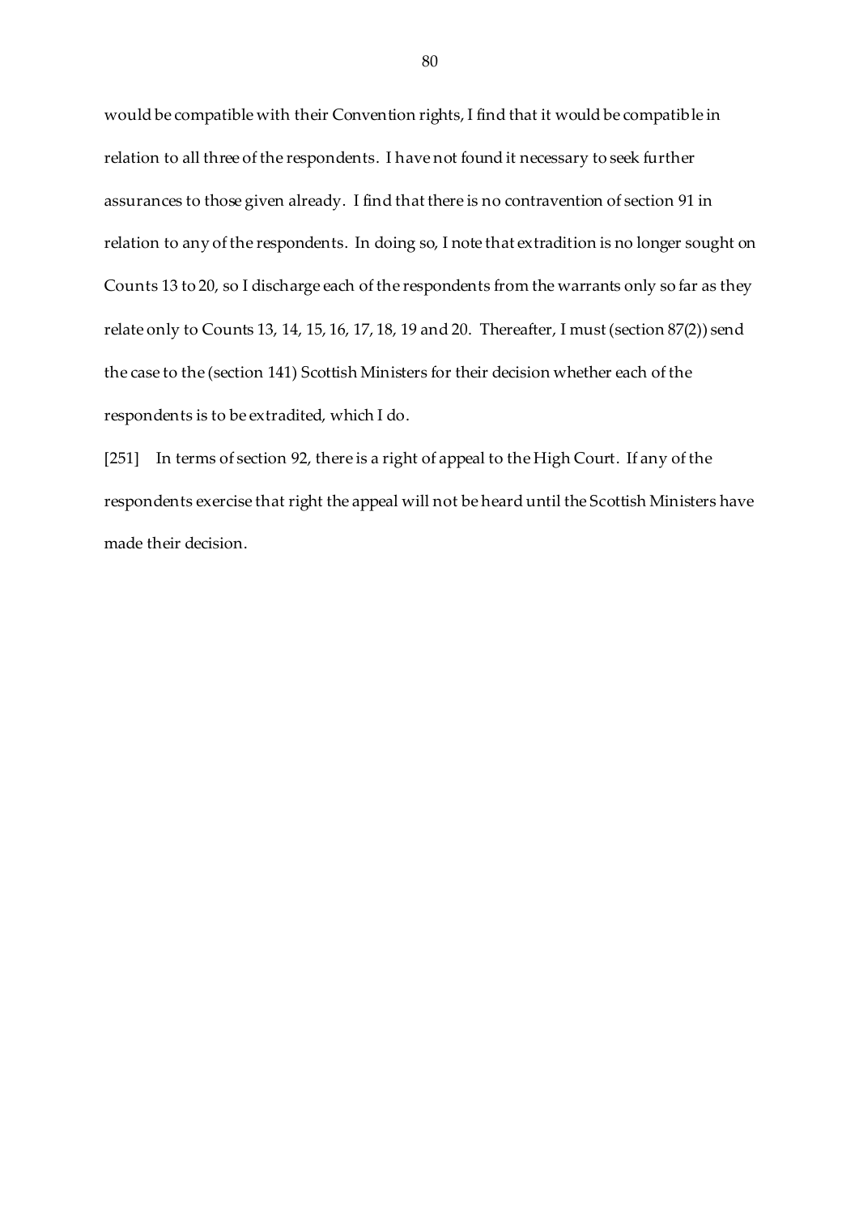would be compatible with their Convention rights, I find that it would be compatible in relation to all three of the respondents. I have not found it necessary to seek further assurances to those given already. I find that there is no contravention of section 91 in relation to any of the respondents. In doing so, I note that extradition is no longer sought on Counts 13 to 20, so I discharge each of the respondents from the warrants only so far as they relate only to Counts 13, 14, 15, 16, 17, 18, 19 and 20. Thereafter, I must (section 87(2)) send the case to the (section 141) Scottish Ministers for their decision whether each of the respondents is to be extradited, which I do.

[251] In terms of section 92, there is a right of appeal to the High Court. If any of the respondents exercise that right the appeal will not be heard until the Scottish Ministers have made their decision.